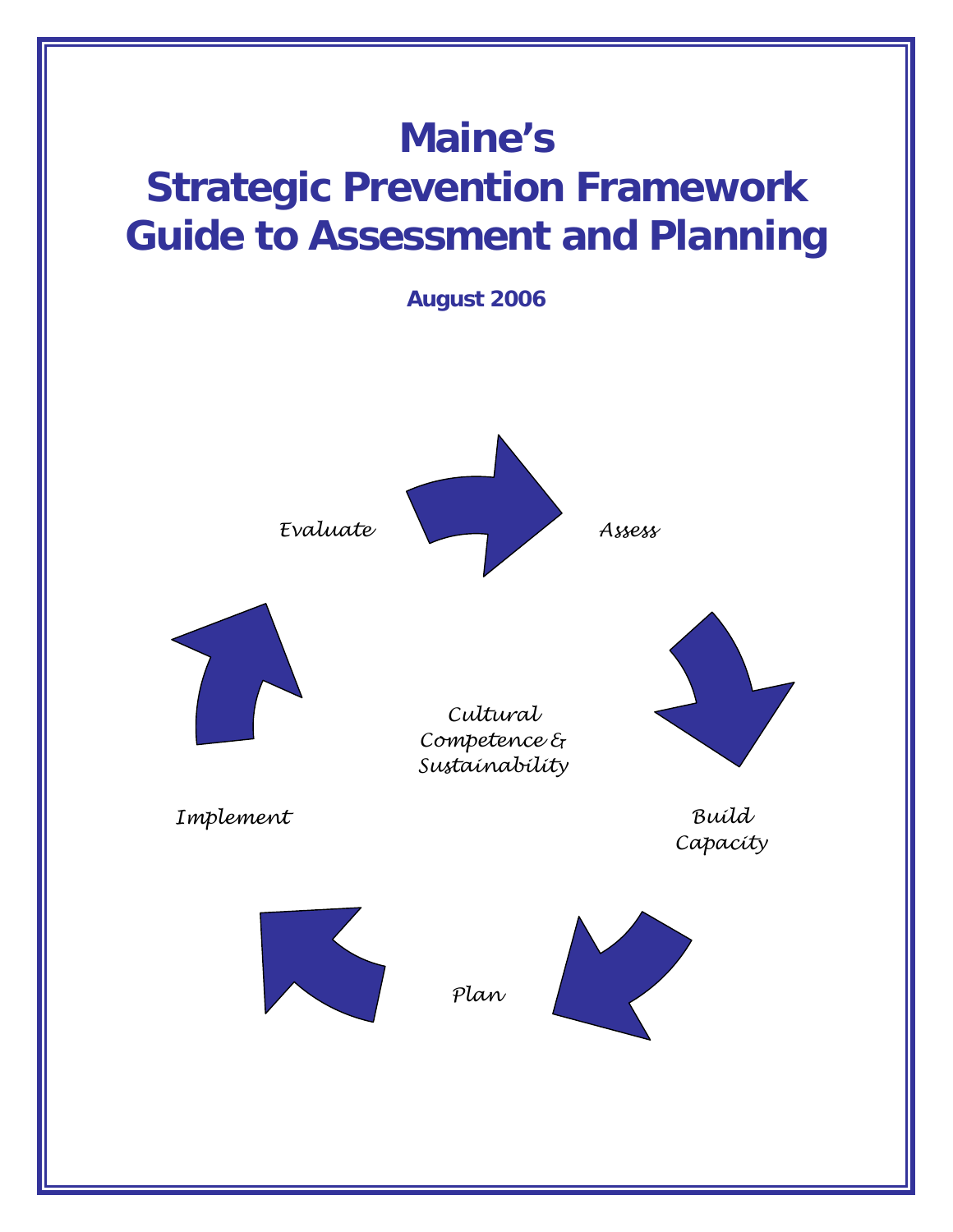# Maine's Strategic Prevention Framework Guide to Assessment and Planning

**August 2006**

*Assess*

*Build Capacity*

*Plan*

*Implement*

*Evaluate*

*Cultural Competence & Sustainability*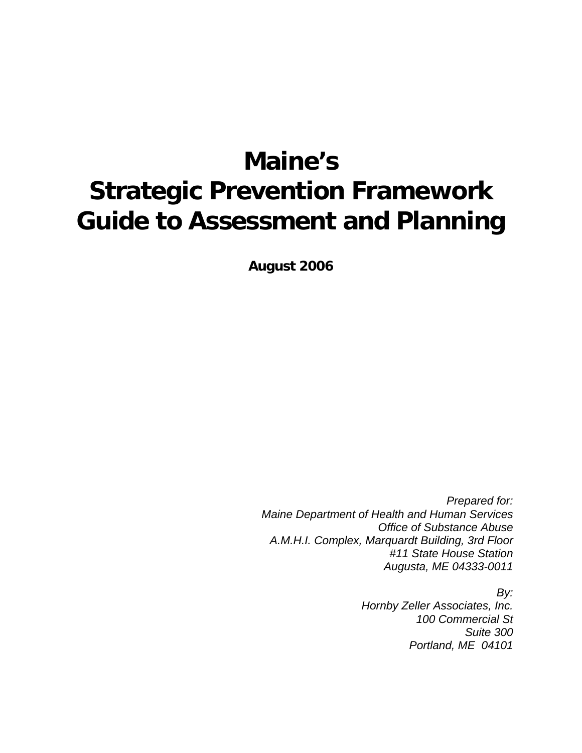# Maine's Strategic Prevention Framework Guide to Assessment and Planning

**August 2006**

*Prepared for:*
*Maine Department of Health and Human Services*
*Office of Substance Abuse*
*A.M.H.I. Complex, Marquardt Building, 3rd Floor*
*#11 State House Station*
*Augusta, ME 04333-0011*

*By:*
*Hornby Zeller Associates, Inc.*
*100 Commercial St*
*Suite 300*
*Portland, ME 04101*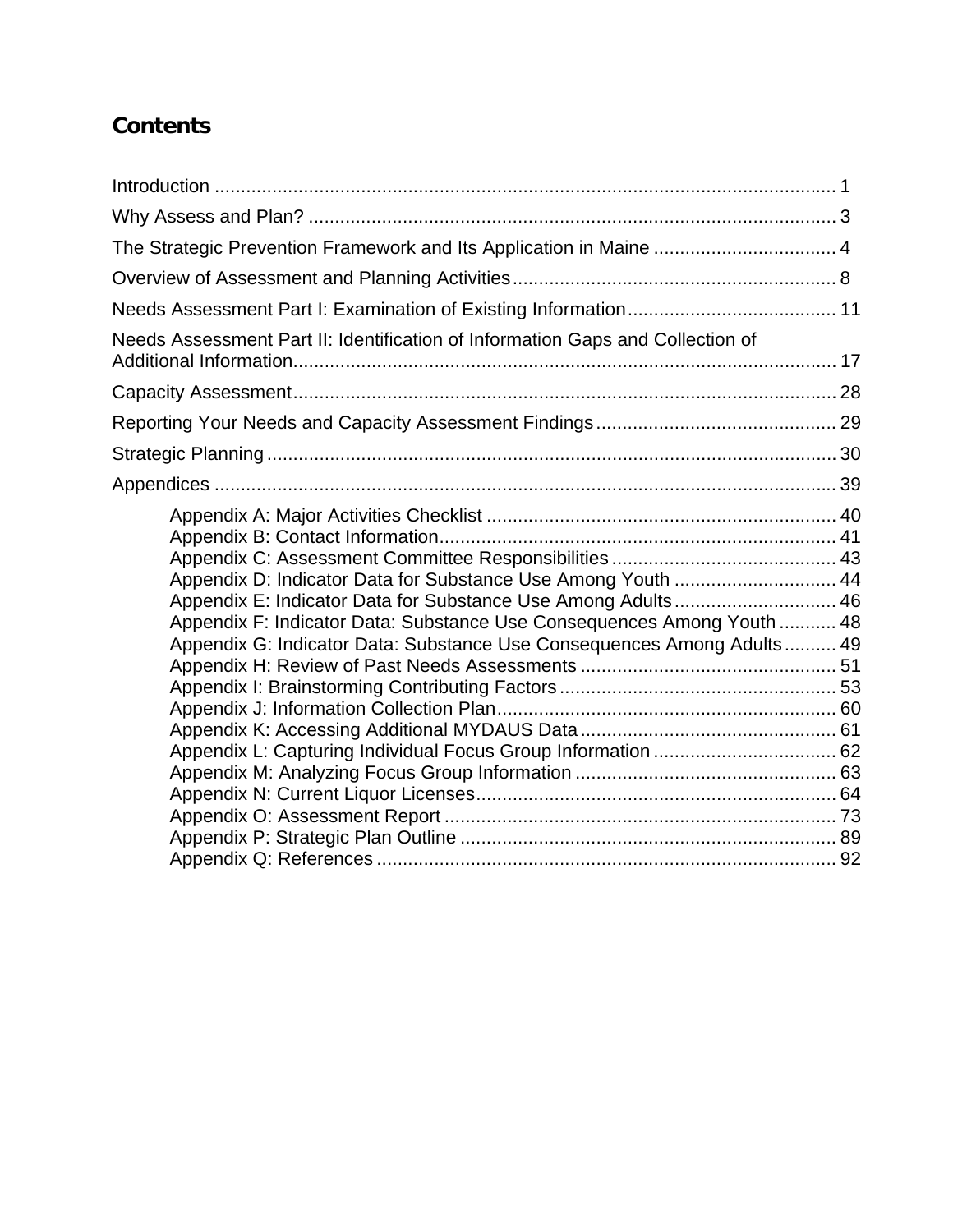## Contents

Introduction ........................................................................................................................ 1

Why Assess and Plan? ...................................................................................................... 3

The Strategic Prevention Framework and Its Application in Maine ................................... 4

Overview of Assessment and Planning Activities............................................................... 8

Needs Assessment Part I: Examination of Existing Information........................................ 11

Needs Assessment Part II: Identification of Information Gaps and Collection of Additional Information........................................................................................................ 17

Capacity Assessment........................................................................................................ 28

Reporting Your Needs and Capacity Assessment Findings.............................................. 29

Strategic Planning ............................................................................................................. 30

Appendices ....................................................................................................................... 39

- Appendix A: Major Activities Checklist ................................................................... 40
- Appendix B: Contact Information............................................................................ 41
- Appendix C: Assessment Committee Responsibilities ........................................... 43
- Appendix D: Indicator Data for Substance Use Among Youth ................................ 44
- Appendix E: Indicator Data for Substance Use Among Adults................................ 46
- Appendix F: Indicator Data: Substance Use Consequences Among Youth ........... 48
- Appendix G: Indicator Data: Substance Use Consequences Among Adults.......... 49
- Appendix H: Review of Past Needs Assessments ................................................. 51
- Appendix I: Brainstorming Contributing Factors ..................................................... 53
- Appendix J: Information Collection Plan................................................................. 60
- Appendix K: Accessing Additional MYDAUS Data ................................................. 61
- Appendix L: Capturing Individual Focus Group Information ................................... 62
- Appendix M: Analyzing Focus Group Information .................................................. 63
- Appendix N: Current Liquor Licenses..................................................................... 64
- Appendix O: Assessment Report ........................................................................... 73
- Appendix P: Strategic Plan Outline ........................................................................ 89
- Appendix Q: References ........................................................................................ 92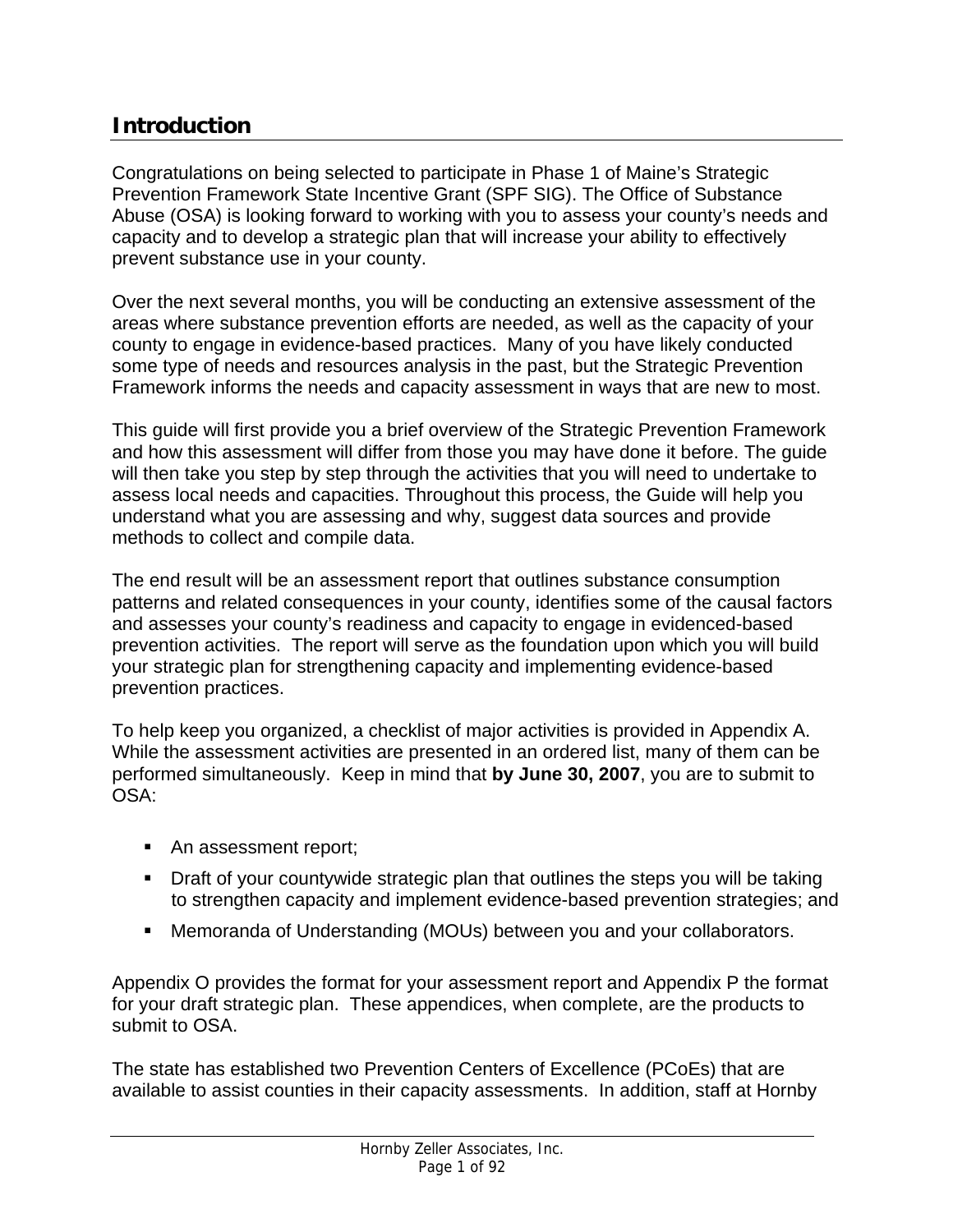## Introduction

Congratulations on being selected to participate in Phase 1 of Maine's Strategic Prevention Framework State Incentive Grant (SPF SIG). The Office of Substance Abuse (OSA) is looking forward to working with you to assess your county's needs and capacity and to develop a strategic plan that will increase your ability to effectively prevent substance use in your county.

Over the next several months, you will be conducting an extensive assessment of the areas where substance prevention efforts are needed, as well as the capacity of your county to engage in evidence-based practices. Many of you have likely conducted some type of needs and resources analysis in the past, but the Strategic Prevention Framework informs the needs and capacity assessment in ways that are new to most.

This guide will first provide you a brief overview of the Strategic Prevention Framework and how this assessment will differ from those you may have done it before. The guide will then take you step by step through the activities that you will need to undertake to assess local needs and capacities. Throughout this process, the Guide will help you understand what you are assessing and why, suggest data sources and provide methods to collect and compile data.

The end result will be an assessment report that outlines substance consumption patterns and related consequences in your county, identifies some of the causal factors and assesses your county's readiness and capacity to engage in evidenced-based prevention activities. The report will serve as the foundation upon which you will build your strategic plan for strengthening capacity and implementing evidence-based prevention practices.

To help keep you organized, a checklist of major activities is provided in Appendix A. While the assessment activities are presented in an ordered list, many of them can be performed simultaneously. Keep in mind that **by June 30, 2007**, you are to submit to OSA:

- An assessment report;
- Draft of your countywide strategic plan that outlines the steps you will be taking to strengthen capacity and implement evidence-based prevention strategies; and
- Memoranda of Understanding (MOUs) between you and your collaborators.

Appendix O provides the format for your assessment report and Appendix P the format for your draft strategic plan. These appendices, when complete, are the products to submit to OSA.

The state has established two Prevention Centers of Excellence (PCoEs) that are available to assist counties in their capacity assessments. In addition, staff at Hornby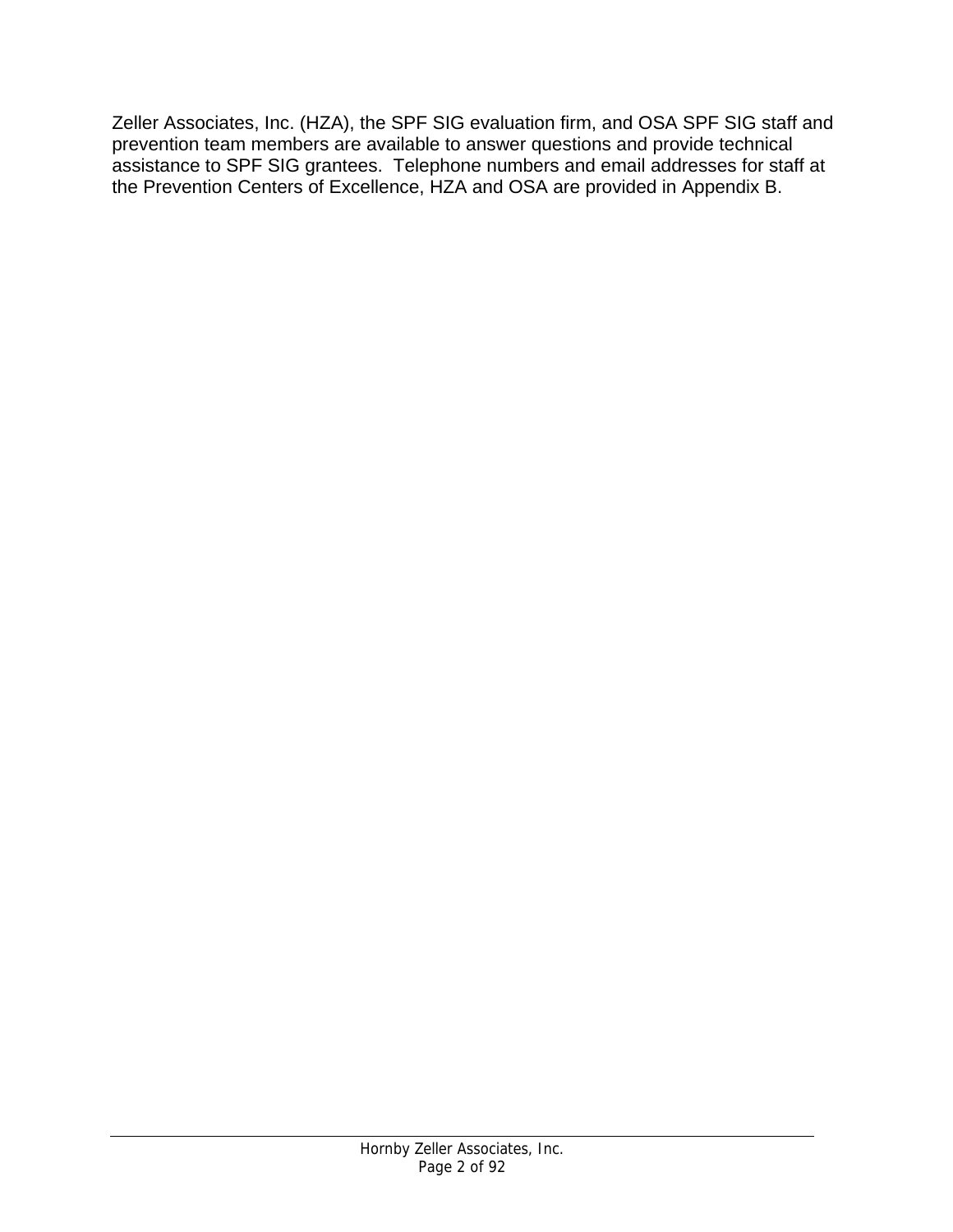Zeller Associates, Inc. (HZA), the SPF SIG evaluation firm, and OSA SPF SIG staff and prevention team members are available to answer questions and provide technical assistance to SPF SIG grantees. Telephone numbers and email addresses for staff at the Prevention Centers of Excellence, HZA and OSA are provided in Appendix B.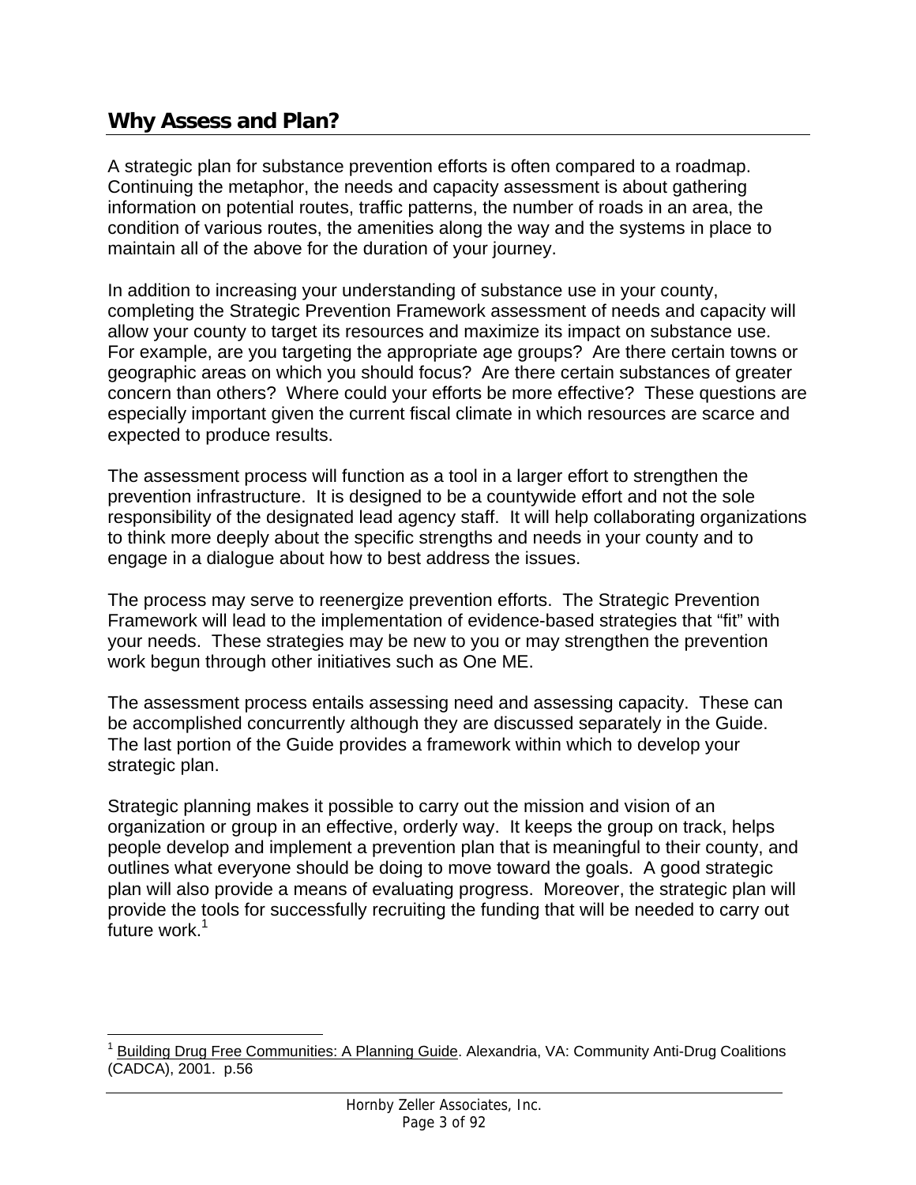## Why Assess and Plan?

A strategic plan for substance prevention efforts is often compared to a roadmap. Continuing the metaphor, the needs and capacity assessment is about gathering information on potential routes, traffic patterns, the number of roads in an area, the condition of various routes, the amenities along the way and the systems in place to maintain all of the above for the duration of your journey.

In addition to increasing your understanding of substance use in your county, completing the Strategic Prevention Framework assessment of needs and capacity will allow your county to target its resources and maximize its impact on substance use. For example, are you targeting the appropriate age groups? Are there certain towns or geographic areas on which you should focus? Are there certain substances of greater concern than others? Where could your efforts be more effective? These questions are especially important given the current fiscal climate in which resources are scarce and expected to produce results.

The assessment process will function as a tool in a larger effort to strengthen the prevention infrastructure. It is designed to be a countywide effort and not the sole responsibility of the designated lead agency staff. It will help collaborating organizations to think more deeply about the specific strengths and needs in your county and to engage in a dialogue about how to best address the issues.

The process may serve to reenergize prevention efforts. The Strategic Prevention Framework will lead to the implementation of evidence-based strategies that "fit" with your needs. These strategies may be new to you or may strengthen the prevention work begun through other initiatives such as One ME.

The assessment process entails assessing need and assessing capacity. These can be accomplished concurrently although they are discussed separately in the Guide. The last portion of the Guide provides a framework within which to develop your strategic plan.

Strategic planning makes it possible to carry out the mission and vision of an organization or group in an effective, orderly way. It keeps the group on track, helps people develop and implement a prevention plan that is meaningful to their county, and outlines what everyone should be doing to move toward the goals. A good strategic plan will also provide a means of evaluating progress. Moreover, the strategic plan will provide the tools for successfully recruiting the funding that will be needed to carry out future work.[1]

---

[1] Building Drug Free Communities: A Planning Guide. Alexandria, VA: Community Anti-Drug Coalitions (CADCA), 2001. p.56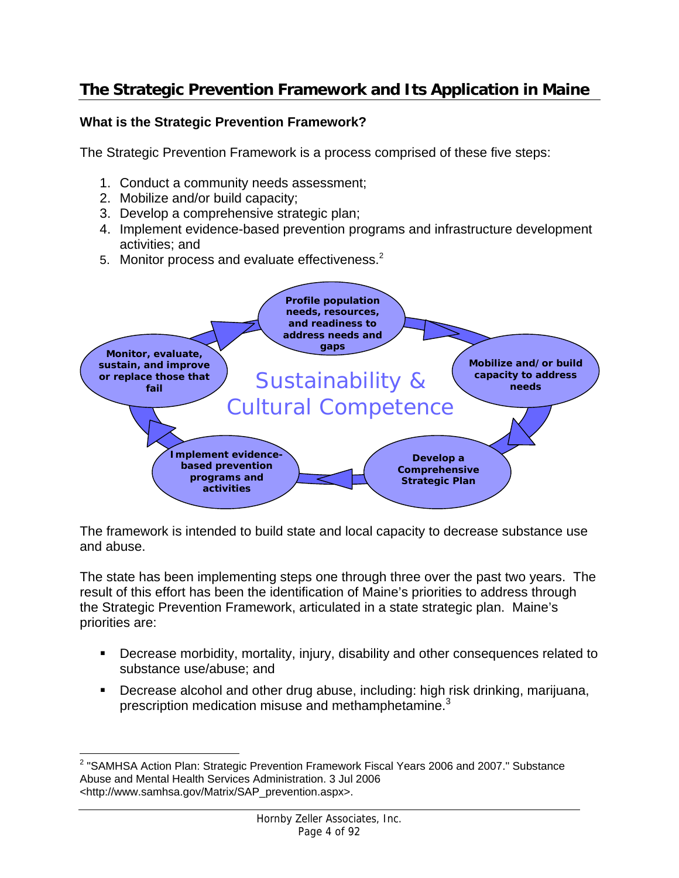## The Strategic Prevention Framework and Its Application in Maine

### What is the Strategic Prevention Framework?

The Strategic Prevention Framework is a process comprised of these five steps:

1. Conduct a community needs assessment;
2. Mobilize and/or build capacity;
3. Develop a comprehensive strategic plan;
4. Implement evidence-based prevention programs and infrastructure development activities; and
5. Monitor process and evaluate effectiveness.[2]

Profile population needs, resources, and readiness to address needs and gaps

Mobilize and/or build capacity to address needs

Develop a Comprehensive Strategic Plan

Implement evidence-based prevention programs and activities

Monitor, evaluate, sustain, and improve or replace those that fail

Sustainability & Cultural Competence

The framework is intended to build state and local capacity to decrease substance use and abuse.

The state has been implementing steps one through three over the past two years. The result of this effort has been the identification of Maine's priorities to address through the Strategic Prevention Framework, articulated in a state strategic plan. Maine's priorities are:

- Decrease morbidity, mortality, injury, disability and other consequences related to substance use/abuse; and
- Decrease alcohol and other drug abuse, including: high risk drinking, marijuana, prescription medication misuse and methamphetamine.[3]

---

[2] "SAMHSA Action Plan: Strategic Prevention Framework Fiscal Years 2006 and 2007." Substance Abuse and Mental Health Services Administration. 3 Jul 2006 <http://www.samhsa.gov/Matrix/SAP_prevention.aspx>.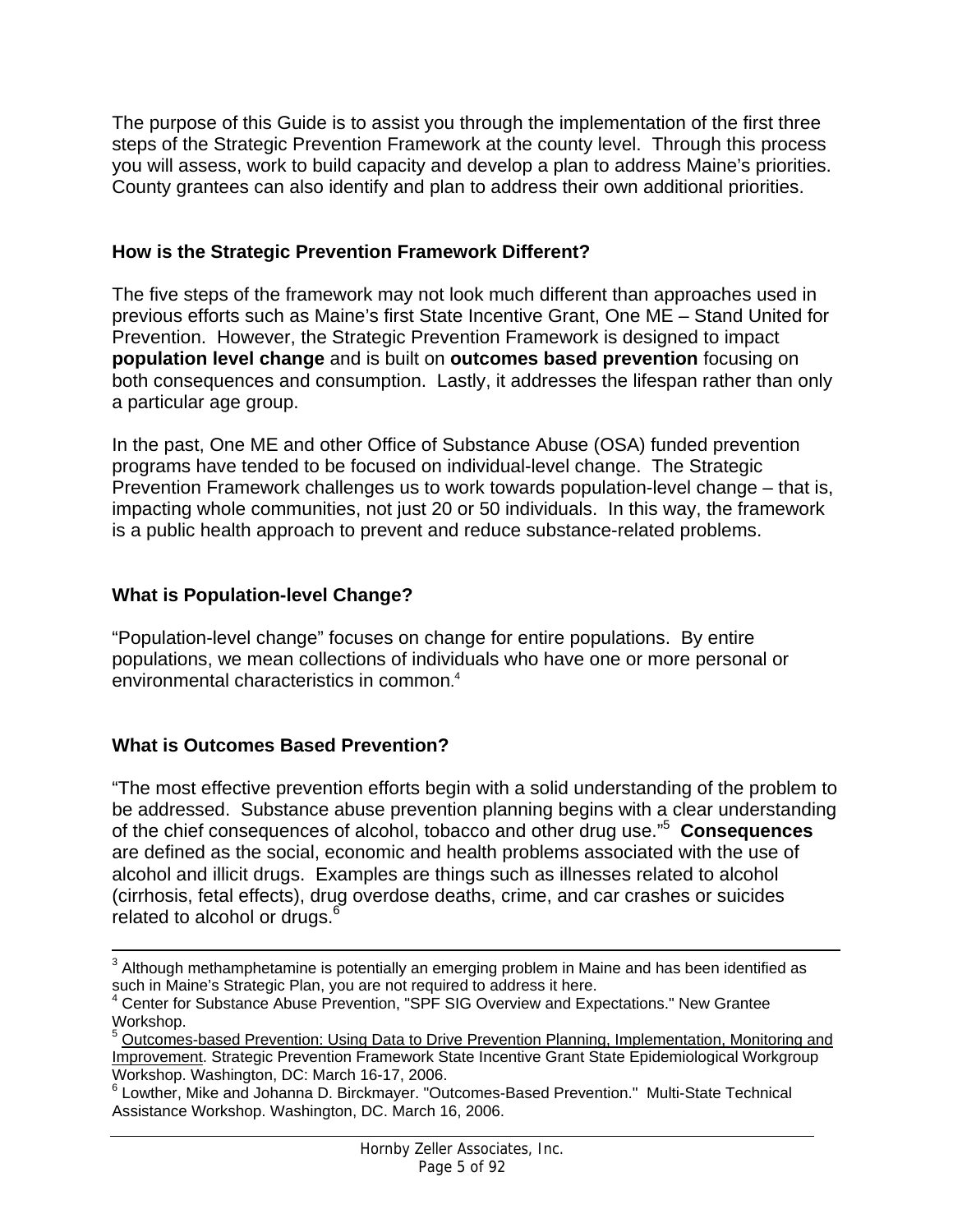The purpose of this Guide is to assist you through the implementation of the first three steps of the Strategic Prevention Framework at the county level. Through this process you will assess, work to build capacity and develop a plan to address Maine's priorities. County grantees can also identify and plan to address their own additional priorities.

### How is the Strategic Prevention Framework Different?

The five steps of the framework may not look much different than approaches used in previous efforts such as Maine's first State Incentive Grant, One ME – Stand United for Prevention. However, the Strategic Prevention Framework is designed to impact **population level change** and is built on **outcomes based prevention** focusing on both consequences and consumption. Lastly, it addresses the lifespan rather than only a particular age group.

In the past, One ME and other Office of Substance Abuse (OSA) funded prevention programs have tended to be focused on individual-level change. The Strategic Prevention Framework challenges us to work towards population-level change – that is, impacting whole communities, not just 20 or 50 individuals. In this way, the framework is a public health approach to prevent and reduce substance-related problems.

### What is Population-level Change?

"Population-level change" focuses on change for entire populations. By entire populations, we mean collections of individuals who have one or more personal or environmental characteristics in common.[4]

### What is Outcomes Based Prevention?

"The most effective prevention efforts begin with a solid understanding of the problem to be addressed. Substance abuse prevention planning begins with a clear understanding of the chief consequences of alcohol, tobacco and other drug use."[5] **Consequences** are defined as the social, economic and health problems associated with the use of alcohol and illicit drugs. Examples are things such as illnesses related to alcohol (cirrhosis, fetal effects), drug overdose deaths, crime, and car crashes or suicides related to alcohol or drugs.[6]

---

[3] Although methamphetamine is potentially an emerging problem in Maine and has been identified as such in Maine's Strategic Plan, you are not required to address it here.

[4] Center for Substance Abuse Prevention, "SPF SIG Overview and Expectations." New Grantee Workshop.

[5] Outcomes-based Prevention: Using Data to Drive Prevention Planning, Implementation, Monitoring and Improvement. Strategic Prevention Framework State Incentive Grant State Epidemiological Workgroup Workshop. Washington, DC: March 16-17, 2006.

[6] Lowther, Mike and Johanna D. Birckmayer. "Outcomes-Based Prevention." Multi-State Technical Assistance Workshop. Washington, DC. March 16, 2006.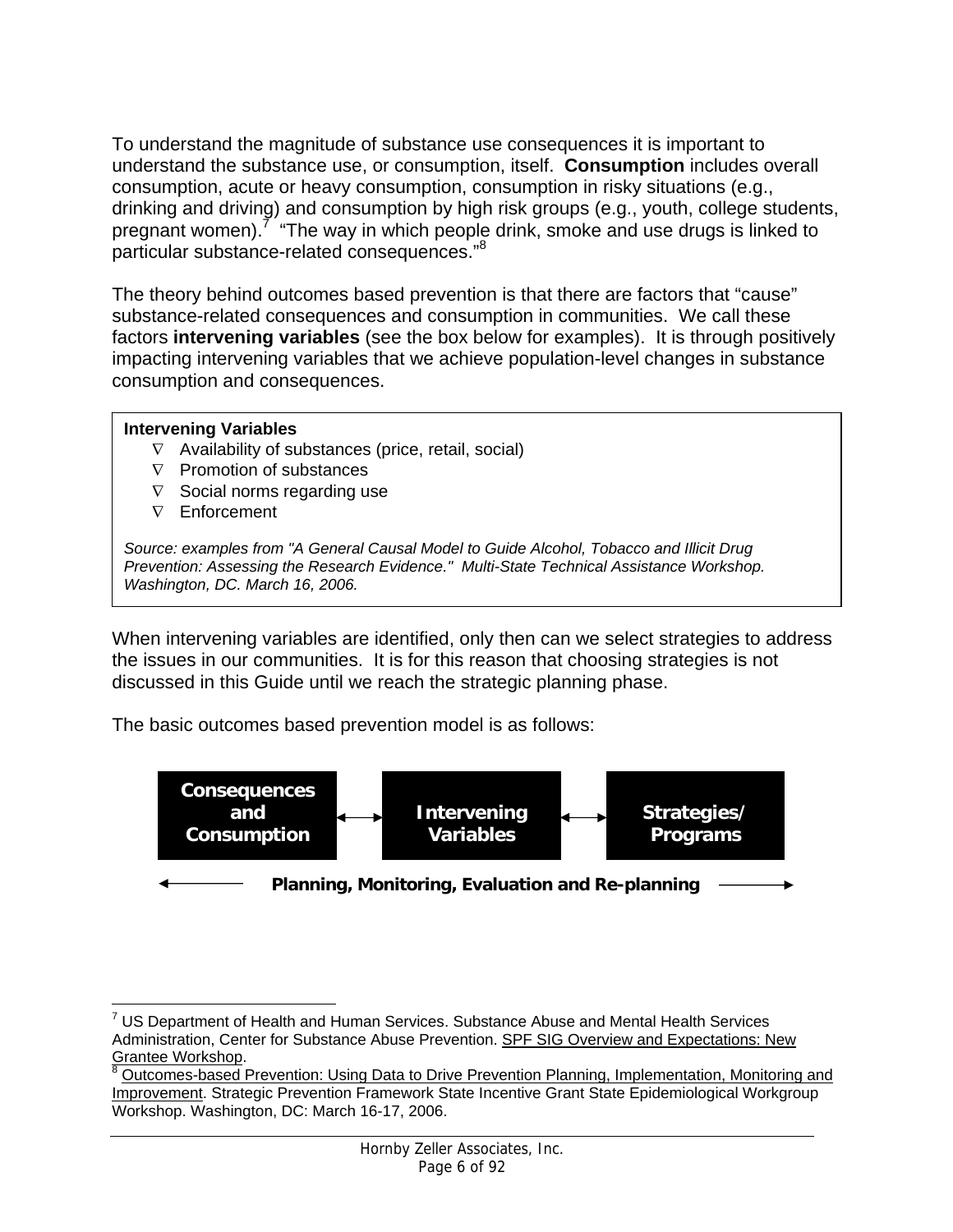To understand the magnitude of substance use consequences it is important to understand the substance use, or consumption, itself. **Consumption** includes overall consumption, acute or heavy consumption, consumption in risky situations (e.g., drinking and driving) and consumption by high risk groups (e.g., youth, college students, pregnant women).[7] "The way in which people drink, smoke and use drugs is linked to particular substance-related consequences."[8]

The theory behind outcomes based prevention is that there are factors that "cause" substance-related consequences and consumption in communities. We call these factors **intervening variables** (see the box below for examples). It is through positively impacting intervening variables that we achieve population-level changes in substance consumption and consequences.

**Intervening Variables**

- Availability of substances (price, retail, social)
- Promotion of substances
- Social norms regarding use
- Enforcement

*Source: examples from "A General Causal Model to Guide Alcohol, Tobacco and Illicit Drug Prevention: Assessing the Research Evidence." Multi-State Technical Assistance Workshop. Washington, DC. March 16, 2006.*

When intervening variables are identified, only then can we select strategies to address the issues in our communities. It is for this reason that choosing strategies is not discussed in this Guide until we reach the strategic planning phase.

The basic outcomes based prevention model is as follows:

**Consequences and Consumption** ↔ **Intervening Variables** ↔ **Strategies/ Programs**

← **Planning, Monitoring, Evaluation and Re-planning** →

---

[7] US Department of Health and Human Services. Substance Abuse and Mental Health Services Administration, Center for Substance Abuse Prevention. SPF SIG Overview and Expectations: New Grantee Workshop.

[8] Outcomes-based Prevention: Using Data to Drive Prevention Planning, Implementation, Monitoring and Improvement. Strategic Prevention Framework State Incentive Grant State Epidemiological Workgroup Workshop. Washington, DC: March 16-17, 2006.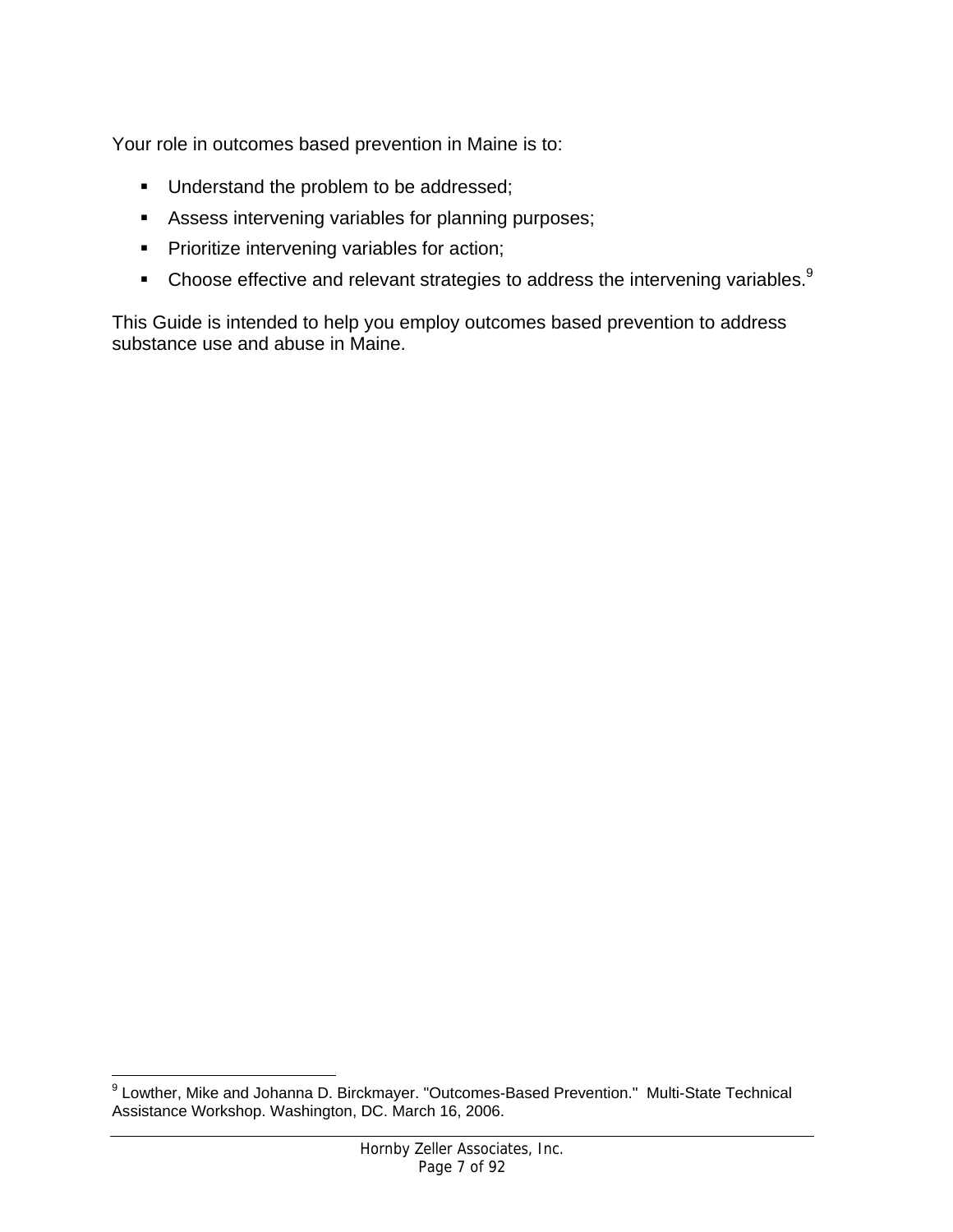Your role in outcomes based prevention in Maine is to:

- Understand the problem to be addressed;
- Assess intervening variables for planning purposes;
- Prioritize intervening variables for action;
- Choose effective and relevant strategies to address the intervening variables.[9]

This Guide is intended to help you employ outcomes based prevention to address substance use and abuse in Maine.

[9] Lowther, Mike and Johanna D. Birckmayer. "Outcomes-Based Prevention." Multi-State Technical Assistance Workshop. Washington, DC. March 16, 2006.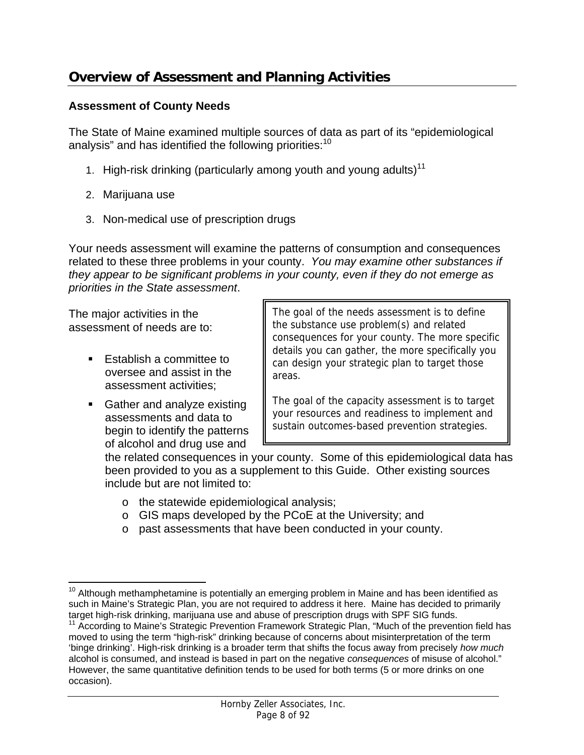## Overview of Assessment and Planning Activities

### Assessment of County Needs

The State of Maine examined multiple sources of data as part of its "epidemiological analysis" and has identified the following priorities:[10]

1. High-risk drinking (particularly among youth and young adults)[11]
2. Marijuana use
3. Non-medical use of prescription drugs

Your needs assessment will examine the patterns of consumption and consequences related to these three problems in your county. *You may examine other substances if they appear to be significant problems in your county, even if they do not emerge as priorities in the State assessment*.

> The goal of the needs assessment is to define the substance use problem(s) and related consequences for your county. The more specific details you can gather, the more specifically you can design your strategic plan to target those areas.
>
> The goal of the capacity assessment is to target your resources and readiness to implement and sustain outcomes-based prevention strategies.

The major activities in the assessment of needs are to:

- Establish a committee to oversee and assist in the assessment activities;
- Gather and analyze existing assessments and data to begin to identify the patterns of alcohol and drug use and the related consequences in your county. Some of this epidemiological data has been provided to you as a supplement to this Guide. Other existing sources include but are not limited to:
  - the statewide epidemiological analysis;
  - GIS maps developed by the PCoE at the University; and
  - past assessments that have been conducted in your county.

---

[10] Although methamphetamine is potentially an emerging problem in Maine and has been identified as such in Maine's Strategic Plan, you are not required to address it here. Maine has decided to primarily target high-risk drinking, marijuana use and abuse of prescription drugs with SPF SIG funds.

[11] According to Maine's Strategic Prevention Framework Strategic Plan, "Much of the prevention field has moved to using the term "high-risk" drinking because of concerns about misinterpretation of the term 'binge drinking'. High-risk drinking is a broader term that shifts the focus away from precisely *how much* alcohol is consumed, and instead is based in part on the negative *consequences* of misuse of alcohol." However, the same quantitative definition tends to be used for both terms (5 or more drinks on one occasion).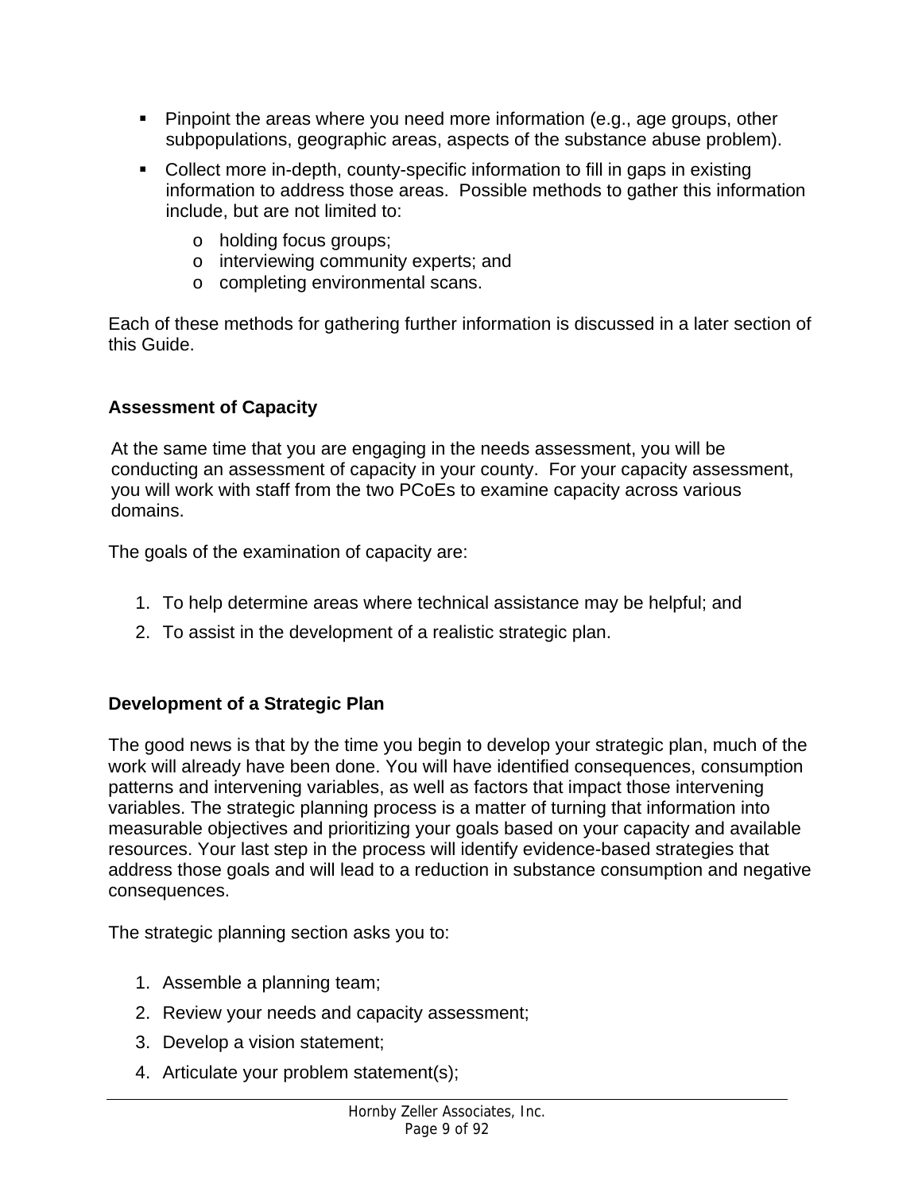- Pinpoint the areas where you need more information (e.g., age groups, other subpopulations, geographic areas, aspects of the substance abuse problem).
- Collect more in-depth, county-specific information to fill in gaps in existing information to address those areas. Possible methods to gather this information include, but are not limited to:
  - holding focus groups;
  - interviewing community experts; and
  - completing environmental scans.

Each of these methods for gathering further information is discussed in a later section of this Guide.

### Assessment of Capacity

At the same time that you are engaging in the needs assessment, you will be conducting an assessment of capacity in your county. For your capacity assessment, you will work with staff from the two PCoEs to examine capacity across various domains.

The goals of the examination of capacity are:

1. To help determine areas where technical assistance may be helpful; and
2. To assist in the development of a realistic strategic plan.

### Development of a Strategic Plan

The good news is that by the time you begin to develop your strategic plan, much of the work will already have been done. You will have identified consequences, consumption patterns and intervening variables, as well as factors that impact those intervening variables. The strategic planning process is a matter of turning that information into measurable objectives and prioritizing your goals based on your capacity and available resources. Your last step in the process will identify evidence-based strategies that address those goals and will lead to a reduction in substance consumption and negative consequences.

The strategic planning section asks you to:

1. Assemble a planning team;
2. Review your needs and capacity assessment;
3. Develop a vision statement;
4. Articulate your problem statement(s);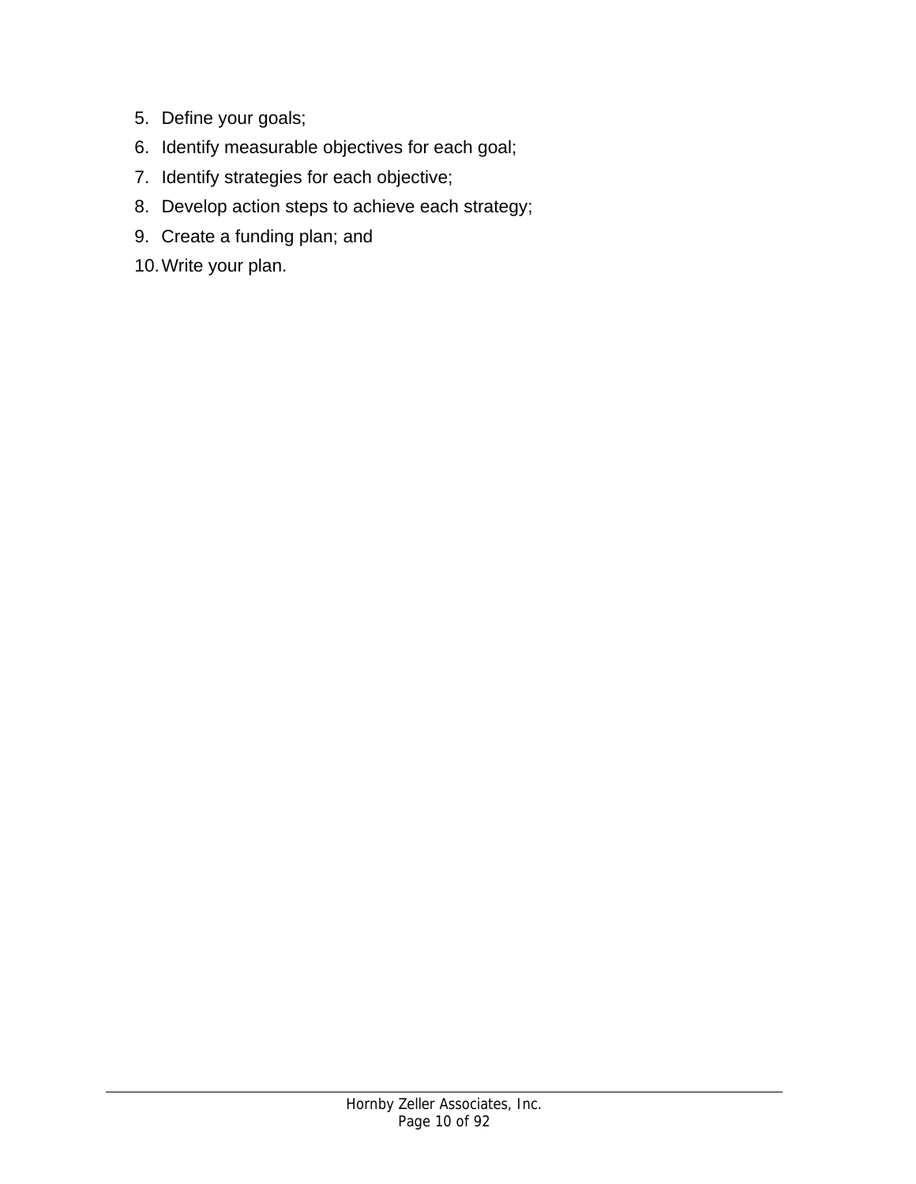5. Define your goals;
6. Identify measurable objectives for each goal;
7. Identify strategies for each objective;
8. Develop action steps to achieve each strategy;
9. Create a funding plan; and
10. Write your plan.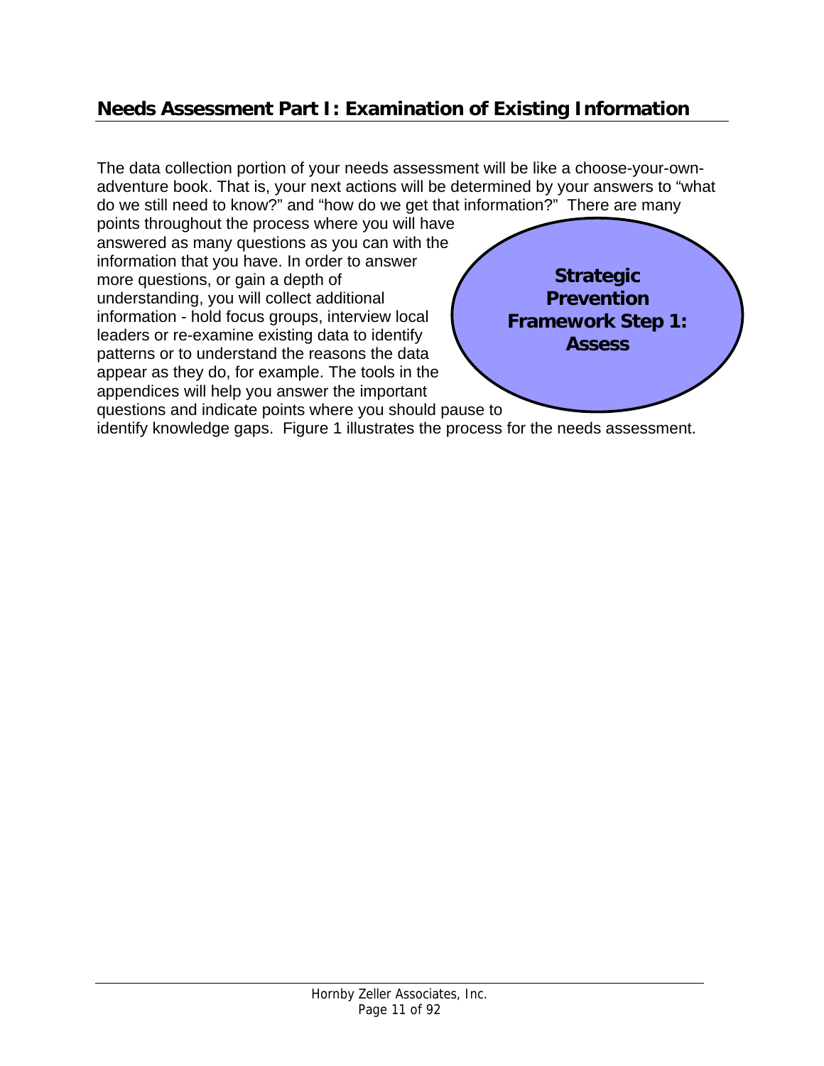## Needs Assessment Part I: Examination of Existing Information

The data collection portion of your needs assessment will be like a choose-your-own-adventure book. That is, your next actions will be determined by your answers to "what do we still need to know?" and "how do we get that information?" There are many points throughout the process where you will have answered as many questions as you can with the information that you have. In order to answer more questions, or gain a depth of understanding, you will collect additional information - hold focus groups, interview local leaders or re-examine existing data to identify patterns or to understand the reasons the data appear as they do, for example. The tools in the appendices will help you answer the important questions and indicate points where you should pause to identify knowledge gaps. Figure 1 illustrates the process for the needs assessment.

**Strategic Prevention Framework Step 1: Assess**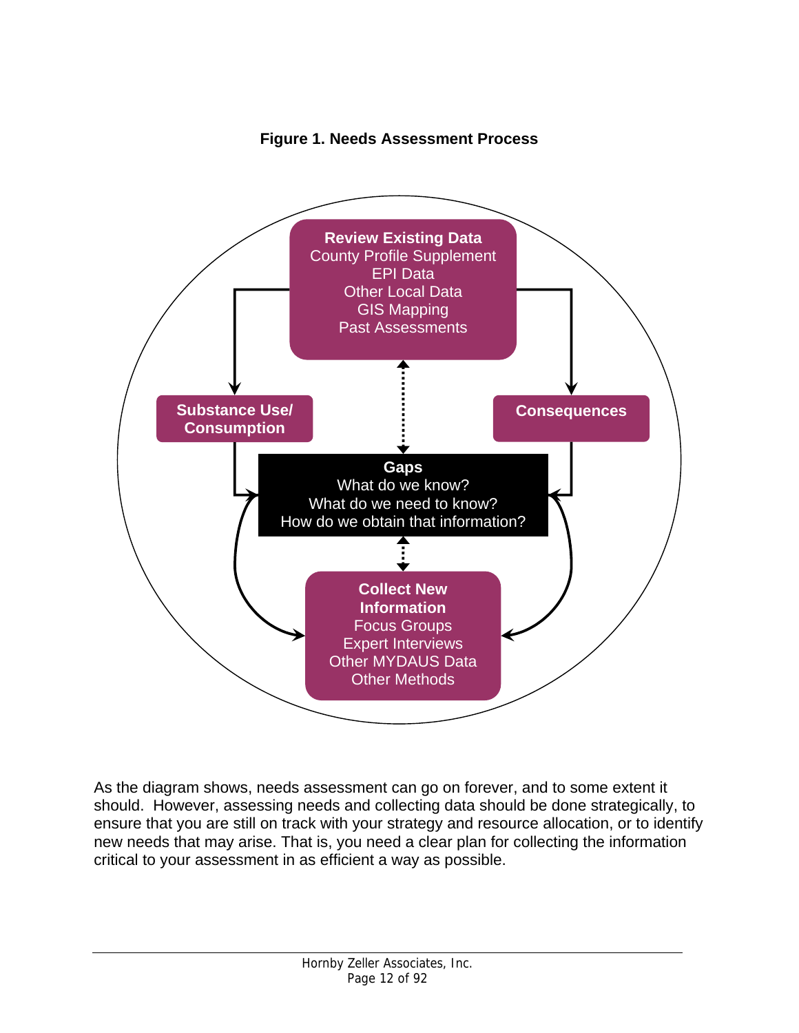**Figure 1. Needs Assessment Process**

**Review Existing Data**
County Profile Supplement
EPI Data
Other Local Data
GIS Mapping
Past Assessments

**Substance Use/ Consumption**

**Consequences**

**Gaps**
What do we know?
What do we need to know?
How do we obtain that information?

**Collect New Information**
Focus Groups
Expert Interviews
Other MYDAUS Data
Other Methods

As the diagram shows, needs assessment can go on forever, and to some extent it should. However, assessing needs and collecting data should be done strategically, to ensure that you are still on track with your strategy and resource allocation, or to identify new needs that may arise. That is, you need a clear plan for collecting the information critical to your assessment in as efficient a way as possible.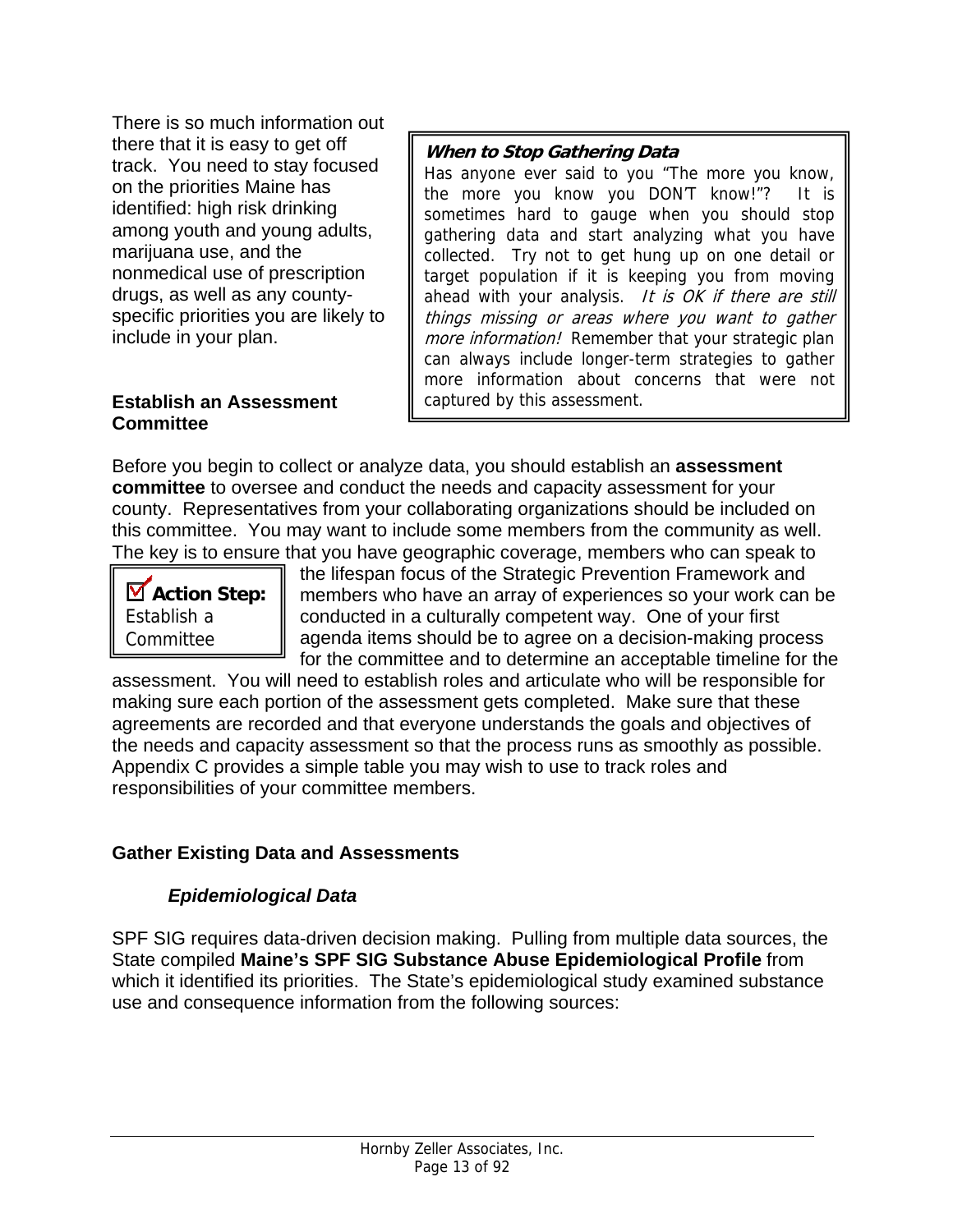There is so much information out there that it is easy to get off track. You need to stay focused on the priorities Maine has identified: high risk drinking among youth and young adults, marijuana use, and the nonmedical use of prescription drugs, as well as any county-specific priorities you are likely to include in your plan.

> ***When to Stop Gathering Data***
>
> Has anyone ever said to you "The more you know, the more you know you DON'T know!"? It is sometimes hard to gauge when you should stop gathering data and start analyzing what you have collected. Try not to get hung up on one detail or target population if it is keeping you from moving ahead with your analysis. *It is OK if there are still things missing or areas where you want to gather more information!* Remember that your strategic plan can always include longer-term strategies to gather more information about concerns that were not captured by this assessment.

### Establish an Assessment Committee

Before you begin to collect or analyze data, you should establish an **assessment committee** to oversee and conduct the needs and capacity assessment for your county. Representatives from your collaborating organizations should be included on this committee. You may want to include some members from the community as well. The key is to ensure that you have geographic coverage, members who can speak to the lifespan focus of the Strategic Prevention Framework and members who have an array of experiences so your work can be conducted in a culturally competent way. One of your first agenda items should be to agree on a decision-making process for the committee and to determine an acceptable timeline for the assessment. You will need to establish roles and articulate who will be responsible for making sure each portion of the assessment gets completed. Make sure that these agreements are recorded and that everyone understands the goals and objectives of the needs and capacity assessment so that the process runs as smoothly as possible. Appendix C provides a simple table you may wish to use to track roles and responsibilities of your committee members.

> ☑ **Action Step:**
> Establish a Committee

### Gather Existing Data and Assessments

#### *Epidemiological Data*

SPF SIG requires data-driven decision making. Pulling from multiple data sources, the State compiled **Maine's SPF SIG Substance Abuse Epidemiological Profile** from which it identified its priorities. The State's epidemiological study examined substance use and consequence information from the following sources: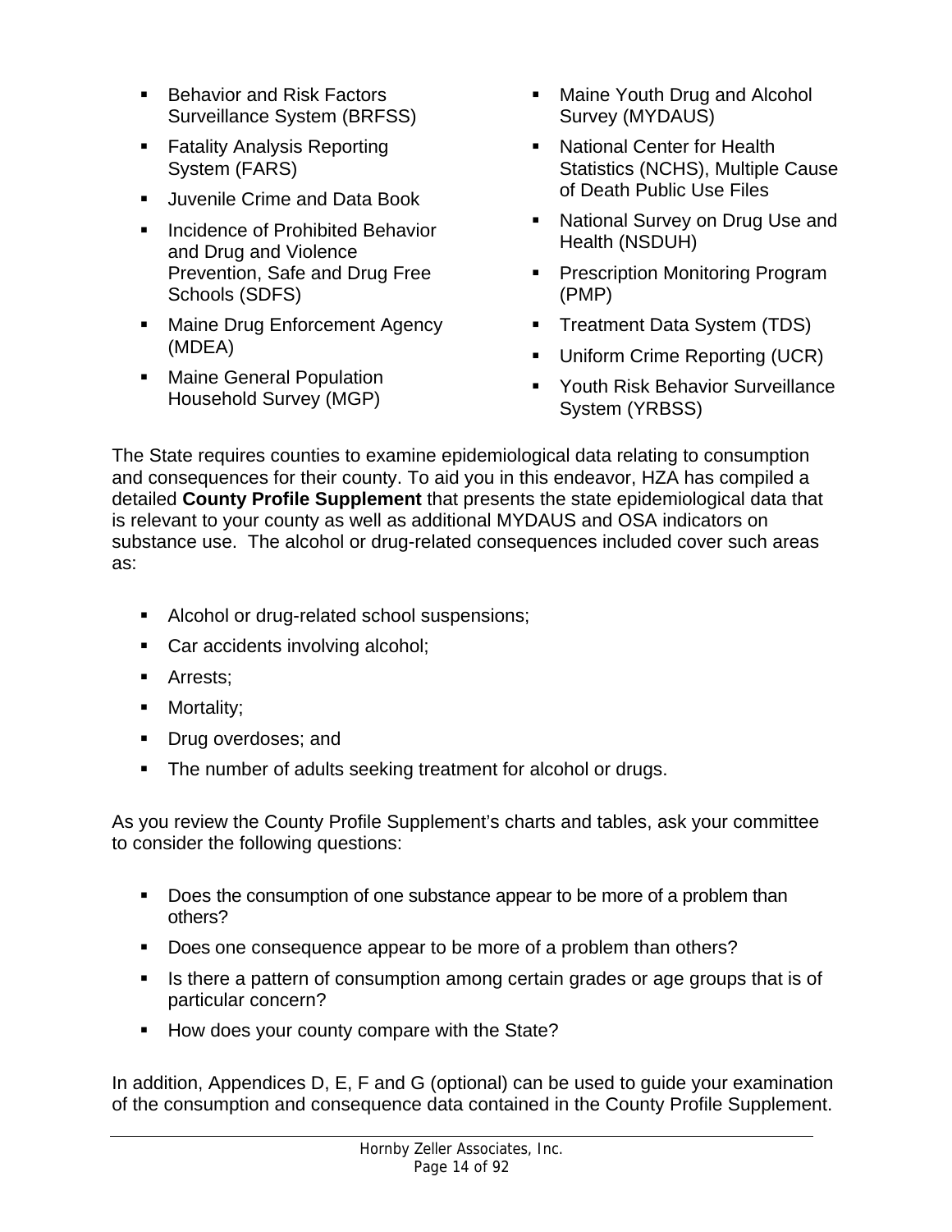- Behavior and Risk Factors Surveillance System (BRFSS)
- Fatality Analysis Reporting System (FARS)
- Juvenile Crime and Data Book
- Incidence of Prohibited Behavior and Drug and Violence Prevention, Safe and Drug Free Schools (SDFS)
- Maine Drug Enforcement Agency (MDEA)
- Maine General Population Household Survey (MGP)
- Maine Youth Drug and Alcohol Survey (MYDAUS)
- National Center for Health Statistics (NCHS), Multiple Cause of Death Public Use Files
- National Survey on Drug Use and Health (NSDUH)
- Prescription Monitoring Program (PMP)
- Treatment Data System (TDS)
- Uniform Crime Reporting (UCR)
- Youth Risk Behavior Surveillance System (YRBSS)

The State requires counties to examine epidemiological data relating to consumption and consequences for their county. To aid you in this endeavor, HZA has compiled a detailed **County Profile Supplement** that presents the state epidemiological data that is relevant to your county as well as additional MYDAUS and OSA indicators on substance use. The alcohol or drug-related consequences included cover such areas as:

- Alcohol or drug-related school suspensions;
- Car accidents involving alcohol;
- Arrests;
- Mortality;
- Drug overdoses; and
- The number of adults seeking treatment for alcohol or drugs.

As you review the County Profile Supplement's charts and tables, ask your committee to consider the following questions:

- Does the consumption of one substance appear to be more of a problem than others?
- Does one consequence appear to be more of a problem than others?
- Is there a pattern of consumption among certain grades or age groups that is of particular concern?
- How does your county compare with the State?

In addition, Appendices D, E, F and G (optional) can be used to guide your examination of the consumption and consequence data contained in the County Profile Supplement.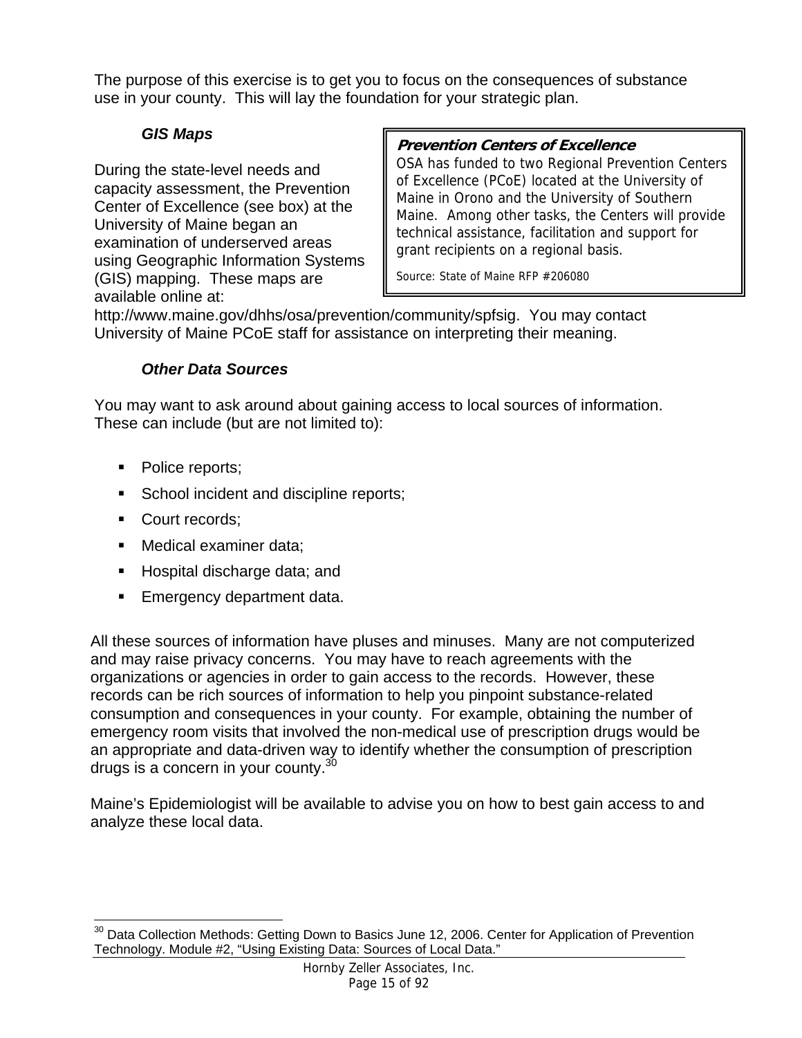The purpose of this exercise is to get you to focus on the consequences of substance use in your county. This will lay the foundation for your strategic plan.

### *GIS Maps*

During the state-level needs and capacity assessment, the Prevention Center of Excellence (see box) at the University of Maine began an examination of underserved areas using Geographic Information Systems (GIS) mapping. These maps are available online at: http://www.maine.gov/dhhs/osa/prevention/community/spfsig. You may contact University of Maine PCoE staff for assistance on interpreting their meaning.

> ***Prevention Centers of Excellence***
>
> OSA has funded to two Regional Prevention Centers of Excellence (PCoE) located at the University of Maine in Orono and the University of Southern Maine. Among other tasks, the Centers will provide technical assistance, facilitation and support for grant recipients on a regional basis.
>
> Source: State of Maine RFP #206080

### *Other Data Sources*

You may want to ask around about gaining access to local sources of information. These can include (but are not limited to):

- Police reports;
- School incident and discipline reports;
- Court records;
- Medical examiner data;
- Hospital discharge data; and
- Emergency department data.

All these sources of information have pluses and minuses. Many are not computerized and may raise privacy concerns. You may have to reach agreements with the organizations or agencies in order to gain access to the records. However, these records can be rich sources of information to help you pinpoint substance-related consumption and consequences in your county. For example, obtaining the number of emergency room visits that involved the non-medical use of prescription drugs would be an appropriate and data-driven way to identify whether the consumption of prescription drugs is a concern in your county.[30]

Maine's Epidemiologist will be available to advise you on how to best gain access to and analyze these local data.

---

[30] Data Collection Methods: Getting Down to Basics June 12, 2006. Center for Application of Prevention Technology. Module #2, "Using Existing Data: Sources of Local Data."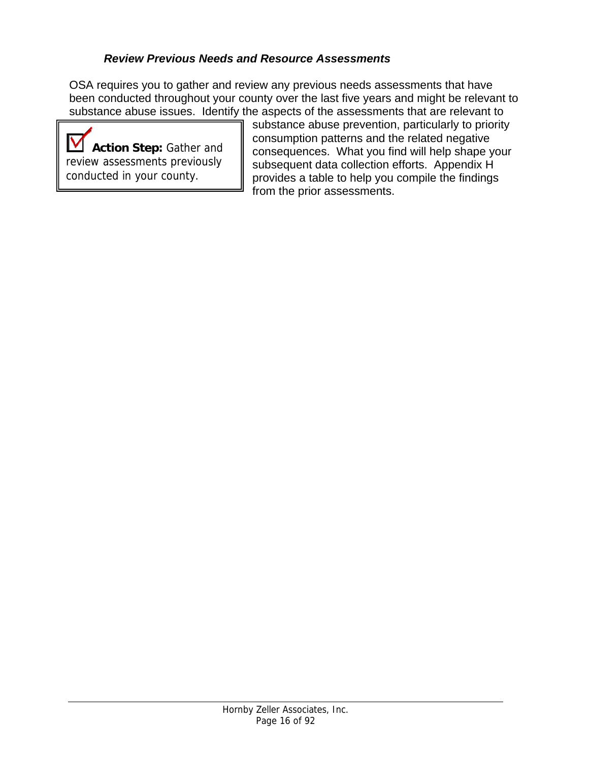### *Review Previous Needs and Resource Assessments*

OSA requires you to gather and review any previous needs assessments that have been conducted throughout your county over the last five years and might be relevant to substance abuse issues. Identify the aspects of the assessments that are relevant to substance abuse prevention, particularly to priority consumption patterns and the related negative consequences. What you find will help shape your subsequent data collection efforts. Appendix H provides a table to help you compile the findings from the prior assessments.

> **Action Step:** Gather and review assessments previously conducted in your county.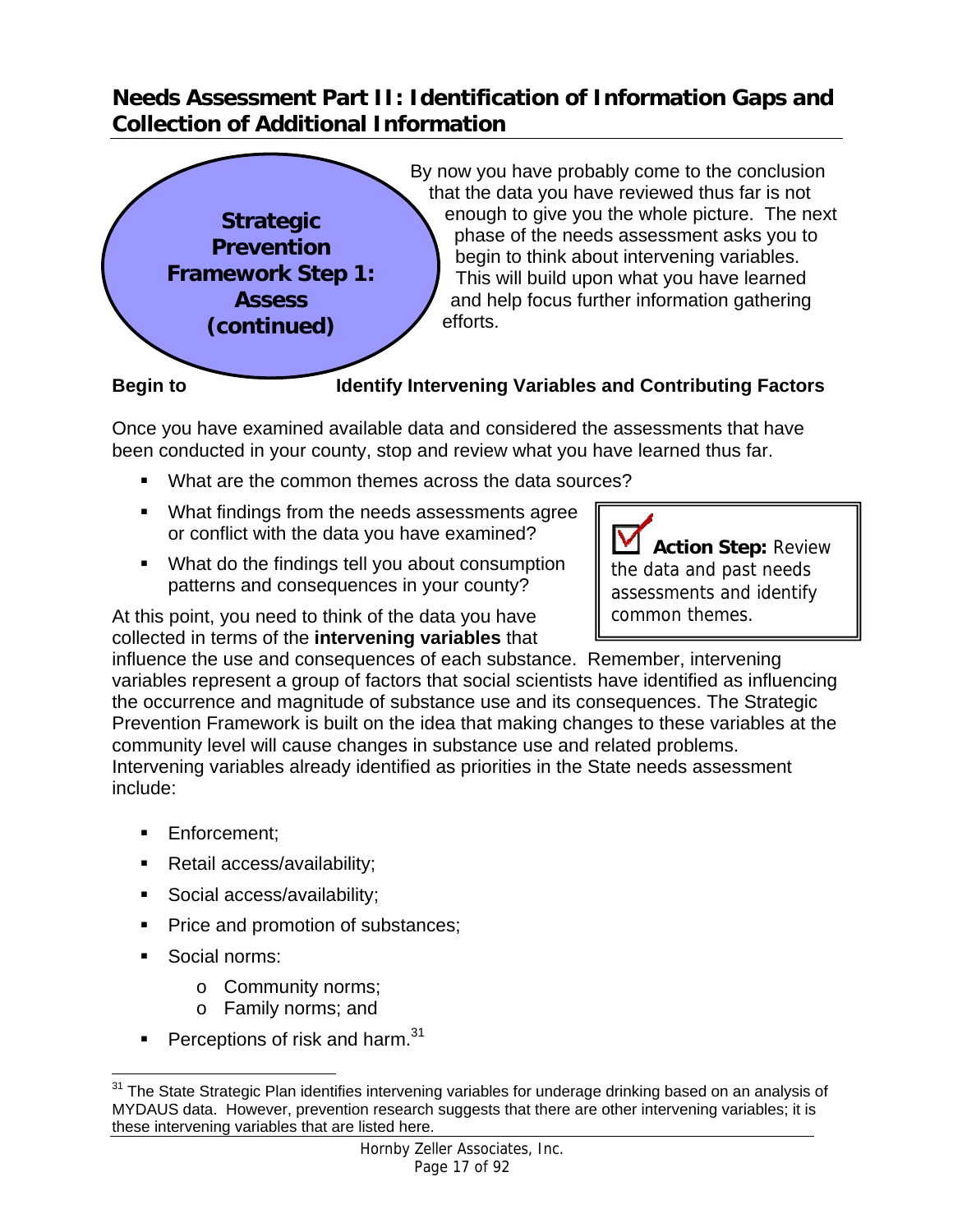## Needs Assessment Part II: Identification of Information Gaps and Collection of Additional Information

**Strategic Prevention Framework Step 1: Assess (continued)**

By now you have probably come to the conclusion that the data you have reviewed thus far is not enough to give you the whole picture. The next phase of the needs assessment asks you to begin to think about intervening variables. This will build upon what you have learned and help focus further information gathering efforts.

### Begin to Identify Intervening Variables and Contributing Factors

Once you have examined available data and considered the assessments that have been conducted in your county, stop and review what you have learned thus far.

- What are the common themes across the data sources?
- What findings from the needs assessments agree or conflict with the data you have examined?
- What do the findings tell you about consumption patterns and consequences in your county?

> ☑ **Action Step:** Review the data and past needs assessments and identify common themes.

At this point, you need to think of the data you have collected in terms of the **intervening variables** that influence the use and consequences of each substance. Remember, intervening variables represent a group of factors that social scientists have identified as influencing the occurrence and magnitude of substance use and its consequences. The Strategic Prevention Framework is built on the idea that making changes to these variables at the community level will cause changes in substance use and related problems. Intervening variables already identified as priorities in the State needs assessment include:

- Enforcement;
- Retail access/availability;
- Social access/availability;
- Price and promotion of substances;
- Social norms:
  - Community norms;
  - Family norms; and
- Perceptions of risk and harm.[31]

---

[31] The State Strategic Plan identifies intervening variables for underage drinking based on an analysis of MYDAUS data. However, prevention research suggests that there are other intervening variables; it is these intervening variables that are listed here.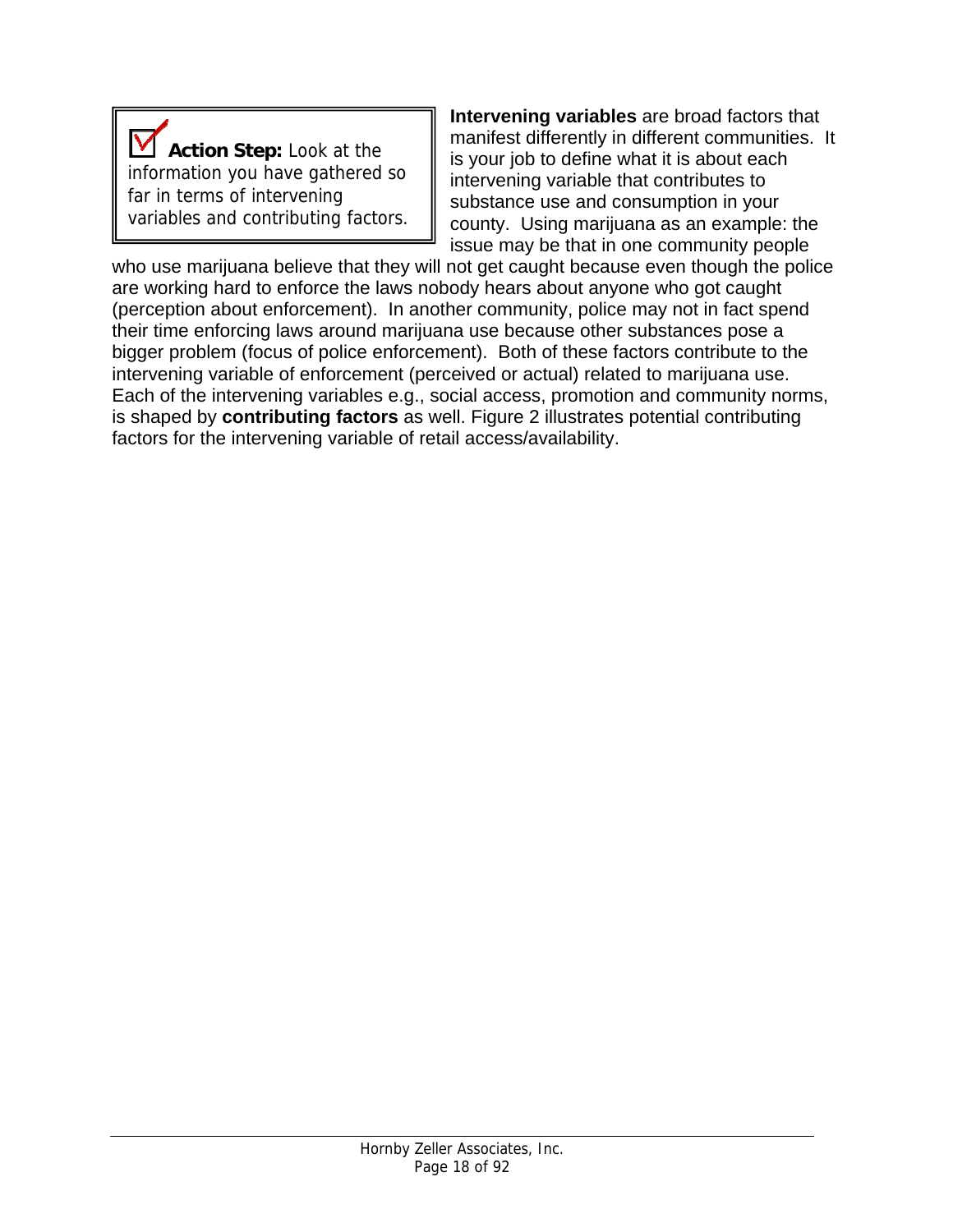> ☑ **Action Step:** Look at the information you have gathered so far in terms of intervening variables and contributing factors.

**Intervening variables** are broad factors that manifest differently in different communities. It is your job to define what it is about each intervening variable that contributes to substance use and consumption in your county. Using marijuana as an example: the issue may be that in one community people who use marijuana believe that they will not get caught because even though the police are working hard to enforce the laws nobody hears about anyone who got caught (perception about enforcement). In another community, police may not in fact spend their time enforcing laws around marijuana use because other substances pose a bigger problem (focus of police enforcement). Both of these factors contribute to the intervening variable of enforcement (perceived or actual) related to marijuana use. Each of the intervening variables e.g., social access, promotion and community norms, is shaped by **contributing factors** as well. Figure 2 illustrates potential contributing factors for the intervening variable of retail access/availability.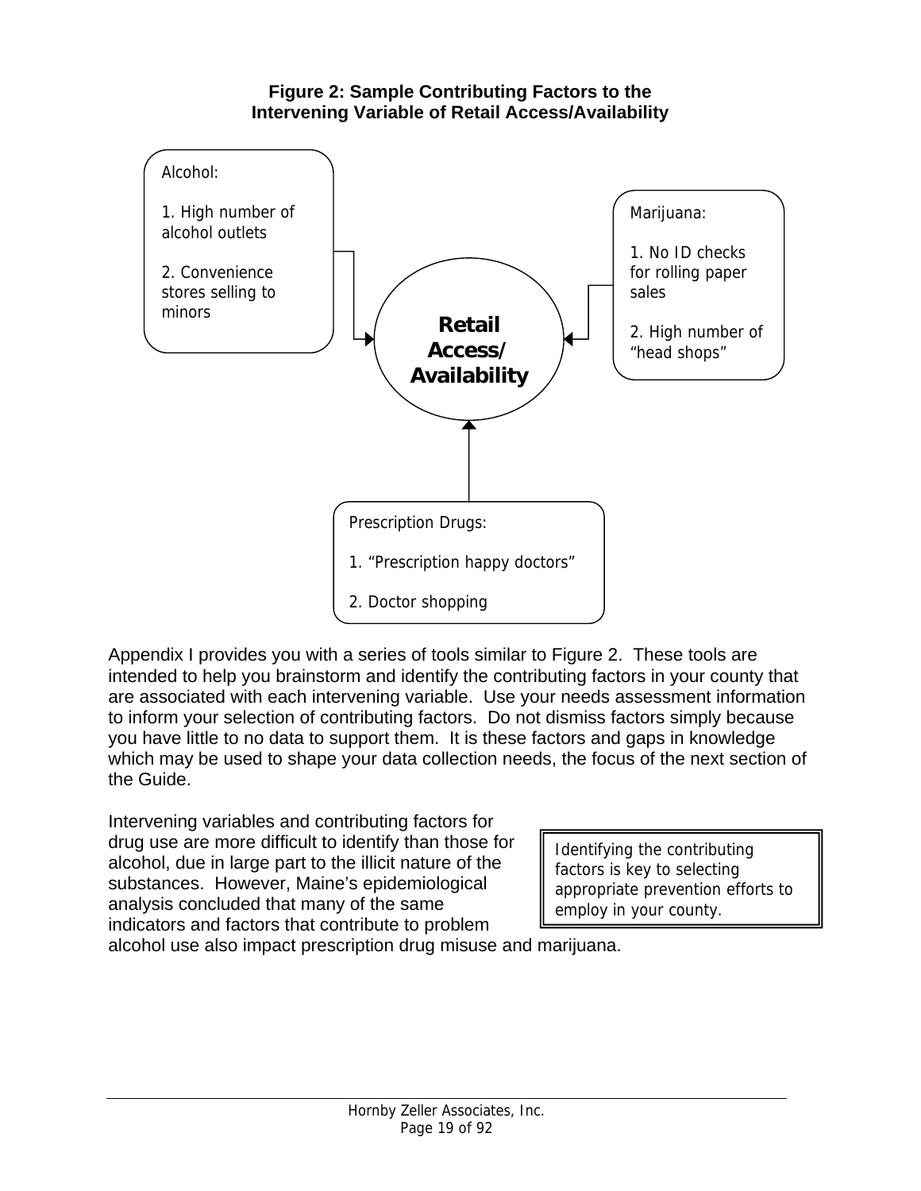**Figure 2: Sample Contributing Factors to the Intervening Variable of Retail Access/Availability**

Alcohol:

1. High number of alcohol outlets

2. Convenience stores selling to minors

Marijuana:

1. No ID checks for rolling paper sales

2. High number of "head shops"

**Retail Access/ Availability**

Prescription Drugs:

1. "Prescription happy doctors"

2. Doctor shopping

Appendix I provides you with a series of tools similar to Figure 2. These tools are intended to help you brainstorm and identify the contributing factors in your county that are associated with each intervening variable. Use your needs assessment information to inform your selection of contributing factors. Do not dismiss factors simply because you have little to no data to support them. It is these factors and gaps in knowledge which may be used to shape your data collection needs, the focus of the next section of the Guide.

> Identifying the contributing factors is key to selecting appropriate prevention efforts to employ in your county.

Intervening variables and contributing factors for drug use are more difficult to identify than those for alcohol, due in large part to the illicit nature of the substances. However, Maine's epidemiological analysis concluded that many of the same indicators and factors that contribute to problem alcohol use also impact prescription drug misuse and marijuana.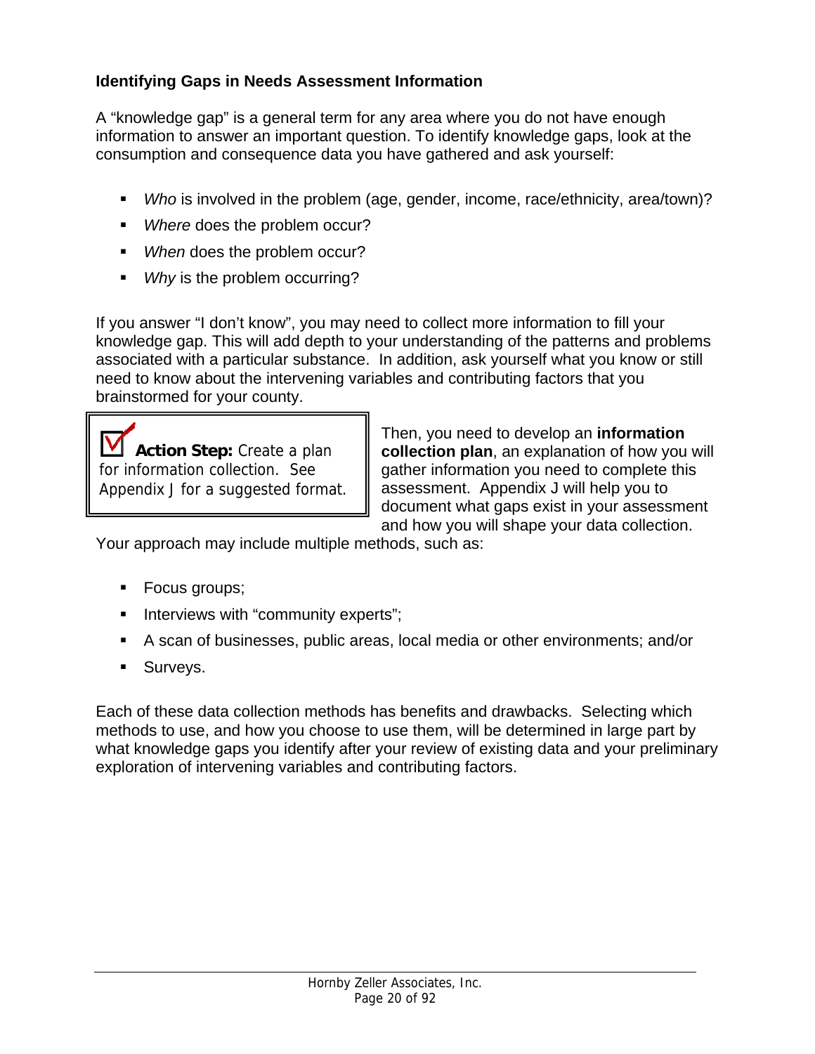### Identifying Gaps in Needs Assessment Information

A "knowledge gap" is a general term for any area where you do not have enough information to answer an important question. To identify knowledge gaps, look at the consumption and consequence data you have gathered and ask yourself:

- *Who* is involved in the problem (age, gender, income, race/ethnicity, area/town)?
- *Where* does the problem occur?
- *When* does the problem occur?
- *Why* is the problem occurring?

If you answer "I don't know", you may need to collect more information to fill your knowledge gap. This will add depth to your understanding of the patterns and problems associated with a particular substance. In addition, ask yourself what you know or still need to know about the intervening variables and contributing factors that you brainstormed for your county.

> **Action Step:** Create a plan for information collection. See Appendix J for a suggested format.

Then, you need to develop an **information collection plan**, an explanation of how you will gather information you need to complete this assessment. Appendix J will help you to document what gaps exist in your assessment and how you will shape your data collection. Your approach may include multiple methods, such as:

- Focus groups;
- Interviews with "community experts";
- A scan of businesses, public areas, local media or other environments; and/or
- Surveys.

Each of these data collection methods has benefits and drawbacks. Selecting which methods to use, and how you choose to use them, will be determined in large part by what knowledge gaps you identify after your review of existing data and your preliminary exploration of intervening variables and contributing factors.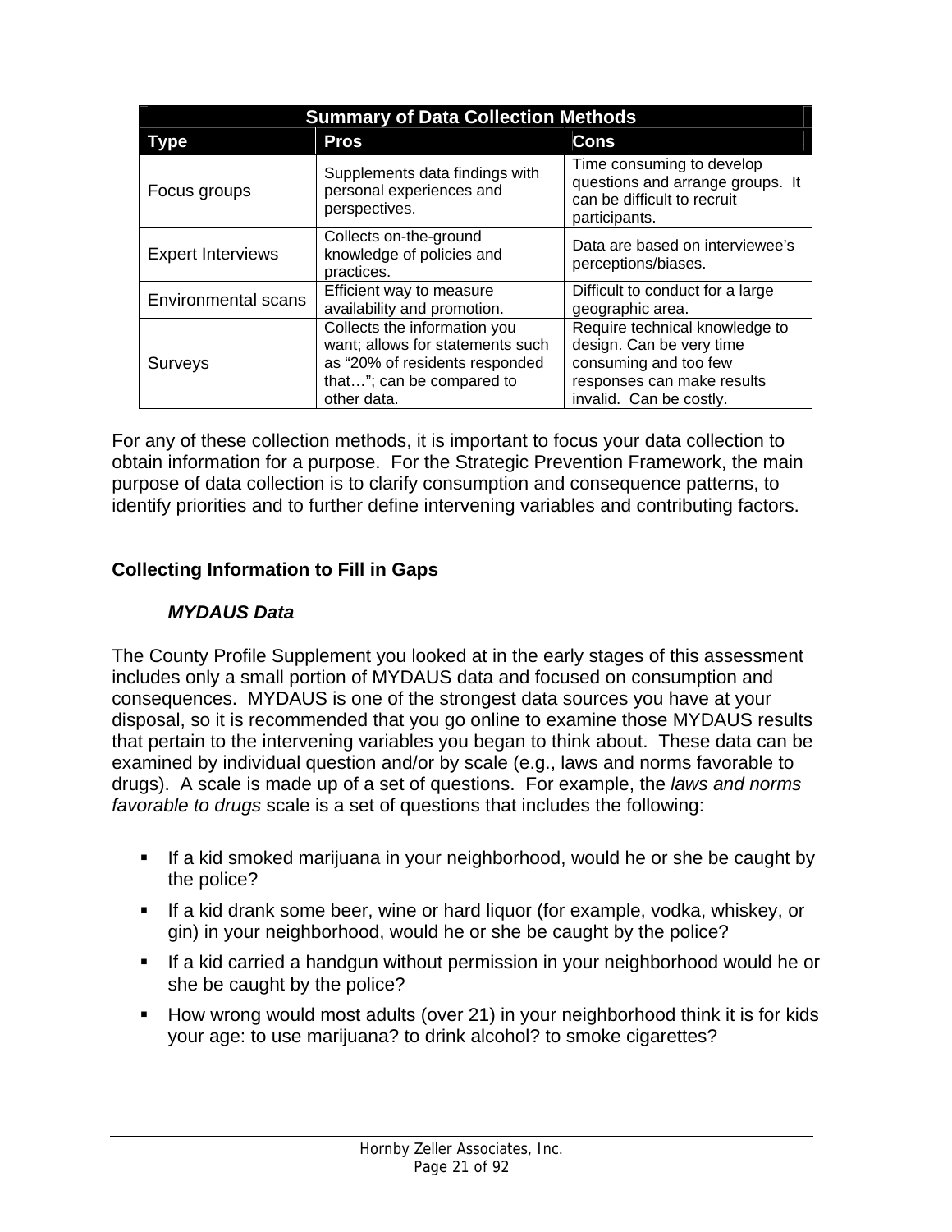| Summary of Data Collection Methods | | |
|---|---|---|
| **Type** | **Pros** | **Cons** |
| Focus groups | Supplements data findings with personal experiences and perspectives. | Time consuming to develop questions and arrange groups. It can be difficult to recruit participants. |
| Expert Interviews | Collects on-the-ground knowledge of policies and practices. | Data are based on interviewee's perceptions/biases. |
| Environmental scans | Efficient way to measure availability and promotion. | Difficult to conduct for a large geographic area. |
| Surveys | Collects the information you want; allows for statements such as "20% of residents responded that…"; can be compared to other data. | Require technical knowledge to design. Can be very time consuming and too few responses can make results invalid. Can be costly. |

For any of these collection methods, it is important to focus your data collection to obtain information for a purpose. For the Strategic Prevention Framework, the main purpose of data collection is to clarify consumption and consequence patterns, to identify priorities and to further define intervening variables and contributing factors.

## Collecting Information to Fill in Gaps

### *MYDAUS Data*

The County Profile Supplement you looked at in the early stages of this assessment includes only a small portion of MYDAUS data and focused on consumption and consequences. MYDAUS is one of the strongest data sources you have at your disposal, so it is recommended that you go online to examine those MYDAUS results that pertain to the intervening variables you began to think about. These data can be examined by individual question and/or by scale (e.g., laws and norms favorable to drugs). A scale is made up of a set of questions. For example, the *laws and norms favorable to drugs* scale is a set of questions that includes the following:

- If a kid smoked marijuana in your neighborhood, would he or she be caught by the police?
- If a kid drank some beer, wine or hard liquor (for example, vodka, whiskey, or gin) in your neighborhood, would he or she be caught by the police?
- If a kid carried a handgun without permission in your neighborhood would he or she be caught by the police?
- How wrong would most adults (over 21) in your neighborhood think it is for kids your age: to use marijuana? to drink alcohol? to smoke cigarettes?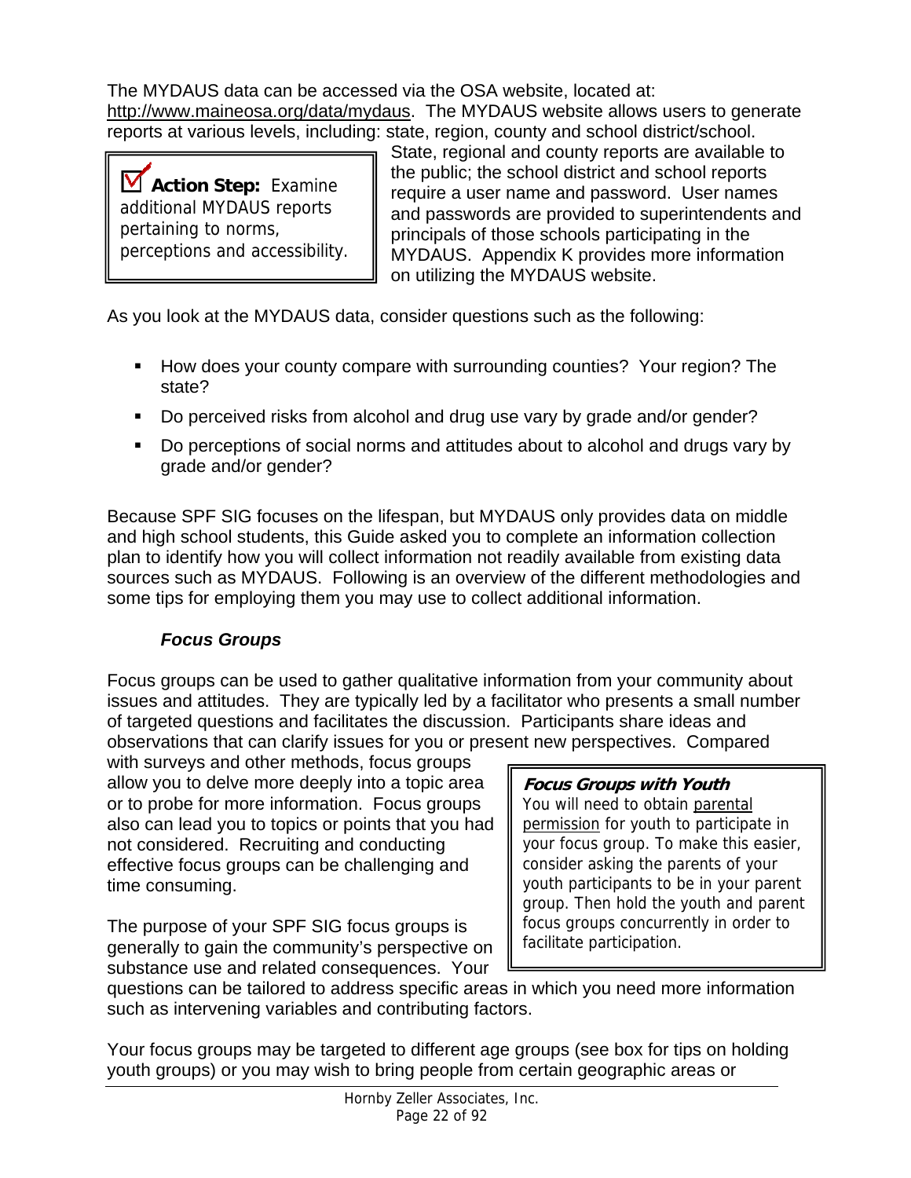The MYDAUS data can be accessed via the OSA website, located at: http://www.maineosa.org/data/mydaus. The MYDAUS website allows users to generate reports at various levels, including: state, region, county and school district/school. State, regional and county reports are available to the public; the school district and school reports require a user name and password. User names and passwords are provided to superintendents and principals of those schools participating in the MYDAUS. Appendix K provides more information on utilizing the MYDAUS website.

> ☑ **Action Step:** Examine additional MYDAUS reports pertaining to norms, perceptions and accessibility.

As you look at the MYDAUS data, consider questions such as the following:

- How does your county compare with surrounding counties? Your region? The state?
- Do perceived risks from alcohol and drug use vary by grade and/or gender?
- Do perceptions of social norms and attitudes about to alcohol and drugs vary by grade and/or gender?

Because SPF SIG focuses on the lifespan, but MYDAUS only provides data on middle and high school students, this Guide asked you to complete an information collection plan to identify how you will collect information not readily available from existing data sources such as MYDAUS. Following is an overview of the different methodologies and some tips for employing them you may use to collect additional information.

### *Focus Groups*

Focus groups can be used to gather qualitative information from your community about issues and attitudes. They are typically led by a facilitator who presents a small number of targeted questions and facilitates the discussion. Participants share ideas and observations that can clarify issues for you or present new perspectives. Compared with surveys and other methods, focus groups allow you to delve more deeply into a topic area or to probe for more information. Focus groups also can lead you to topics or points that you had not considered. Recruiting and conducting effective focus groups can be challenging and time consuming.

> ***Focus Groups with Youth***
> You will need to obtain parental permission for youth to participate in your focus group. To make this easier, consider asking the parents of your youth participants to be in your parent group. Then hold the youth and parent focus groups concurrently in order to facilitate participation.

The purpose of your SPF SIG focus groups is generally to gain the community's perspective on substance use and related consequences. Your questions can be tailored to address specific areas in which you need more information such as intervening variables and contributing factors.

Your focus groups may be targeted to different age groups (see box for tips on holding youth groups) or you may wish to bring people from certain geographic areas or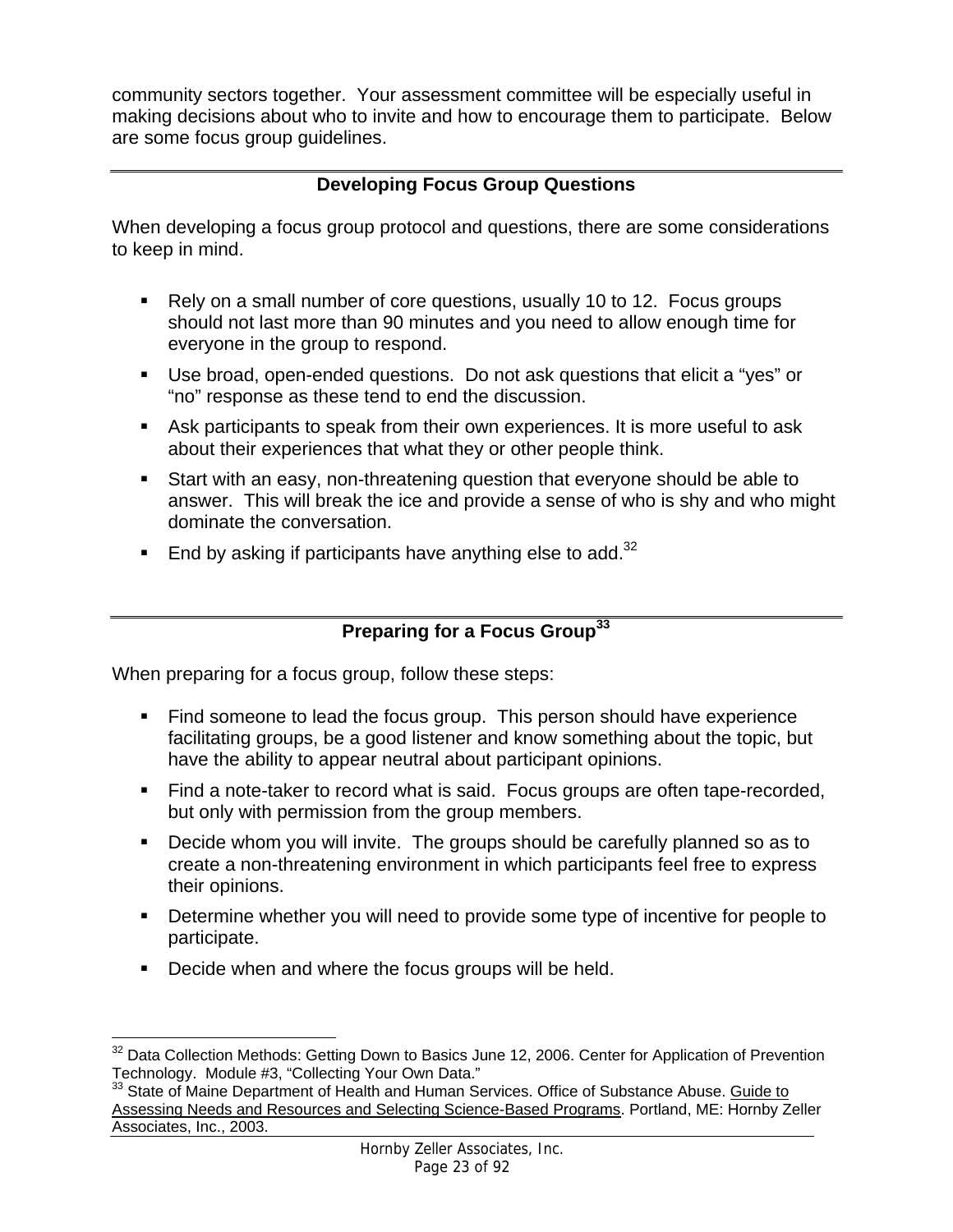community sectors together. Your assessment committee will be especially useful in making decisions about who to invite and how to encourage them to participate. Below are some focus group guidelines.

## Developing Focus Group Questions

When developing a focus group protocol and questions, there are some considerations to keep in mind.

- Rely on a small number of core questions, usually 10 to 12. Focus groups should not last more than 90 minutes and you need to allow enough time for everyone in the group to respond.
- Use broad, open-ended questions. Do not ask questions that elicit a "yes" or "no" response as these tend to end the discussion.
- Ask participants to speak from their own experiences. It is more useful to ask about their experiences that what they or other people think.
- Start with an easy, non-threatening question that everyone should be able to answer. This will break the ice and provide a sense of who is shy and who might dominate the conversation.
- End by asking if participants have anything else to add.[32]

## Preparing for a Focus Group[33]

When preparing for a focus group, follow these steps:

- Find someone to lead the focus group. This person should have experience facilitating groups, be a good listener and know something about the topic, but have the ability to appear neutral about participant opinions.
- Find a note-taker to record what is said. Focus groups are often tape-recorded, but only with permission from the group members.
- Decide whom you will invite. The groups should be carefully planned so as to create a non-threatening environment in which participants feel free to express their opinions.
- Determine whether you will need to provide some type of incentive for people to participate.
- Decide when and where the focus groups will be held.

---

[32] Data Collection Methods: Getting Down to Basics June 12, 2006. Center for Application of Prevention Technology. Module #3, "Collecting Your Own Data."

[33] State of Maine Department of Health and Human Services. Office of Substance Abuse. Guide to Assessing Needs and Resources and Selecting Science-Based Programs. Portland, ME: Hornby Zeller Associates, Inc., 2003.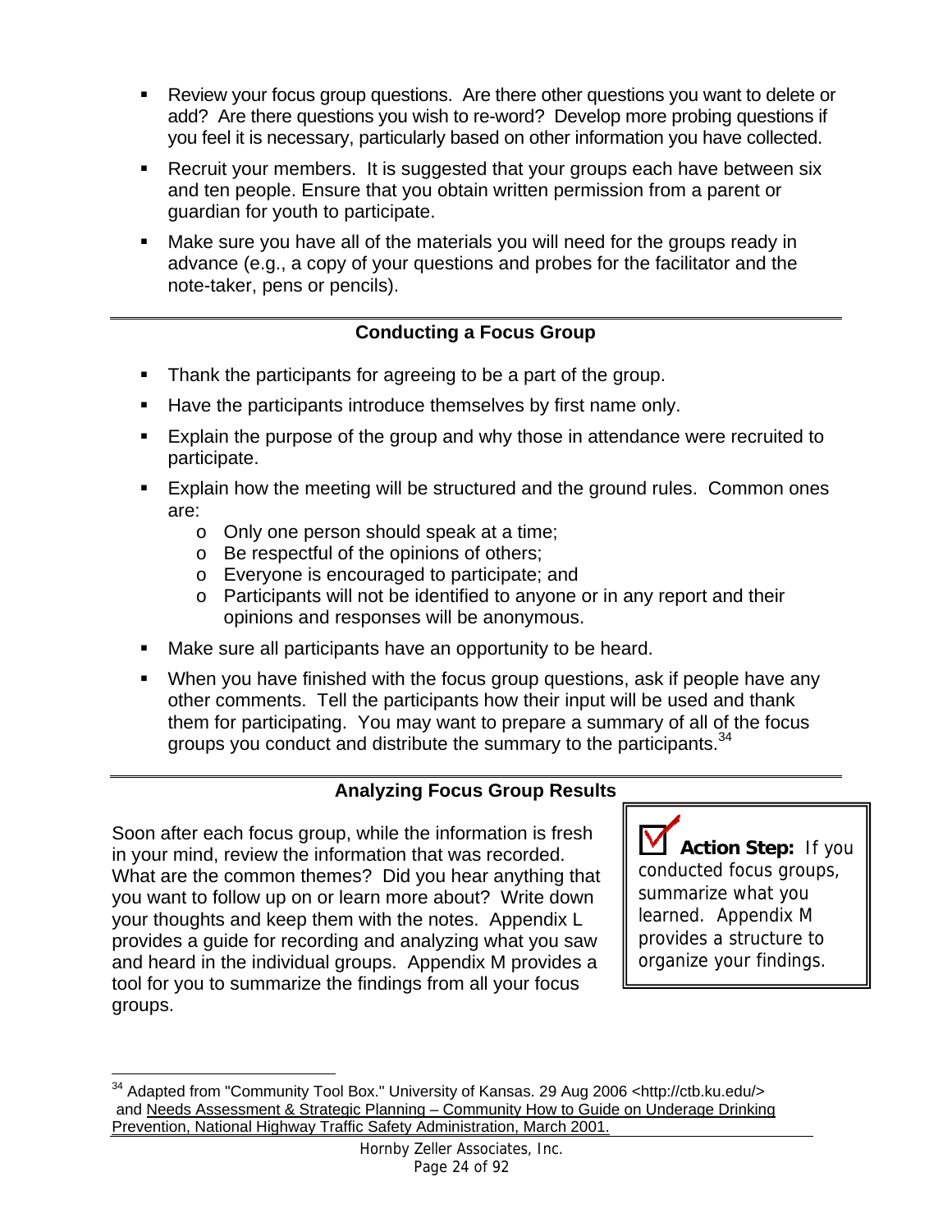- Review your focus group questions. Are there other questions you want to delete or add? Are there questions you wish to re-word? Develop more probing questions if you feel it is necessary, particularly based on other information you have collected.
- Recruit your members. It is suggested that your groups each have between six and ten people. Ensure that you obtain written permission from a parent or guardian for youth to participate.
- Make sure you have all of the materials you will need for the groups ready in advance (e.g., a copy of your questions and probes for the facilitator and the note-taker, pens or pencils).

## Conducting a Focus Group

- Thank the participants for agreeing to be a part of the group.
- Have the participants introduce themselves by first name only.
- Explain the purpose of the group and why those in attendance were recruited to participate.
- Explain how the meeting will be structured and the ground rules. Common ones are:
  - Only one person should speak at a time;
  - Be respectful of the opinions of others;
  - Everyone is encouraged to participate; and
  - Participants will not be identified to anyone or in any report and their opinions and responses will be anonymous.
- Make sure all participants have an opportunity to be heard.
- When you have finished with the focus group questions, ask if people have any other comments. Tell the participants how their input will be used and thank them for participating. You may want to prepare a summary of all of the focus groups you conduct and distribute the summary to the participants.[34]

## Analyzing Focus Group Results

Soon after each focus group, while the information is fresh in your mind, review the information that was recorded. What are the common themes? Did you hear anything that you want to follow up on or learn more about? Write down your thoughts and keep them with the notes. Appendix L provides a guide for recording and analyzing what you saw and heard in the individual groups. Appendix M provides a tool for you to summarize the findings from all your focus groups.

> **Action Step:** If you conducted focus groups, summarize what you learned. Appendix M provides a structure to organize your findings.

[34] Adapted from "Community Tool Box." University of Kansas. 29 Aug 2006 <http://ctb.ku.edu/> and Needs Assessment & Strategic Planning – Community How to Guide on Underage Drinking Prevention, National Highway Traffic Safety Administration, March 2001.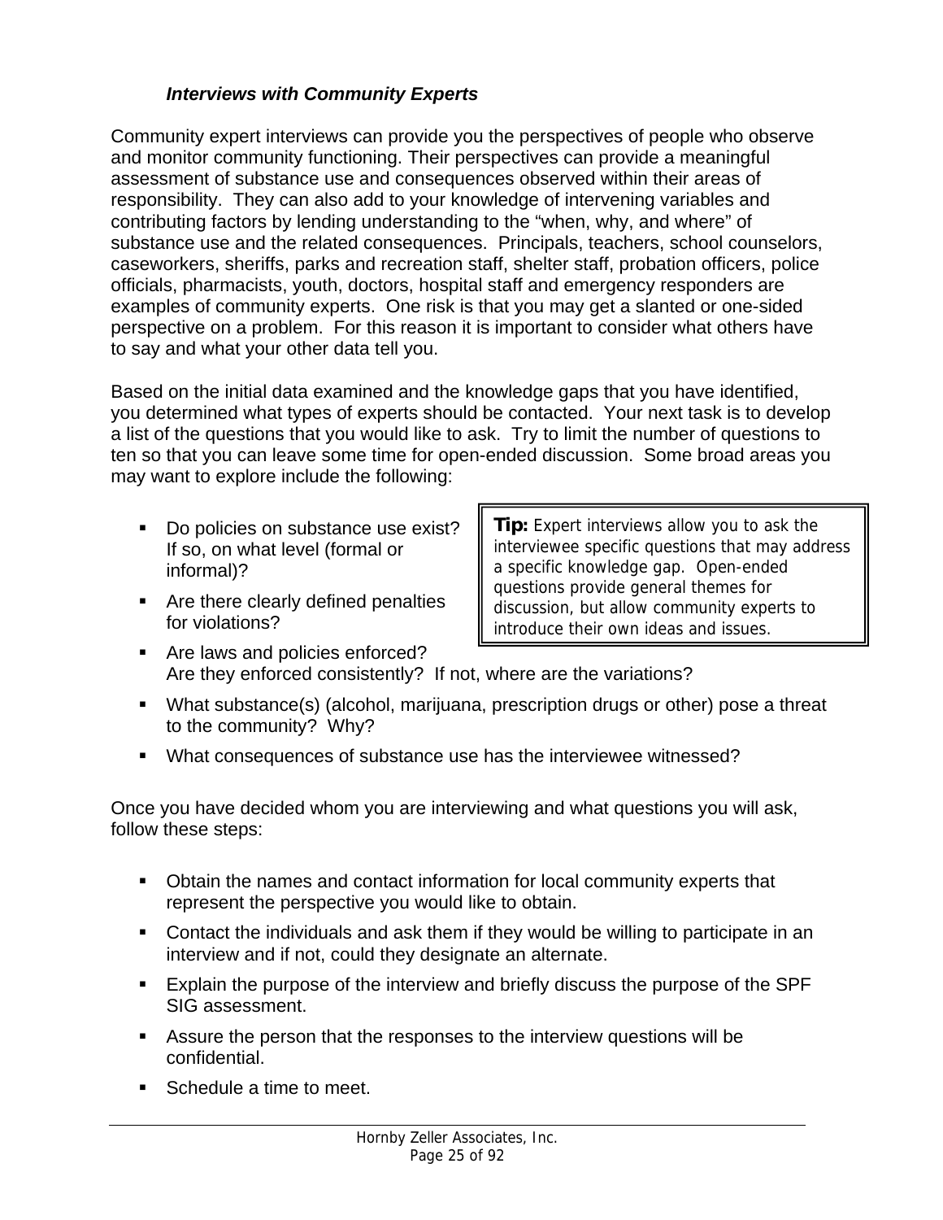### ***Interviews with Community Experts***

Community expert interviews can provide you the perspectives of people who observe and monitor community functioning. Their perspectives can provide a meaningful assessment of substance use and consequences observed within their areas of responsibility. They can also add to your knowledge of intervening variables and contributing factors by lending understanding to the "when, why, and where" of substance use and the related consequences. Principals, teachers, school counselors, caseworkers, sheriffs, parks and recreation staff, shelter staff, probation officers, police officials, pharmacists, youth, doctors, hospital staff and emergency responders are examples of community experts. One risk is that you may get a slanted or one-sided perspective on a problem. For this reason it is important to consider what others have to say and what your other data tell you.

Based on the initial data examined and the knowledge gaps that you have identified, you determined what types of experts should be contacted. Your next task is to develop a list of the questions that you would like to ask. Try to limit the number of questions to ten so that you can leave some time for open-ended discussion. Some broad areas you may want to explore include the following:

> **Tip:** Expert interviews allow you to ask the interviewee specific questions that may address a specific knowledge gap. Open-ended questions provide general themes for discussion, but allow community experts to introduce their own ideas and issues.

- Do policies on substance use exist? If so, on what level (formal or informal)?
- Are there clearly defined penalties for violations?
- Are laws and policies enforced? Are they enforced consistently? If not, where are the variations?
- What substance(s) (alcohol, marijuana, prescription drugs or other) pose a threat to the community? Why?
- What consequences of substance use has the interviewee witnessed?

Once you have decided whom you are interviewing and what questions you will ask, follow these steps:

- Obtain the names and contact information for local community experts that represent the perspective you would like to obtain.
- Contact the individuals and ask them if they would be willing to participate in an interview and if not, could they designate an alternate.
- Explain the purpose of the interview and briefly discuss the purpose of the SPF SIG assessment.
- Assure the person that the responses to the interview questions will be confidential.
- Schedule a time to meet.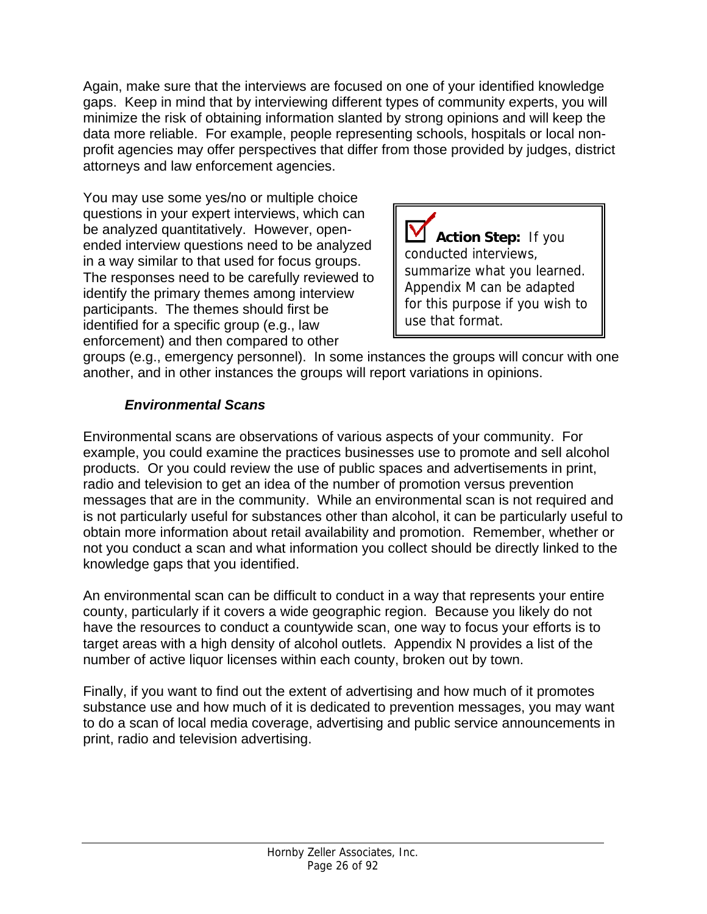Again, make sure that the interviews are focused on one of your identified knowledge gaps. Keep in mind that by interviewing different types of community experts, you will minimize the risk of obtaining information slanted by strong opinions and will keep the data more reliable. For example, people representing schools, hospitals or local non-profit agencies may offer perspectives that differ from those provided by judges, district attorneys and law enforcement agencies.

You may use some yes/no or multiple choice questions in your expert interviews, which can be analyzed quantitatively. However, open-ended interview questions need to be analyzed in a way similar to that used for focus groups. The responses need to be carefully reviewed to identify the primary themes among interview participants. The themes should first be identified for a specific group (e.g., law enforcement) and then compared to other groups (e.g., emergency personnel). In some instances the groups will concur with one another, and in other instances the groups will report variations in opinions.

> **Action Step:** If you conducted interviews, summarize what you learned. Appendix M can be adapted for this purpose if you wish to use that format.

### *Environmental Scans*

Environmental scans are observations of various aspects of your community. For example, you could examine the practices businesses use to promote and sell alcohol products. Or you could review the use of public spaces and advertisements in print, radio and television to get an idea of the number of promotion versus prevention messages that are in the community. While an environmental scan is not required and is not particularly useful for substances other than alcohol, it can be particularly useful to obtain more information about retail availability and promotion. Remember, whether or not you conduct a scan and what information you collect should be directly linked to the knowledge gaps that you identified.

An environmental scan can be difficult to conduct in a way that represents your entire county, particularly if it covers a wide geographic region. Because you likely do not have the resources to conduct a countywide scan, one way to focus your efforts is to target areas with a high density of alcohol outlets. Appendix N provides a list of the number of active liquor licenses within each county, broken out by town.

Finally, if you want to find out the extent of advertising and how much of it promotes substance use and how much of it is dedicated to prevention messages, you may want to do a scan of local media coverage, advertising and public service announcements in print, radio and television advertising.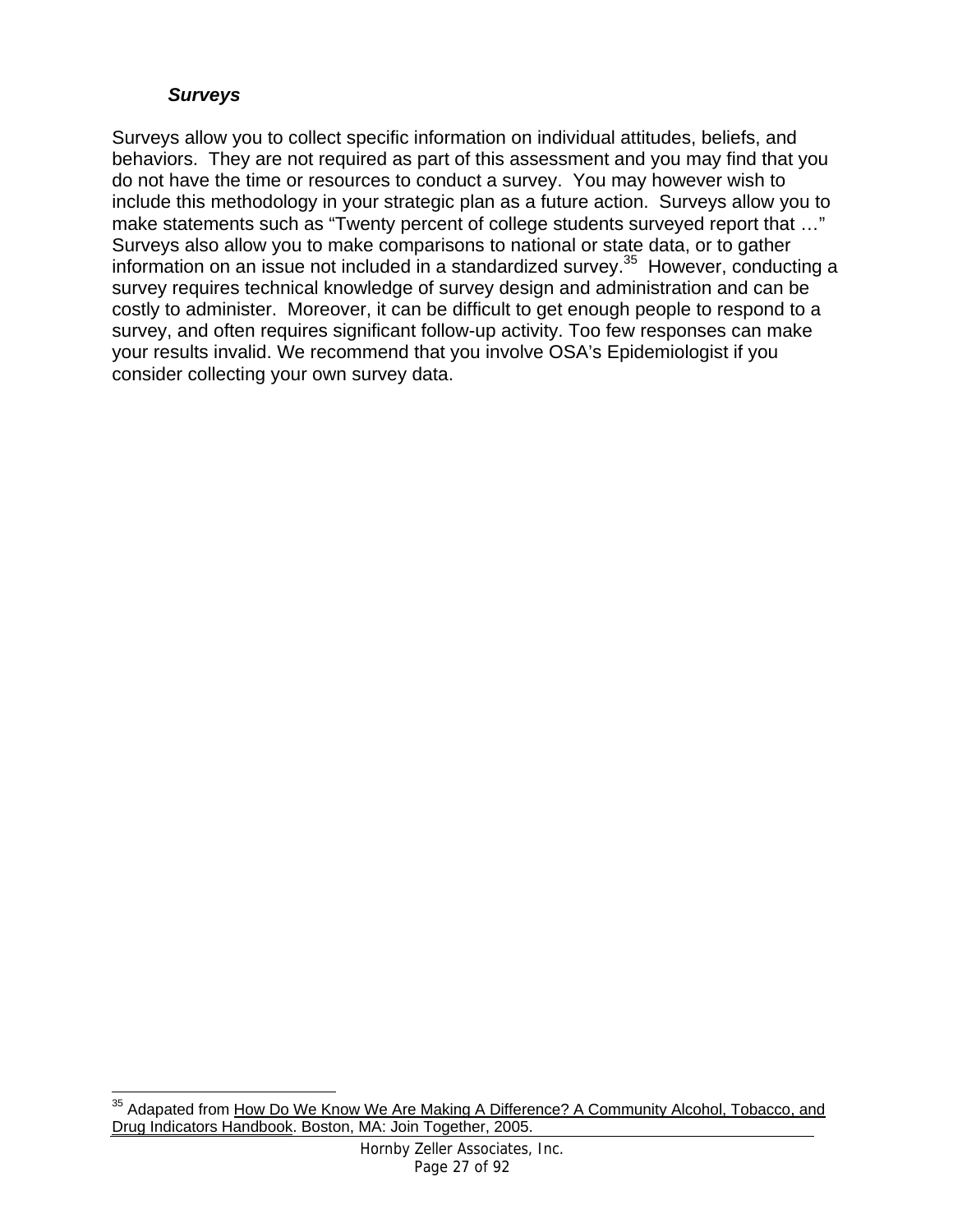### *Surveys*

Surveys allow you to collect specific information on individual attitudes, beliefs, and behaviors. They are not required as part of this assessment and you may find that you do not have the time or resources to conduct a survey. You may however wish to include this methodology in your strategic plan as a future action. Surveys allow you to make statements such as "Twenty percent of college students surveyed report that …" Surveys also allow you to make comparisons to national or state data, or to gather information on an issue not included in a standardized survey.[35] However, conducting a survey requires technical knowledge of survey design and administration and can be costly to administer. Moreover, it can be difficult to get enough people to respond to a survey, and often requires significant follow-up activity. Too few responses can make your results invalid. We recommend that you involve OSA's Epidemiologist if you consider collecting your own survey data.

---

[35] Adapated from How Do We Know We Are Making A Difference? A Community Alcohol, Tobacco, and Drug Indicators Handbook. Boston, MA: Join Together, 2005.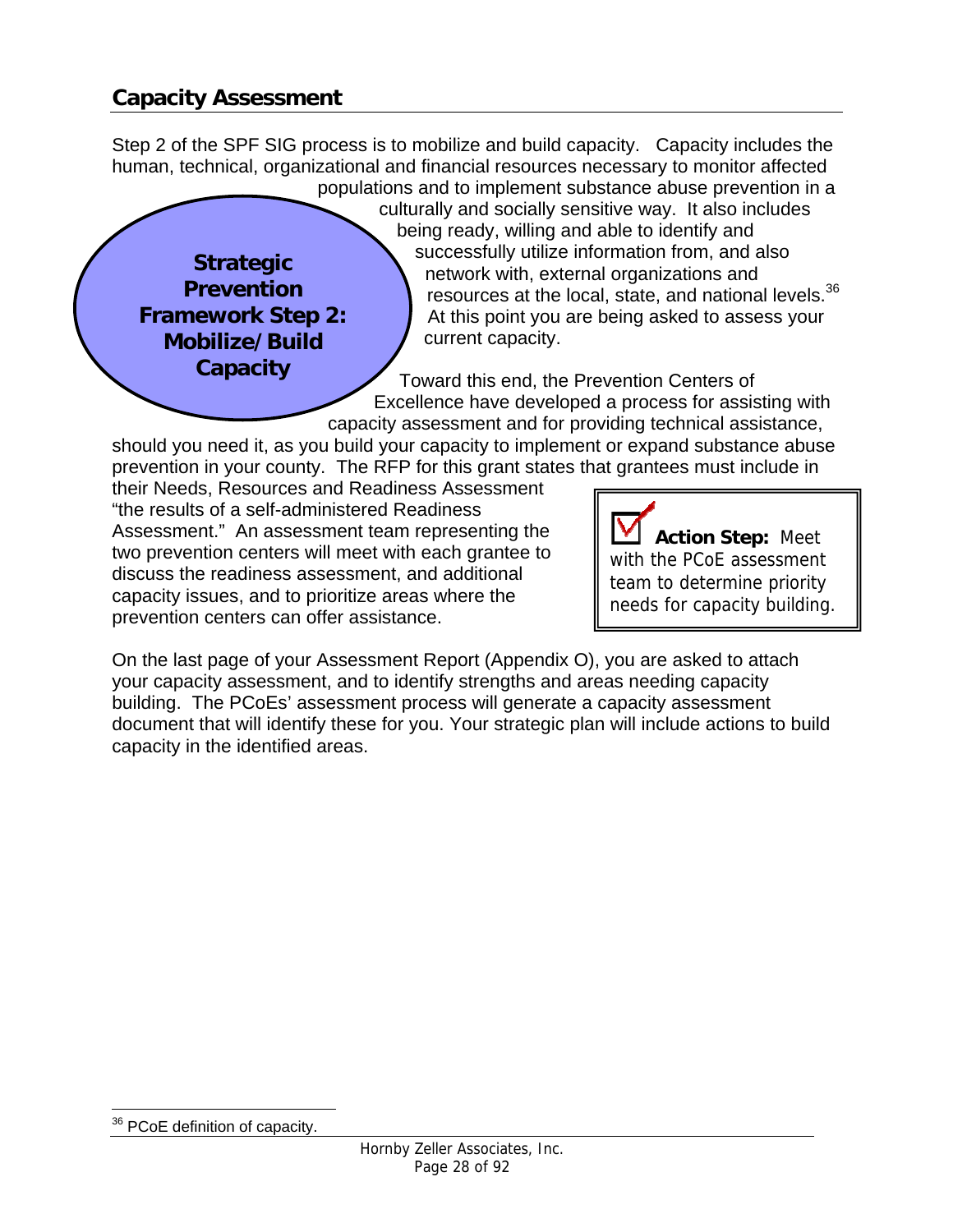## Capacity Assessment

**Strategic Prevention Framework Step 2: Mobilize/Build Capacity**

Step 2 of the SPF SIG process is to mobilize and build capacity. Capacity includes the human, technical, organizational and financial resources necessary to monitor affected populations and to implement substance abuse prevention in a culturally and socially sensitive way. It also includes being ready, willing and able to identify and successfully utilize information from, and also network with, external organizations and resources at the local, state, and national levels.[36] At this point you are being asked to assess your current capacity.

Toward this end, the Prevention Centers of Excellence have developed a process for assisting with capacity assessment and for providing technical assistance, should you need it, as you build your capacity to implement or expand substance abuse prevention in your county. The RFP for this grant states that grantees must include in their Needs, Resources and Readiness Assessment "the results of a self-administered Readiness Assessment." An assessment team representing the two prevention centers will meet with each grantee to discuss the readiness assessment, and additional capacity issues, and to prioritize areas where the prevention centers can offer assistance.

> ☑ **Action Step:** Meet with the PCoE assessment team to determine priority needs for capacity building.

On the last page of your Assessment Report (Appendix O), you are asked to attach your capacity assessment, and to identify strengths and areas needing capacity building. The PCoEs' assessment process will generate a capacity assessment document that will identify these for you. Your strategic plan will include actions to build capacity in the identified areas.

---

[36] PCoE definition of capacity.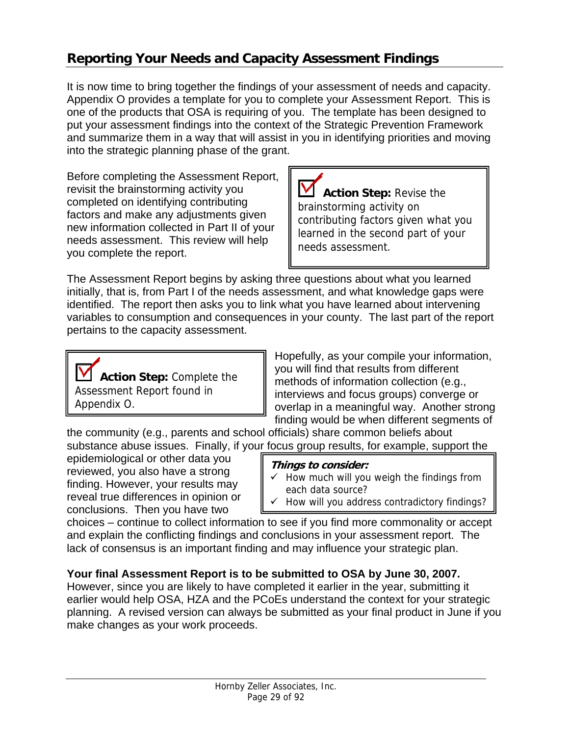## Reporting Your Needs and Capacity Assessment Findings

It is now time to bring together the findings of your assessment of needs and capacity. Appendix O provides a template for you to complete your Assessment Report. This is one of the products that OSA is requiring of you. The template has been designed to put your assessment findings into the context of the Strategic Prevention Framework and summarize them in a way that will assist in you in identifying priorities and moving into the strategic planning phase of the grant.

Before completing the Assessment Report, revisit the brainstorming activity you completed on identifying contributing factors and make any adjustments given new information collected in Part II of your needs assessment. This review will help you complete the report.

> **Action Step:** Revise the brainstorming activity on contributing factors given what you learned in the second part of your needs assessment.

The Assessment Report begins by asking three questions about what you learned initially, that is, from Part I of the needs assessment, and what knowledge gaps were identified. The report then asks you to link what you have learned about intervening variables to consumption and consequences in your county. The last part of the report pertains to the capacity assessment.

> **Action Step:** Complete the Assessment Report found in Appendix O.

Hopefully, as your compile your information, you will find that results from different methods of information collection (e.g., interviews and focus groups) converge or overlap in a meaningful way. Another strong finding would be when different segments of the community (e.g., parents and school officials) share common beliefs about substance abuse issues. Finally, if your focus group results, for example, support the epidemiological or other data you reviewed, you also have a strong finding. However, your results may reveal true differences in opinion or conclusions. Then you have two choices – continue to collect information to see if you find more commonality or accept and explain the conflicting findings and conclusions in your assessment report. The lack of consensus is an important finding and may influence your strategic plan.

> ***Things to consider:***
> - ✓ How much will you weigh the findings from each data source?
> - ✓ How will you address contradictory findings?

**Your final Assessment Report is to be submitted to OSA by June 30, 2007.** However, since you are likely to have completed it earlier in the year, submitting it earlier would help OSA, HZA and the PCoEs understand the context for your strategic planning. A revised version can always be submitted as your final product in June if you make changes as your work proceeds.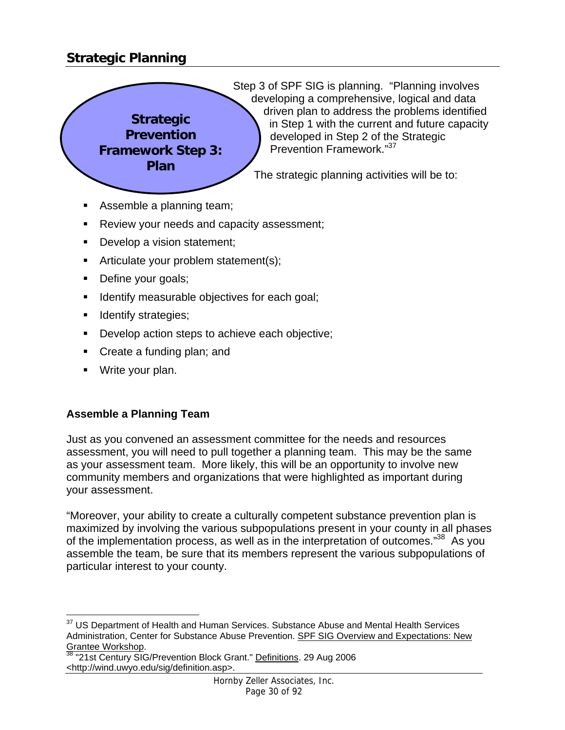## Strategic Planning

**Strategic Prevention Framework Step 3: Plan**

Step 3 of SPF SIG is planning. "Planning involves developing a comprehensive, logical and data driven plan to address the problems identified in Step 1 with the current and future capacity developed in Step 2 of the Strategic Prevention Framework."[37]

The strategic planning activities will be to:

- Assemble a planning team;
- Review your needs and capacity assessment;
- Develop a vision statement;
- Articulate your problem statement(s);
- Define your goals;
- Identify measurable objectives for each goal;
- Identify strategies;
- Develop action steps to achieve each objective;
- Create a funding plan; and
- Write your plan.

### Assemble a Planning Team

Just as you convened an assessment committee for the needs and resources assessment, you will need to pull together a planning team. This may be the same as your assessment team. More likely, this will be an opportunity to involve new community members and organizations that were highlighted as important during your assessment.

"Moreover, your ability to create a culturally competent substance prevention plan is maximized by involving the various subpopulations present in your county in all phases of the implementation process, as well as in the interpretation of outcomes."[38] As you assemble the team, be sure that its members represent the various subpopulations of particular interest to your county.

---

[37] US Department of Health and Human Services. Substance Abuse and Mental Health Services Administration, Center for Substance Abuse Prevention. SPF SIG Overview and Expectations: New Grantee Workshop.

[38] "21st Century SIG/Prevention Block Grant." Definitions. 29 Aug 2006 <http://wind.uwyo.edu/sig/definition.asp>.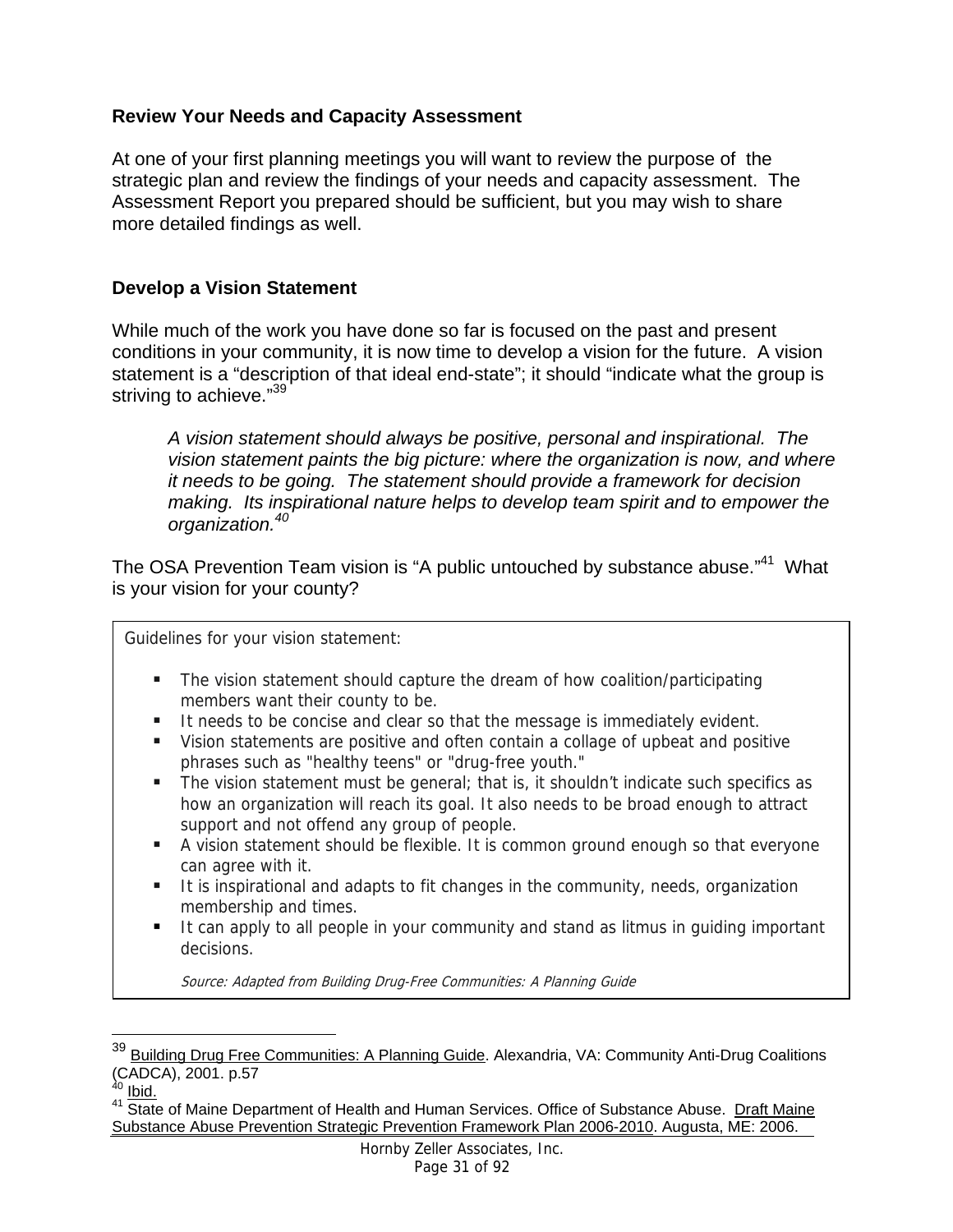### Review Your Needs and Capacity Assessment

At one of your first planning meetings you will want to review the purpose of the strategic plan and review the findings of your needs and capacity assessment. The Assessment Report you prepared should be sufficient, but you may wish to share more detailed findings as well.

### Develop a Vision Statement

While much of the work you have done so far is focused on the past and present conditions in your community, it is now time to develop a vision for the future. A vision statement is a "description of that ideal end-state"; it should "indicate what the group is striving to achieve."[39]

> *A vision statement should always be positive, personal and inspirational. The vision statement paints the big picture: where the organization is now, and where it needs to be going. The statement should provide a framework for decision making. Its inspirational nature helps to develop team spirit and to empower the organization.*[40]

The OSA Prevention Team vision is "A public untouched by substance abuse."[41] What is your vision for your county?

Guidelines for your vision statement:

- The vision statement should capture the dream of how coalition/participating members want their county to be.
- It needs to be concise and clear so that the message is immediately evident.
- Vision statements are positive and often contain a collage of upbeat and positive phrases such as "healthy teens" or "drug-free youth."
- The vision statement must be general; that is, it shouldn't indicate such specifics as how an organization will reach its goal. It also needs to be broad enough to attract support and not offend any group of people.
- A vision statement should be flexible. It is common ground enough so that everyone can agree with it.
- It is inspirational and adapts to fit changes in the community, needs, organization membership and times.
- It can apply to all people in your community and stand as litmus in guiding important decisions.

*Source: Adapted from Building Drug-Free Communities: A Planning Guide*

---

[39] Building Drug Free Communities: A Planning Guide. Alexandria, VA: Community Anti-Drug Coalitions (CADCA), 2001. p.57

[40] Ibid.

[41] State of Maine Department of Health and Human Services. Office of Substance Abuse. Draft Maine Substance Abuse Prevention Strategic Prevention Framework Plan 2006-2010. Augusta, ME: 2006.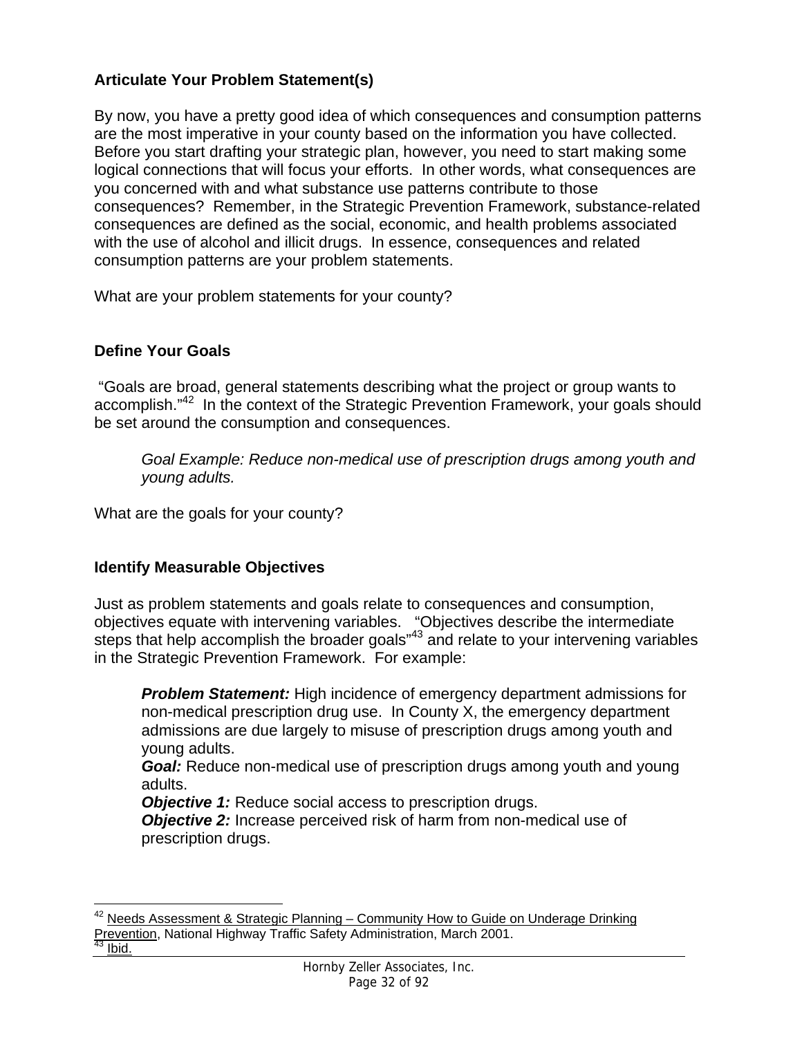### Articulate Your Problem Statement(s)

By now, you have a pretty good idea of which consequences and consumption patterns are the most imperative in your county based on the information you have collected. Before you start drafting your strategic plan, however, you need to start making some logical connections that will focus your efforts. In other words, what consequences are you concerned with and what substance use patterns contribute to those consequences? Remember, in the Strategic Prevention Framework, substance-related consequences are defined as the social, economic, and health problems associated with the use of alcohol and illicit drugs. In essence, consequences and related consumption patterns are your problem statements.

What are your problem statements for your county?

### Define Your Goals

"Goals are broad, general statements describing what the project or group wants to accomplish."[42] In the context of the Strategic Prevention Framework, your goals should be set around the consumption and consequences.

> *Goal Example: Reduce non-medical use of prescription drugs among youth and young adults.*

What are the goals for your county?

### Identify Measurable Objectives

Just as problem statements and goals relate to consequences and consumption, objectives equate with intervening variables. "Objectives describe the intermediate steps that help accomplish the broader goals"[43] and relate to your intervening variables in the Strategic Prevention Framework. For example:

> ***Problem Statement:*** High incidence of emergency department admissions for non-medical prescription drug use. In County X, the emergency department admissions are due largely to misuse of prescription drugs among youth and young adults.
> ***Goal:*** Reduce non-medical use of prescription drugs among youth and young adults.
> ***Objective 1:*** Reduce social access to prescription drugs.
> ***Objective 2:*** Increase perceived risk of harm from non-medical use of prescription drugs.

---

[42] Needs Assessment & Strategic Planning – Community How to Guide on Underage Drinking Prevention, National Highway Traffic Safety Administration, March 2001.
[43] Ibid.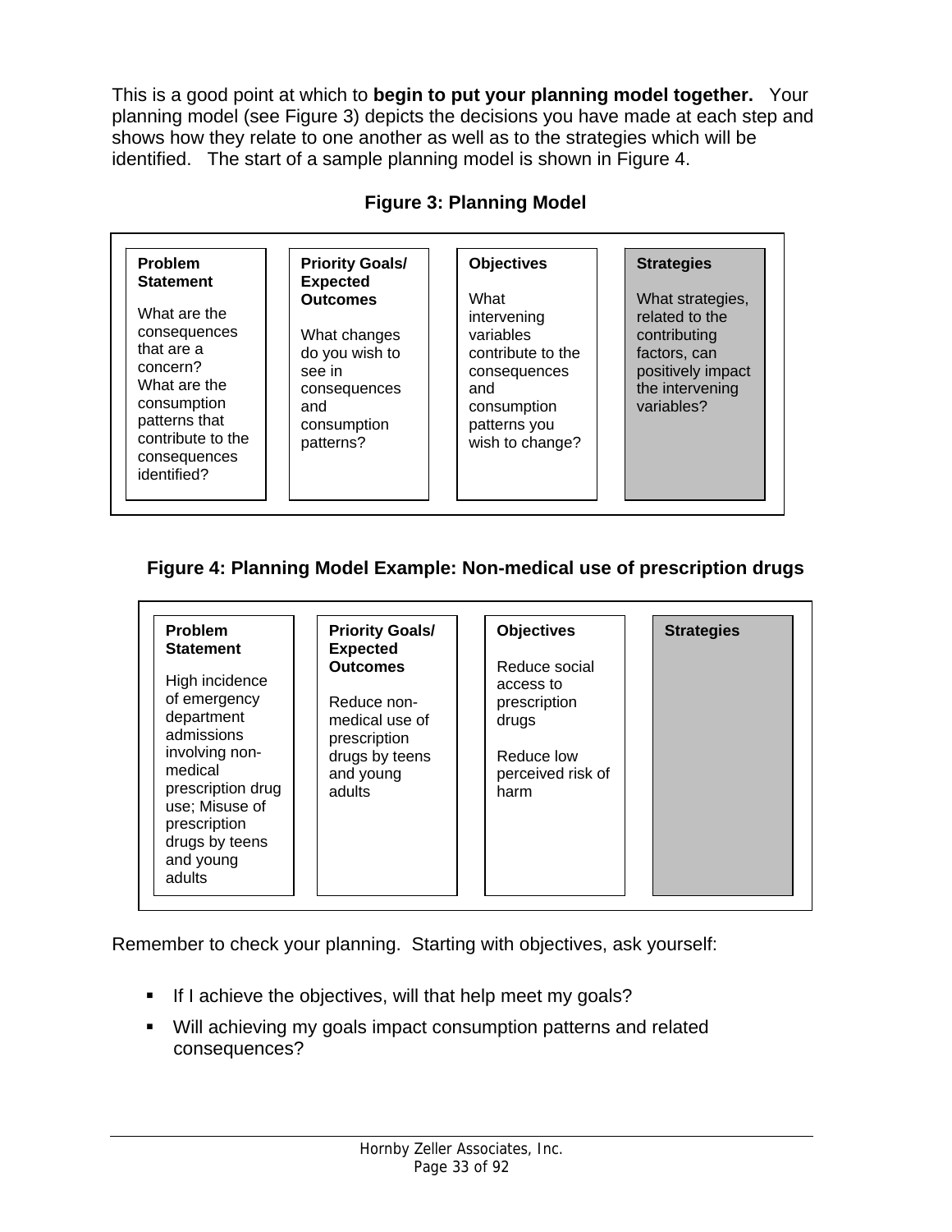This is a good point at which to **begin to put your planning model together.** Your planning model (see Figure 3) depicts the decisions you have made at each step and shows how they relate to one another as well as to the strategies which will be identified. The start of a sample planning model is shown in Figure 4.

**Figure 3: Planning Model**

| **Problem Statement** | **Priority Goals/ Expected Outcomes** | **Objectives** | **Strategies** |
|---|---|---|---|
| What are the consequences that are a concern? What are the consumption patterns that contribute to the consequences identified? | What changes do you wish to see in consequences and consumption patterns? | What intervening variables contribute to the consequences and consumption patterns you wish to change? | What strategies, related to the contributing factors, can positively impact the intervening variables? |

**Figure 4: Planning Model Example: Non-medical use of prescription drugs**

| **Problem Statement** | **Priority Goals/ Expected Outcomes** | **Objectives** | **Strategies** |
|---|---|---|---|
| High incidence of emergency department admissions involving non-medical prescription drug use; Misuse of prescription drugs by teens and young adults | Reduce non-medical use of prescription drugs by teens and young adults | Reduce social access to prescription drugs<br><br>Reduce low perceived risk of harm | |

Remember to check your planning. Starting with objectives, ask yourself:

- If I achieve the objectives, will that help meet my goals?
- Will achieving my goals impact consumption patterns and related consequences?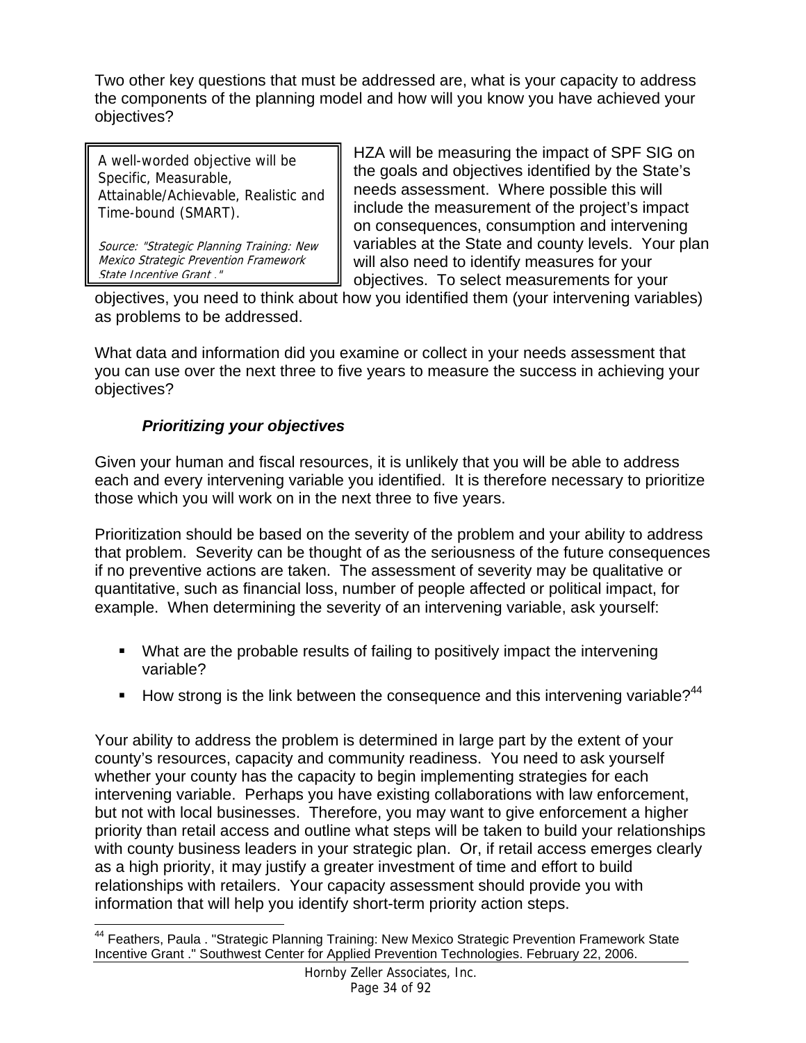Two other key questions that must be addressed are, what is your capacity to address the components of the planning model and how will you know you have achieved your objectives?

> A well-worded objective will be Specific, Measurable, Attainable/Achievable, Realistic and Time-bound (SMART).
>
> *Source: "Strategic Planning Training: New Mexico Strategic Prevention Framework State Incentive Grant ."*

HZA will be measuring the impact of SPF SIG on the goals and objectives identified by the State's needs assessment. Where possible this will include the measurement of the project's impact on consequences, consumption and intervening variables at the State and county levels. Your plan will also need to identify measures for your objectives. To select measurements for your objectives, you need to think about how you identified them (your intervening variables) as problems to be addressed.

What data and information did you examine or collect in your needs assessment that you can use over the next three to five years to measure the success in achieving your objectives?

### *Prioritizing your objectives*

Given your human and fiscal resources, it is unlikely that you will be able to address each and every intervening variable you identified. It is therefore necessary to prioritize those which you will work on in the next three to five years.

Prioritization should be based on the severity of the problem and your ability to address that problem. Severity can be thought of as the seriousness of the future consequences if no preventive actions are taken. The assessment of severity may be qualitative or quantitative, such as financial loss, number of people affected or political impact, for example. When determining the severity of an intervening variable, ask yourself:

- What are the probable results of failing to positively impact the intervening variable?
- How strong is the link between the consequence and this intervening variable?[44]

Your ability to address the problem is determined in large part by the extent of your county's resources, capacity and community readiness. You need to ask yourself whether your county has the capacity to begin implementing strategies for each intervening variable. Perhaps you have existing collaborations with law enforcement, but not with local businesses. Therefore, you may want to give enforcement a higher priority than retail access and outline what steps will be taken to build your relationships with county business leaders in your strategic plan. Or, if retail access emerges clearly as a high priority, it may justify a greater investment of time and effort to build relationships with retailers. Your capacity assessment should provide you with information that will help you identify short-term priority action steps.

---

[44] Feathers, Paula . "Strategic Planning Training: New Mexico Strategic Prevention Framework State Incentive Grant ." Southwest Center for Applied Prevention Technologies. February 22, 2006.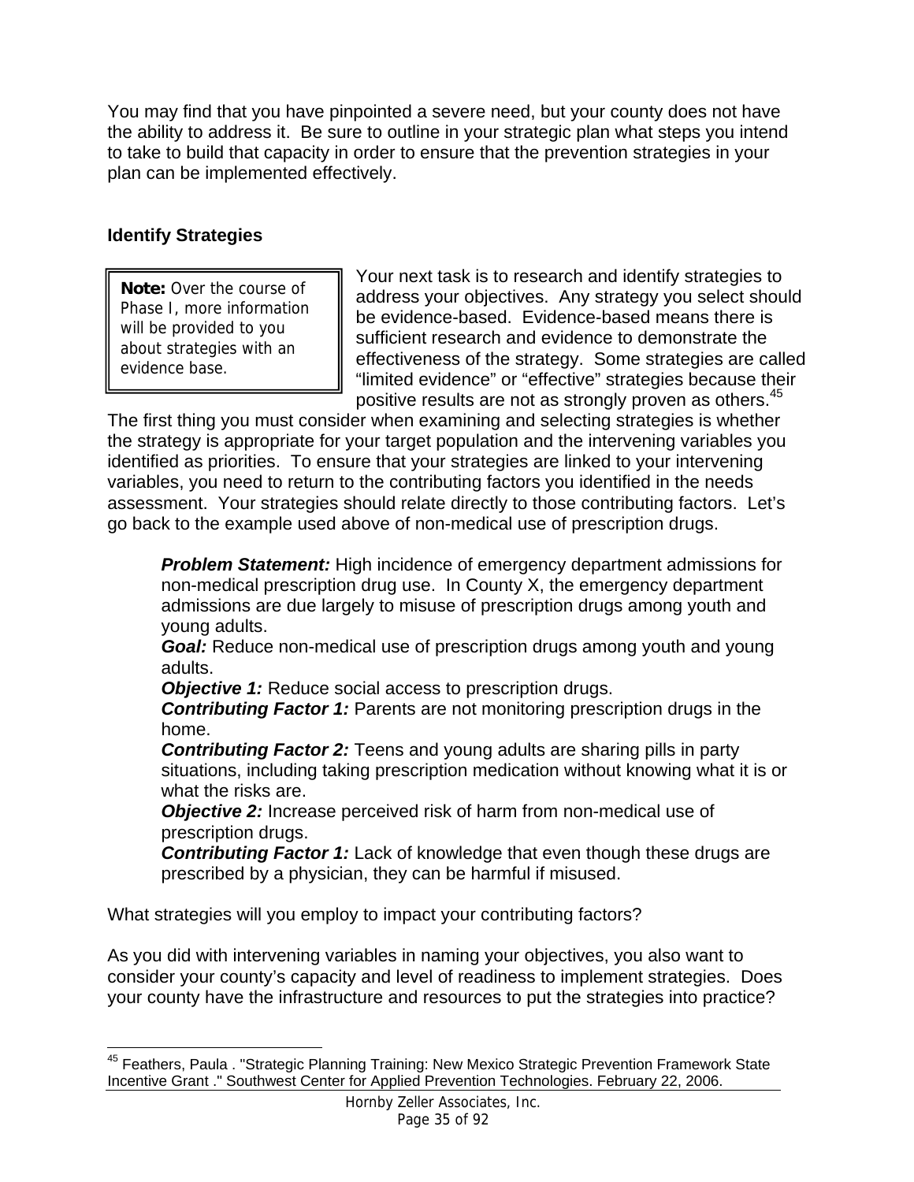You may find that you have pinpointed a severe need, but your county does not have the ability to address it. Be sure to outline in your strategic plan what steps you intend to take to build that capacity in order to ensure that the prevention strategies in your plan can be implemented effectively.

### Identify Strategies

> **Note:** Over the course of Phase I, more information will be provided to you about strategies with an evidence base.

Your next task is to research and identify strategies to address your objectives. Any strategy you select should be evidence-based. Evidence-based means there is sufficient research and evidence to demonstrate the effectiveness of the strategy. Some strategies are called "limited evidence" or "effective" strategies because their positive results are not as strongly proven as others.[45]

The first thing you must consider when examining and selecting strategies is whether the strategy is appropriate for your target population and the intervening variables you identified as priorities. To ensure that your strategies are linked to your intervening variables, you need to return to the contributing factors you identified in the needs assessment. Your strategies should relate directly to those contributing factors. Let's go back to the example used above of non-medical use of prescription drugs.

> ***Problem Statement:*** High incidence of emergency department admissions for non-medical prescription drug use. In County X, the emergency department admissions are due largely to misuse of prescription drugs among youth and young adults.
> ***Goal:*** Reduce non-medical use of prescription drugs among youth and young adults.
> ***Objective 1:*** Reduce social access to prescription drugs.
> ***Contributing Factor 1:*** Parents are not monitoring prescription drugs in the home.
> ***Contributing Factor 2:*** Teens and young adults are sharing pills in party situations, including taking prescription medication without knowing what it is or what the risks are.
> ***Objective 2:*** Increase perceived risk of harm from non-medical use of prescription drugs.
> ***Contributing Factor 1:*** Lack of knowledge that even though these drugs are prescribed by a physician, they can be harmful if misused.

What strategies will you employ to impact your contributing factors?

As you did with intervening variables in naming your objectives, you also want to consider your county's capacity and level of readiness to implement strategies. Does your county have the infrastructure and resources to put the strategies into practice?

---

[45] Feathers, Paula . "Strategic Planning Training: New Mexico Strategic Prevention Framework State Incentive Grant ." Southwest Center for Applied Prevention Technologies. February 22, 2006.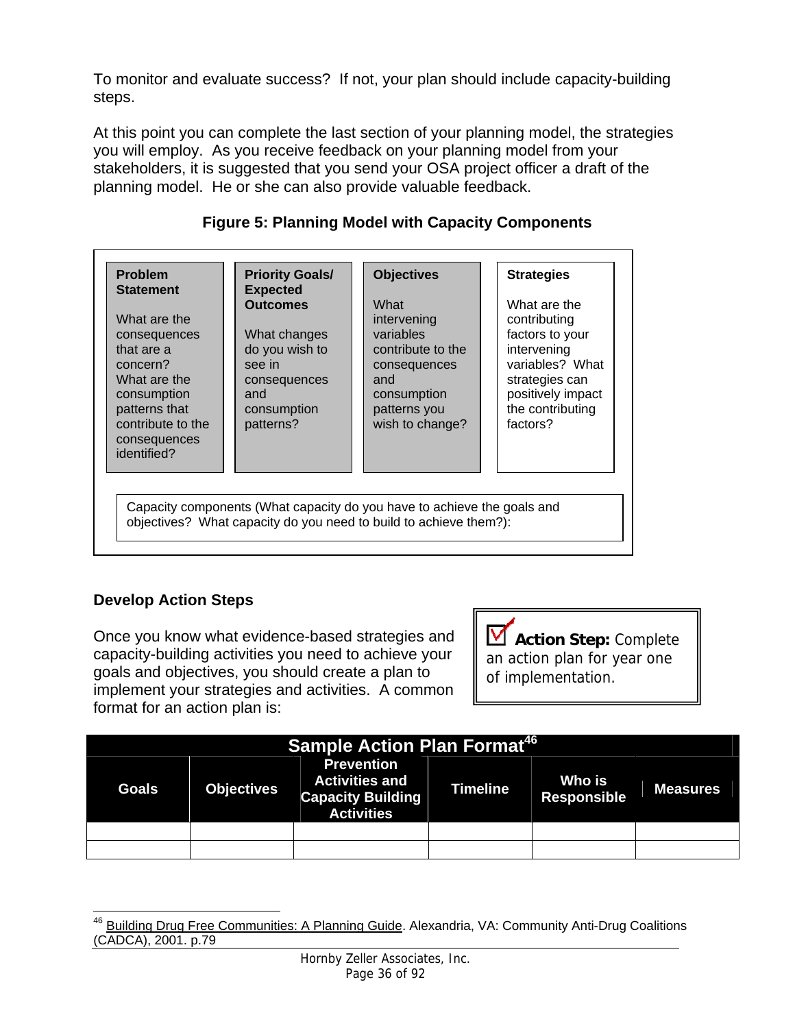To monitor and evaluate success? If not, your plan should include capacity-building steps.

At this point you can complete the last section of your planning model, the strategies you will employ. As you receive feedback on your planning model from your stakeholders, it is suggested that you send your OSA project officer a draft of the planning model. He or she can also provide valuable feedback.

**Figure 5: Planning Model with Capacity Components**

| **Problem Statement** | **Priority Goals/ Expected Outcomes** | **Objectives** | **Strategies** |
|---|---|---|---|
| What are the consequences that are a concern? What are the consumption patterns that contribute to the consequences identified? | What changes do you wish to see in consequences and consumption patterns? | What intervening variables contribute to the consequences and consumption patterns you wish to change? | What are the contributing factors to your intervening variables? What strategies can positively impact the contributing factors? |

Capacity components (What capacity do you have to achieve the goals and objectives? What capacity do you need to build to achieve them?):

## Develop Action Steps

Once you know what evidence-based strategies and capacity-building activities you need to achieve your goals and objectives, you should create a plan to implement your strategies and activities. A common format for an action plan is:

> ☑ **Action Step:** Complete an action plan for year one of implementation.

**Sample Action Plan Format**[46]

| Goals | Objectives | Prevention Activities and Capacity Building Activities | Timeline | Who is Responsible | Measures |
|---|---|---|---|---|---|
| | | | | | |
| | | | | | |

---

[46] Building Drug Free Communities: A Planning Guide. Alexandria, VA: Community Anti-Drug Coalitions (CADCA), 2001. p.79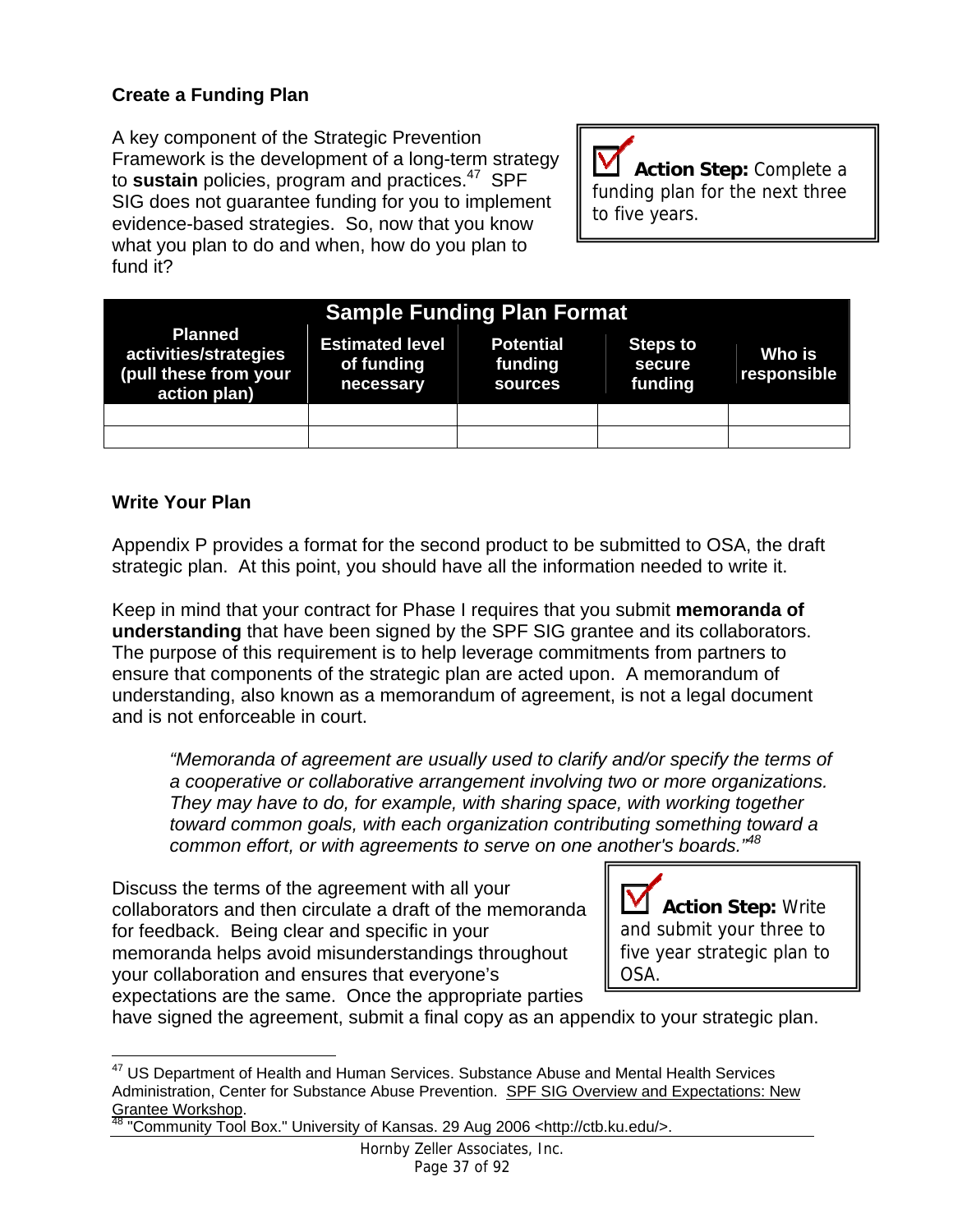### Create a Funding Plan

A key component of the Strategic Prevention Framework is the development of a long-term strategy to **sustain** policies, program and practices.[47] SPF SIG does not guarantee funding for you to implement evidence-based strategies. So, now that you know what you plan to do and when, how do you plan to fund it?

> ☑ **Action Step:** Complete a funding plan for the next three to five years.

**Sample Funding Plan Format**

| Planned activities/strategies (pull these from your action plan) | Estimated level of funding necessary | Potential funding sources | Steps to secure funding | Who is responsible |
|---|---|---|---|---|
| | | | | |
| | | | | |

### Write Your Plan

Appendix P provides a format for the second product to be submitted to OSA, the draft strategic plan. At this point, you should have all the information needed to write it.

Keep in mind that your contract for Phase I requires that you submit **memoranda of understanding** that have been signed by the SPF SIG grantee and its collaborators. The purpose of this requirement is to help leverage commitments from partners to ensure that components of the strategic plan are acted upon. A memorandum of understanding, also known as a memorandum of agreement, is not a legal document and is not enforceable in court.

> *"Memoranda of agreement are usually used to clarify and/or specify the terms of a cooperative or collaborative arrangement involving two or more organizations. They may have to do, for example, with sharing space, with working together toward common goals, with each organization contributing something toward a common effort, or with agreements to serve on one another's boards."*[48]

> ☑ **Action Step:** Write and submit your three to five year strategic plan to OSA.

Discuss the terms of the agreement with all your collaborators and then circulate a draft of the memoranda for feedback. Being clear and specific in your memoranda helps avoid misunderstandings throughout your collaboration and ensures that everyone's expectations are the same. Once the appropriate parties have signed the agreement, submit a final copy as an appendix to your strategic plan.

---

[47] US Department of Health and Human Services. Substance Abuse and Mental Health Services Administration, Center for Substance Abuse Prevention. SPF SIG Overview and Expectations: New Grantee Workshop.

[48] "Community Tool Box." University of Kansas. 29 Aug 2006 <http://ctb.ku.edu/>.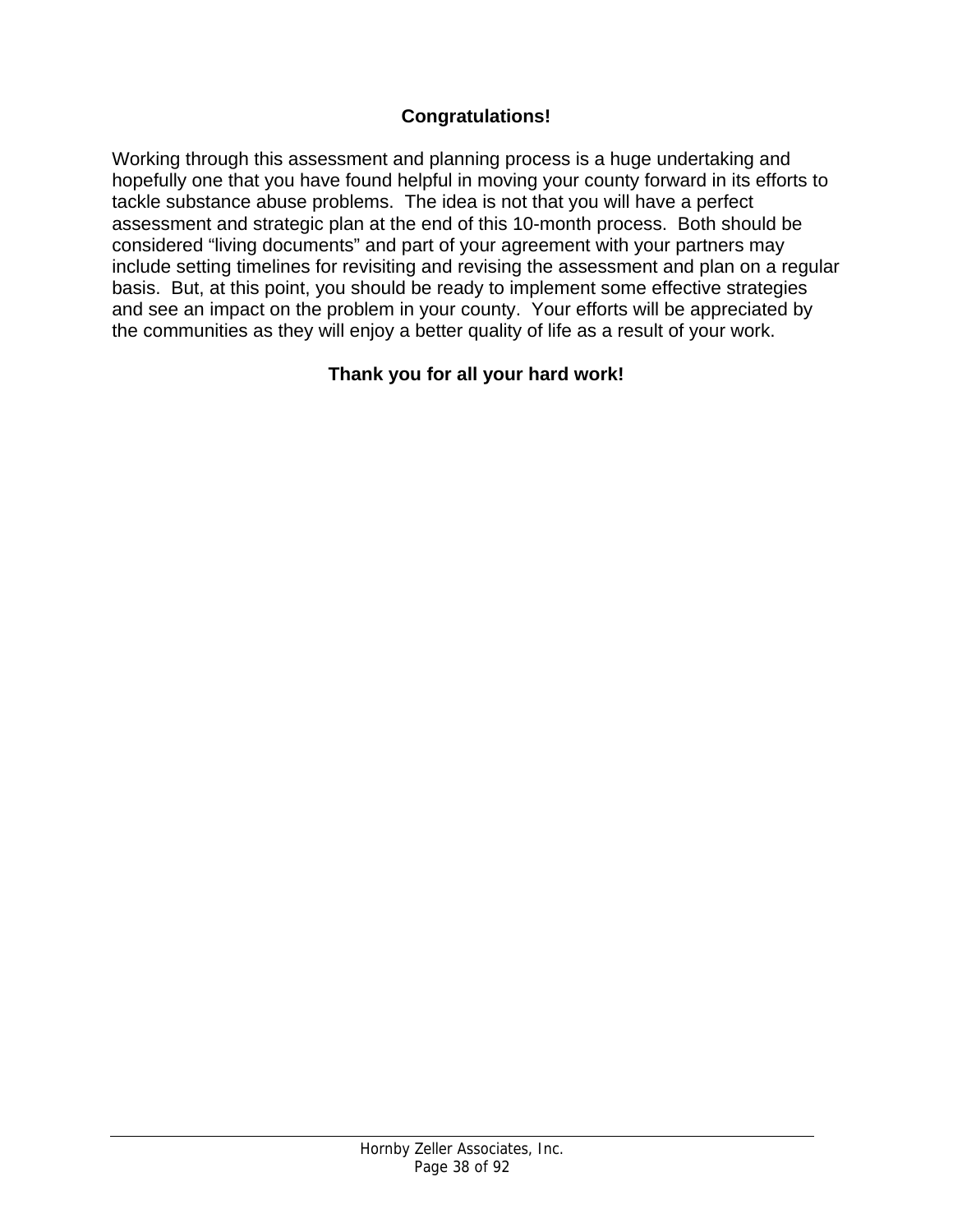**Congratulations!**

Working through this assessment and planning process is a huge undertaking and hopefully one that you have found helpful in moving your county forward in its efforts to tackle substance abuse problems. The idea is not that you will have a perfect assessment and strategic plan at the end of this 10-month process. Both should be considered “living documents” and part of your agreement with your partners may include setting timelines for revisiting and revising the assessment and plan on a regular basis. But, at this point, you should be ready to implement some effective strategies and see an impact on the problem in your county. Your efforts will be appreciated by the communities as they will enjoy a better quality of life as a result of your work.

**Thank you for all your hard work!**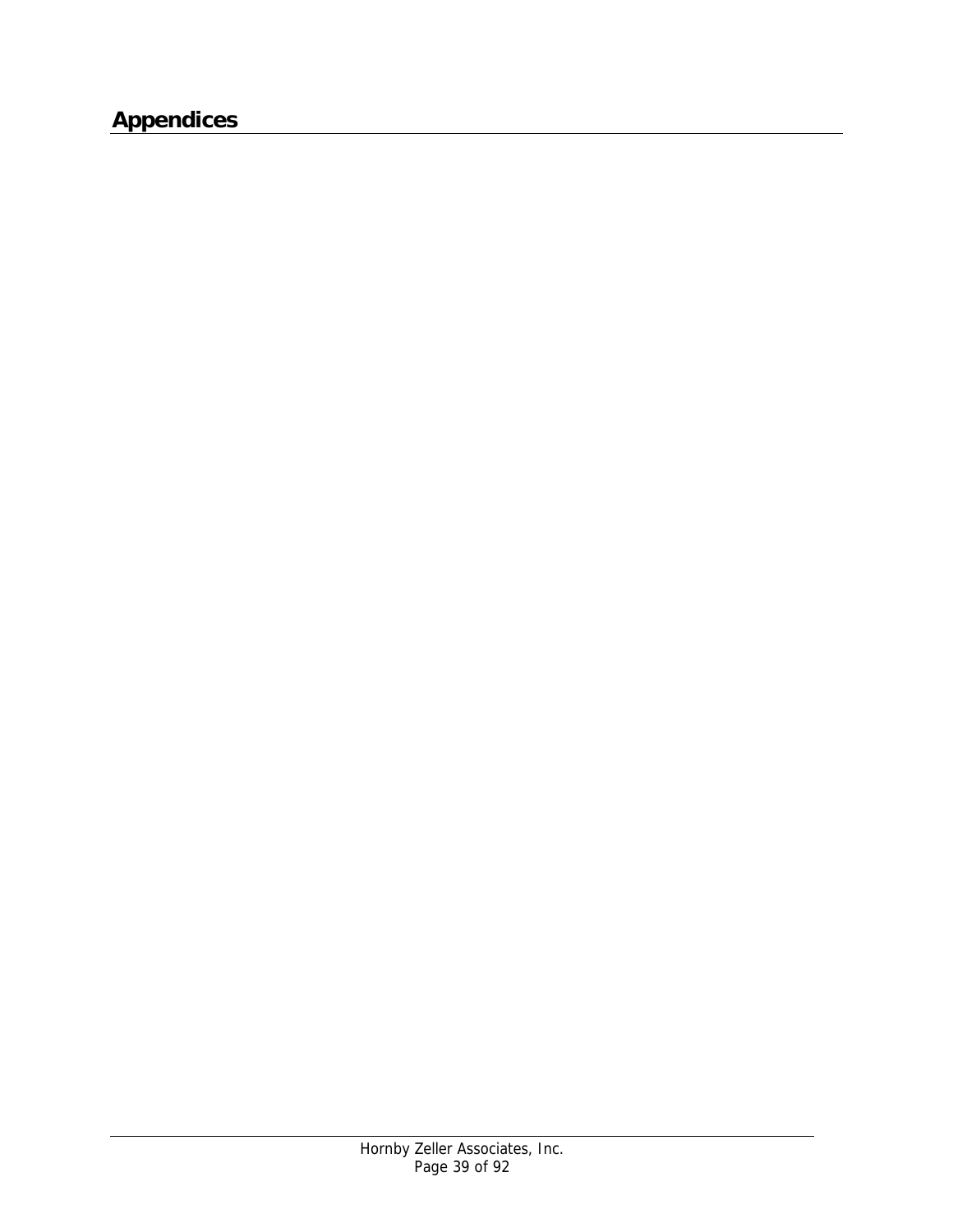# Appendices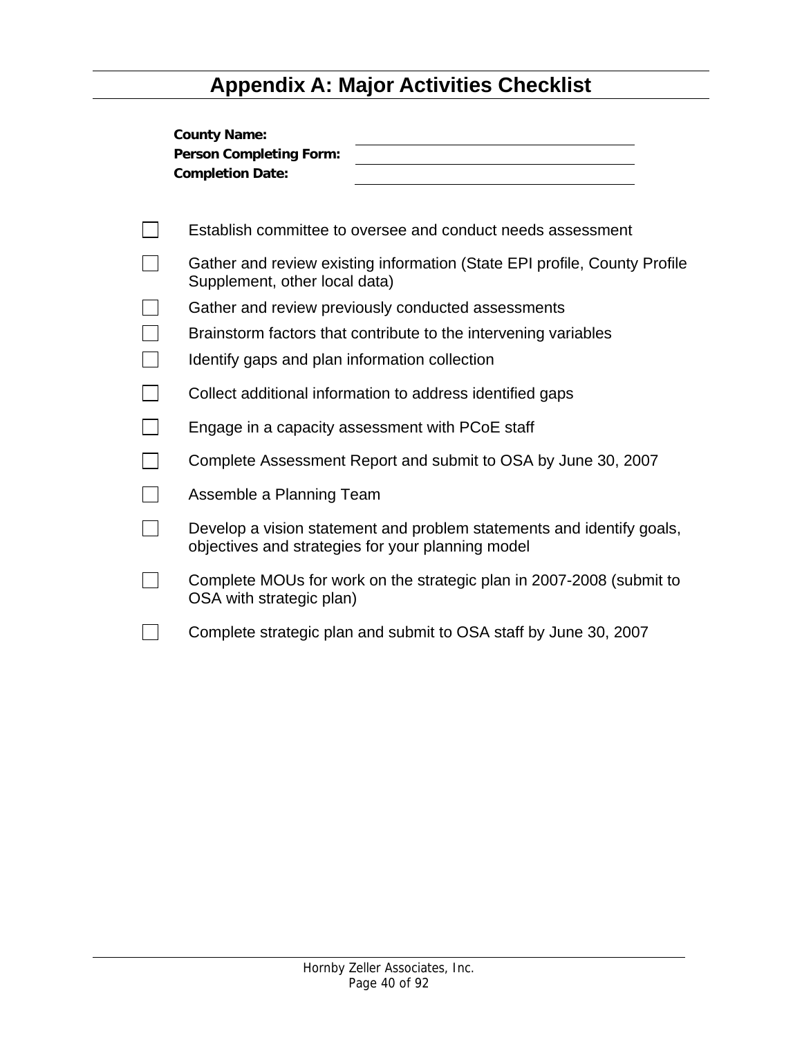# Appendix A: Major Activities Checklist

**County Name:** \_\_\_\_\_\_\_\_\_\_\_\_\_\_\_\_\_\_\_\_\_\_\_\_\_\_\_\_\_\_

**Person Completing Form:** \_\_\_\_\_\_\_\_\_\_\_\_\_\_\_\_\_\_\_\_\_\_\_\_\_\_\_\_\_\_

**Completion Date:** \_\_\_\_\_\_\_\_\_\_\_\_\_\_\_\_\_\_\_\_\_\_\_\_\_\_\_\_\_\_

- [ ] Establish committee to oversee and conduct needs assessment
- [ ] Gather and review existing information (State EPI profile, County Profile Supplement, other local data)
- [ ] Gather and review previously conducted assessments
- [ ] Brainstorm factors that contribute to the intervening variables
- [ ] Identify gaps and plan information collection
- [ ] Collect additional information to address identified gaps
- [ ] Engage in a capacity assessment with PCoE staff
- [ ] Complete Assessment Report and submit to OSA by June 30, 2007
- [ ] Assemble a Planning Team
- [ ] Develop a vision statement and problem statements and identify goals, objectives and strategies for your planning model
- [ ] Complete MOUs for work on the strategic plan in 2007-2008 (submit to OSA with strategic plan)
- [ ] Complete strategic plan and submit to OSA staff by June 30, 2007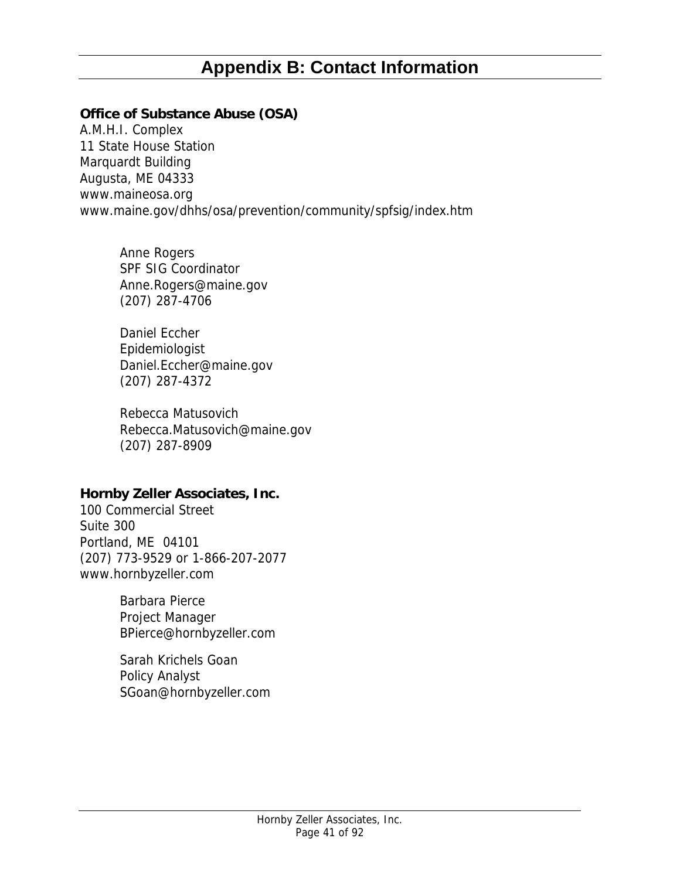# Appendix B: Contact Information

**Office of Substance Abuse (OSA)**
A.M.H.I. Complex
11 State House Station
Marquardt Building
Augusta, ME 04333
www.maineosa.org
www.maine.gov/dhhs/osa/prevention/community/spfsig/index.htm

> Anne Rogers
> SPF SIG Coordinator
> Anne.Rogers@maine.gov
> (207) 287-4706
>
> Daniel Eccher
> Epidemiologist
> Daniel.Eccher@maine.gov
> (207) 287-4372
>
> Rebecca Matusovich
> Rebecca.Matusovich@maine.gov
> (207) 287-8909

**Hornby Zeller Associates, Inc.**
100 Commercial Street
Suite 300
Portland, ME 04101
(207) 773-9529 or 1-866-207-2077
www.hornbyzeller.com

> Barbara Pierce
> Project Manager
> BPierce@hornbyzeller.com
>
> Sarah Krichels Goan
> Policy Analyst
> SGoan@hornbyzeller.com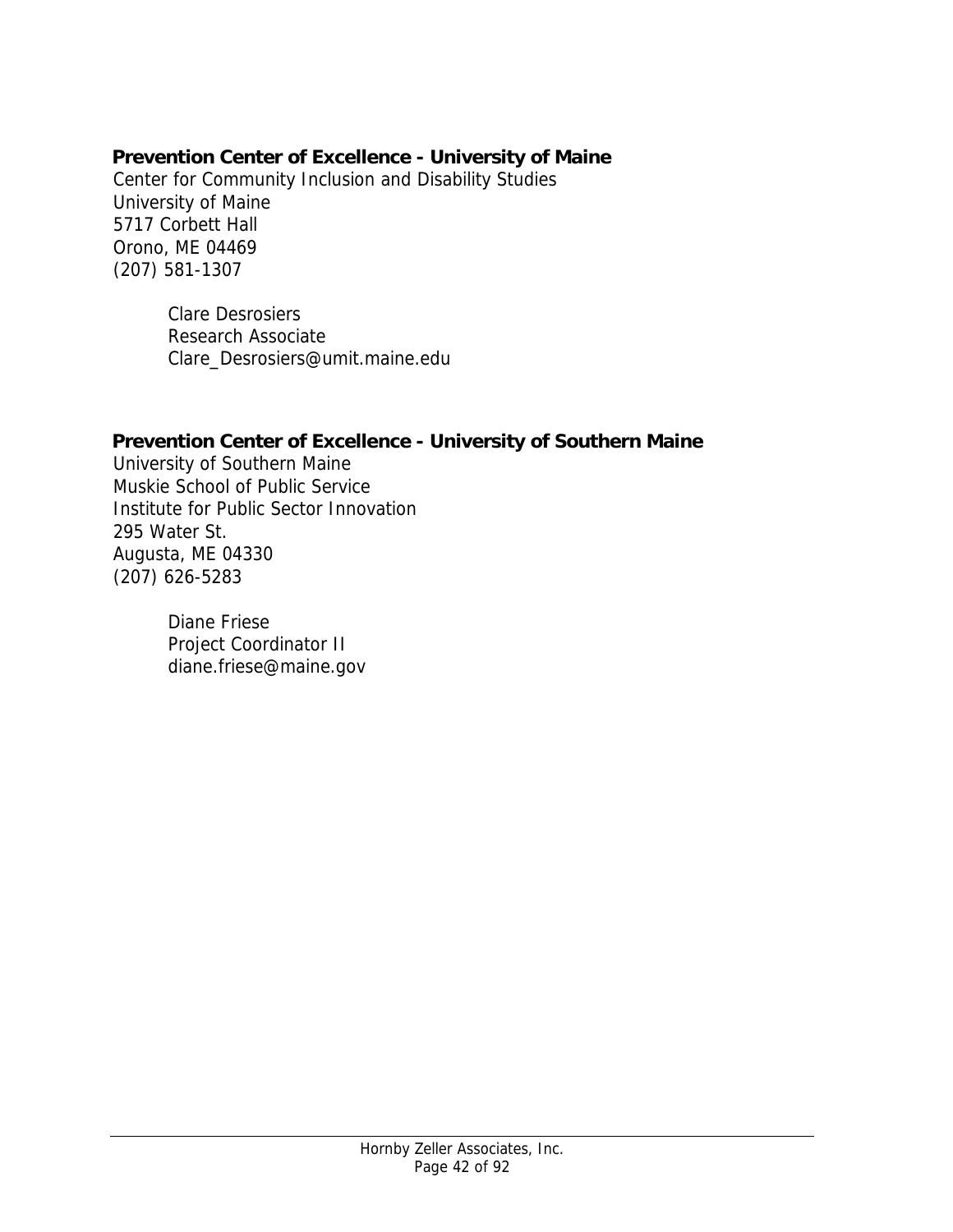**Prevention Center of Excellence - University of Maine**

Center for Community Inclusion and Disability Studies
University of Maine
5717 Corbett Hall
Orono, ME 04469
(207) 581-1307

> Clare Desrosiers
> Research Associate
> Clare_Desrosiers@umit.maine.edu

**Prevention Center of Excellence - University of Southern Maine**

University of Southern Maine
Muskie School of Public Service
Institute for Public Sector Innovation
295 Water St.
Augusta, ME 04330
(207) 626-5283

> Diane Friese
> Project Coordinator II
> diane.friese@maine.gov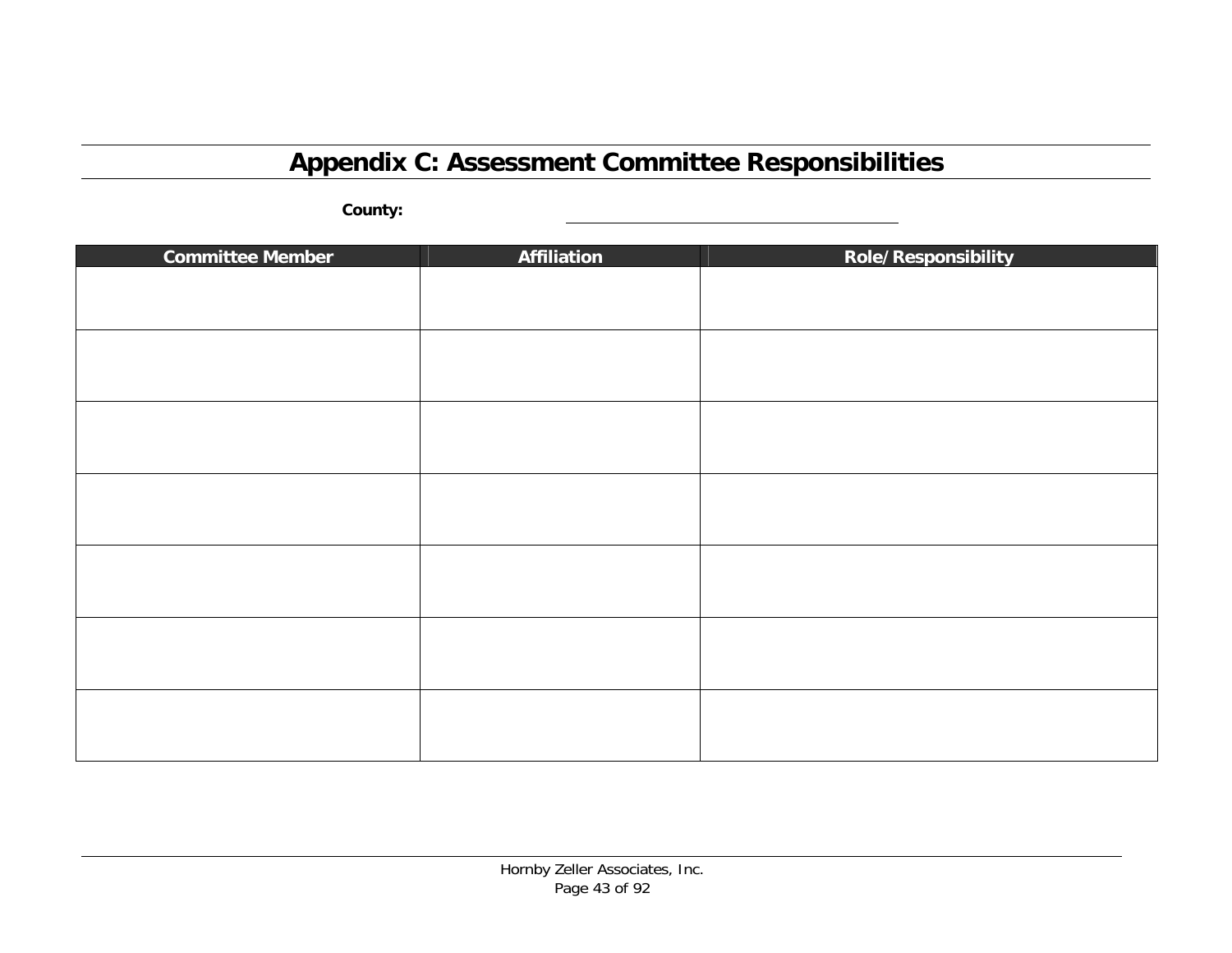# Appendix C: Assessment Committee Responsibilities

**County:** ______________________________

| Committee Member | Affiliation | Role/Responsibility |
|---|---|---|
| | | |
| | | |
| | | |
| | | |
| | | |
| | | |
| | | |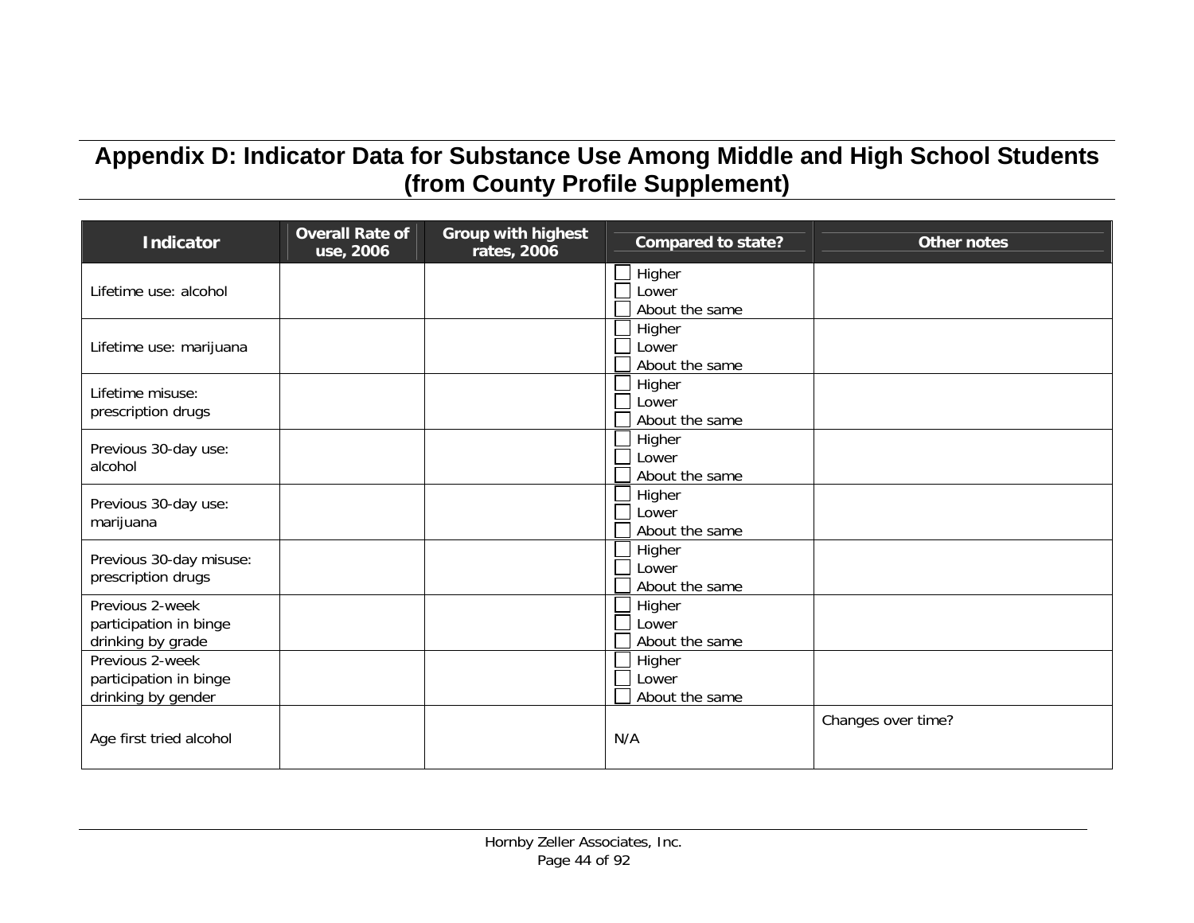# Appendix D: Indicator Data for Substance Use Among Middle and High School Students (from County Profile Supplement)

| Indicator | Overall Rate of use, 2006 | Group with highest rates, 2006 | Compared to state? | Other notes |
|---|---|---|---|---|
| Lifetime use: alcohol | | | ☐ Higher<br>☐ Lower<br>☐ About the same | |
| Lifetime use: marijuana | | | ☐ Higher<br>☐ Lower<br>☐ About the same | |
| Lifetime misuse: prescription drugs | | | ☐ Higher<br>☐ Lower<br>☐ About the same | |
| Previous 30-day use: alcohol | | | ☐ Higher<br>☐ Lower<br>☐ About the same | |
| Previous 30-day use: marijuana | | | ☐ Higher<br>☐ Lower<br>☐ About the same | |
| Previous 30-day misuse: prescription drugs | | | ☐ Higher<br>☐ Lower<br>☐ About the same | |
| Previous 2-week participation in binge drinking by grade | | | ☐ Higher<br>☐ Lower<br>☐ About the same | |
| Previous 2-week participation in binge drinking by gender | | | ☐ Higher<br>☐ Lower<br>☐ About the same | |
| Age first tried alcohol | | | N/A | Changes over time? |

Hornby Zeller Associates, Inc.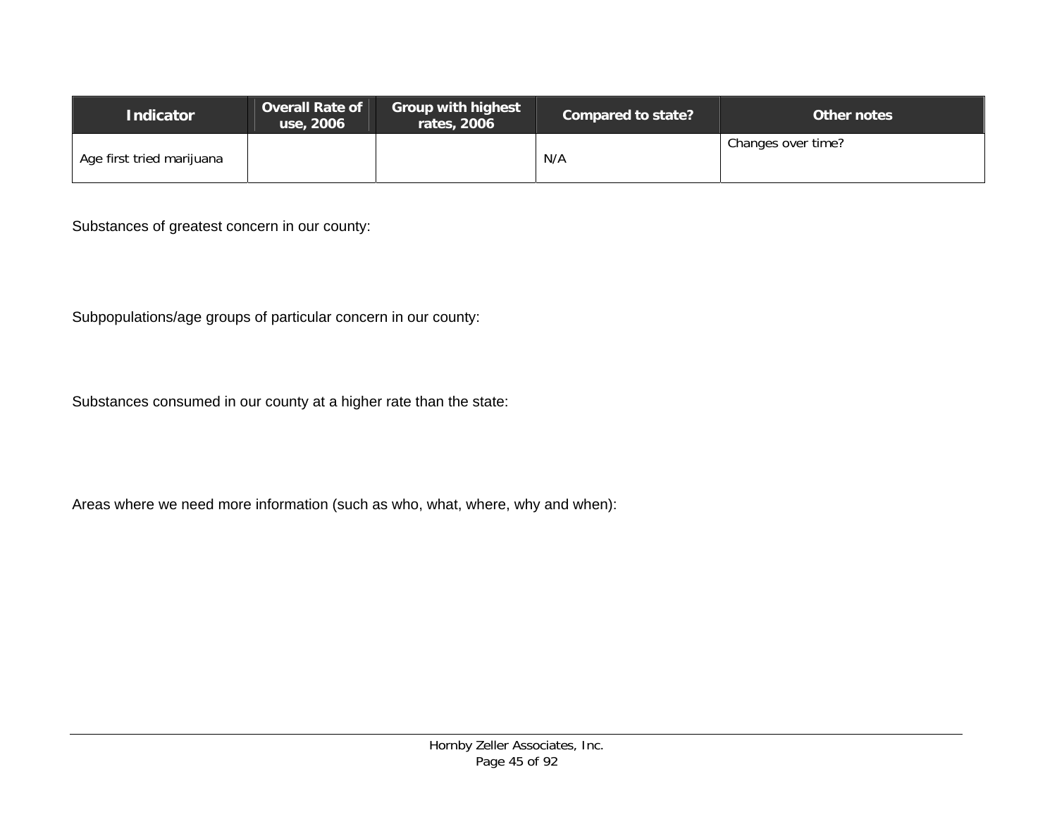| Indicator | Overall Rate of use, 2006 | Group with highest rates, 2006 | Compared to state? | Other notes |
|---|---|---|---|---|
| Age first tried marijuana | | | N/A | Changes over time? |

Substances of greatest concern in our county:

Subpopulations/age groups of particular concern in our county:

Substances consumed in our county at a higher rate than the state:

Areas where we need more information (such as who, what, where, why and when):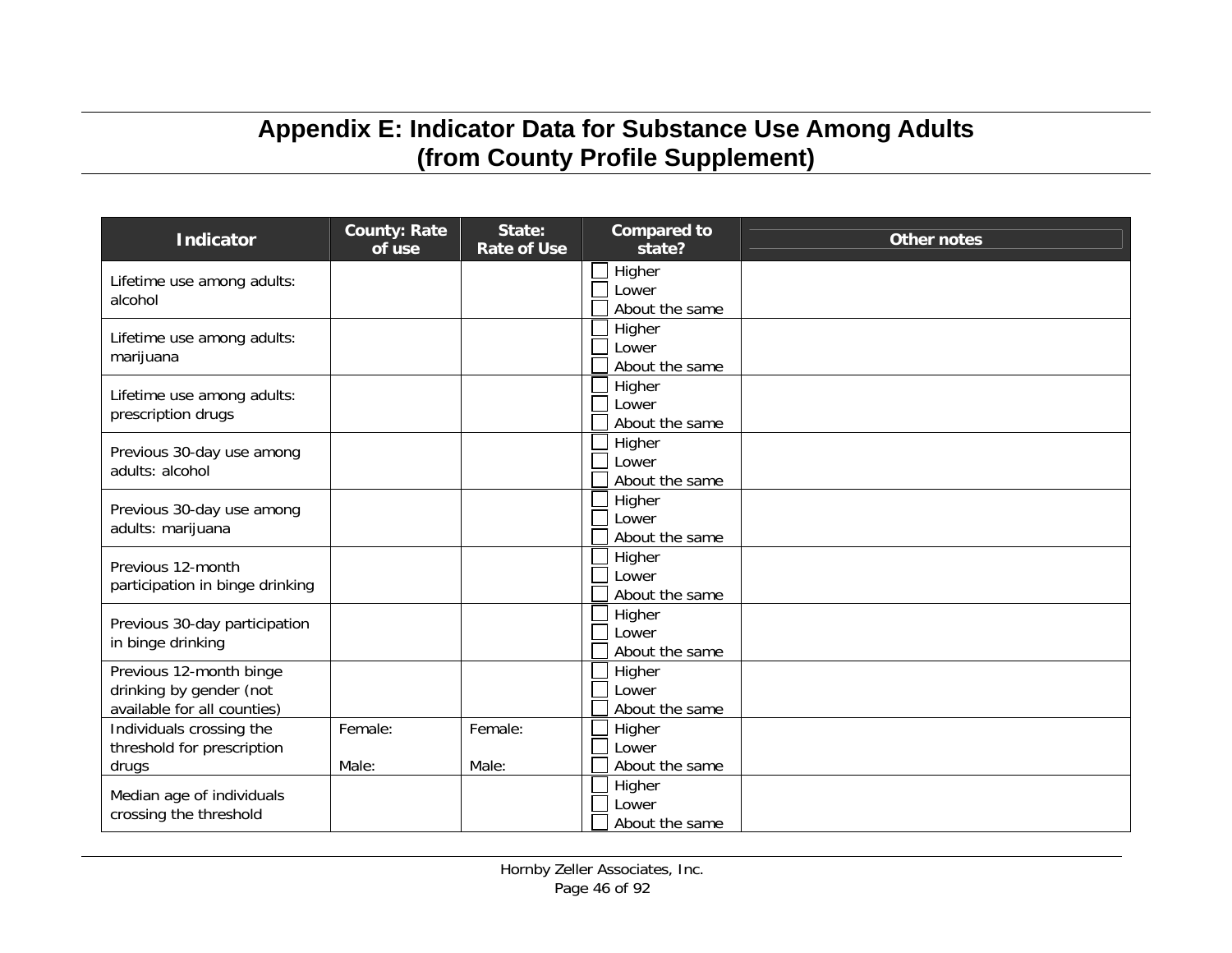# Appendix E: Indicator Data for Substance Use Among Adults (from County Profile Supplement)

| Indicator | County: Rate of use | State: Rate of Use | Compared to state? | Other notes |
|---|---|---|---|---|
| Lifetime use among adults: alcohol | | | ☐ Higher<br>☐ Lower<br>☐ About the same | |
| Lifetime use among adults: marijuana | | | ☐ Higher<br>☐ Lower<br>☐ About the same | |
| Lifetime use among adults: prescription drugs | | | ☐ Higher<br>☐ Lower<br>☐ About the same | |
| Previous 30-day use among adults: alcohol | | | ☐ Higher<br>☐ Lower<br>☐ About the same | |
| Previous 30-day use among adults: marijuana | | | ☐ Higher<br>☐ Lower<br>☐ About the same | |
| Previous 12-month participation in binge drinking | | | ☐ Higher<br>☐ Lower<br>☐ About the same | |
| Previous 30-day participation in binge drinking | | | ☐ Higher<br>☐ Lower<br>☐ About the same | |
| Previous 12-month binge drinking by gender (not available for all counties) | | | ☐ Higher<br>☐ Lower<br>☐ About the same | |
| Individuals crossing the threshold for prescription drugs | Female:<br><br>Male: | Female:<br><br>Male: | ☐ Higher<br>☐ Lower<br>☐ About the same | |
| Median age of individuals crossing the threshold | | | ☐ Higher<br>☐ Lower<br>☐ About the same | |

Hornby Zeller Associates, Inc.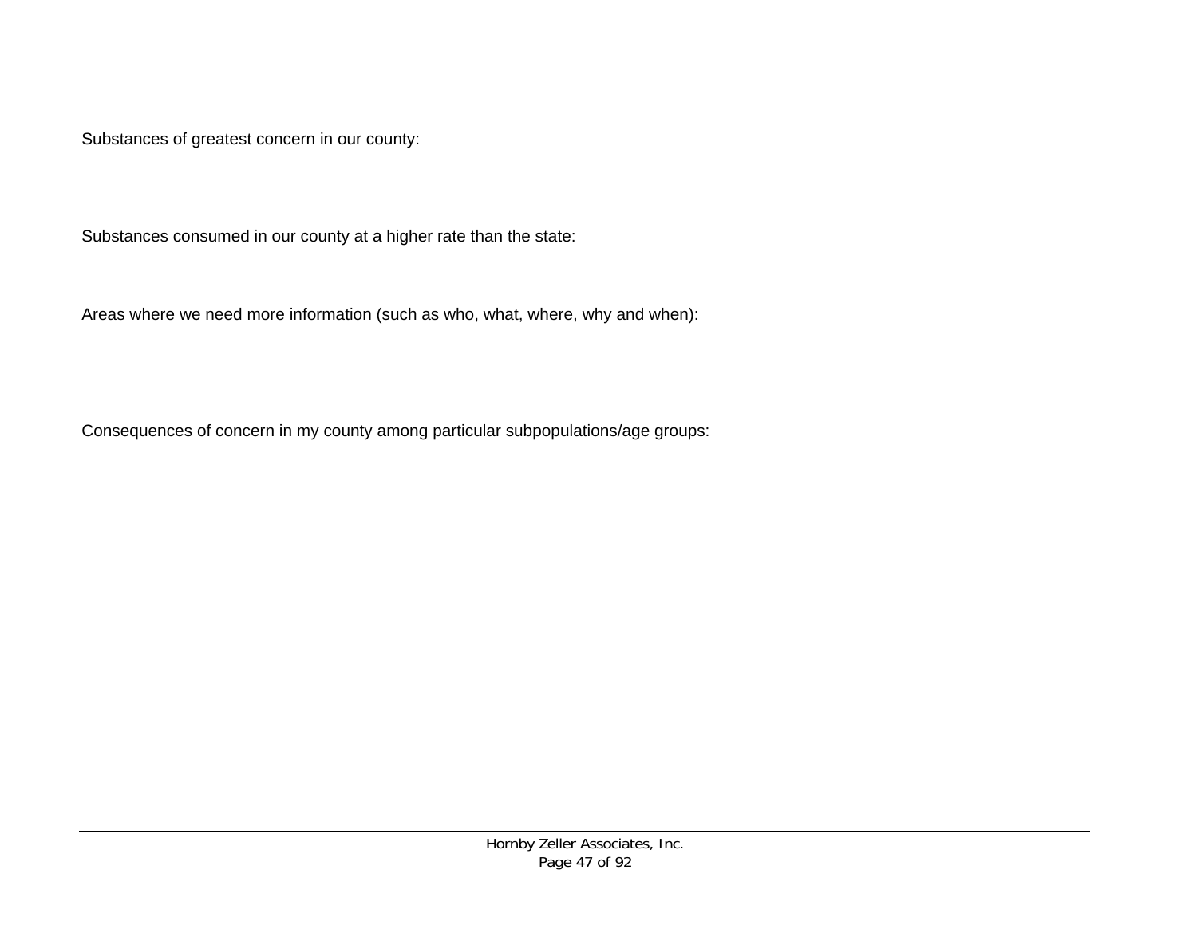Substances of greatest concern in our county:

Substances consumed in our county at a higher rate than the state:

Areas where we need more information (such as who, what, where, why and when):

Consequences of concern in my county among particular subpopulations/age groups: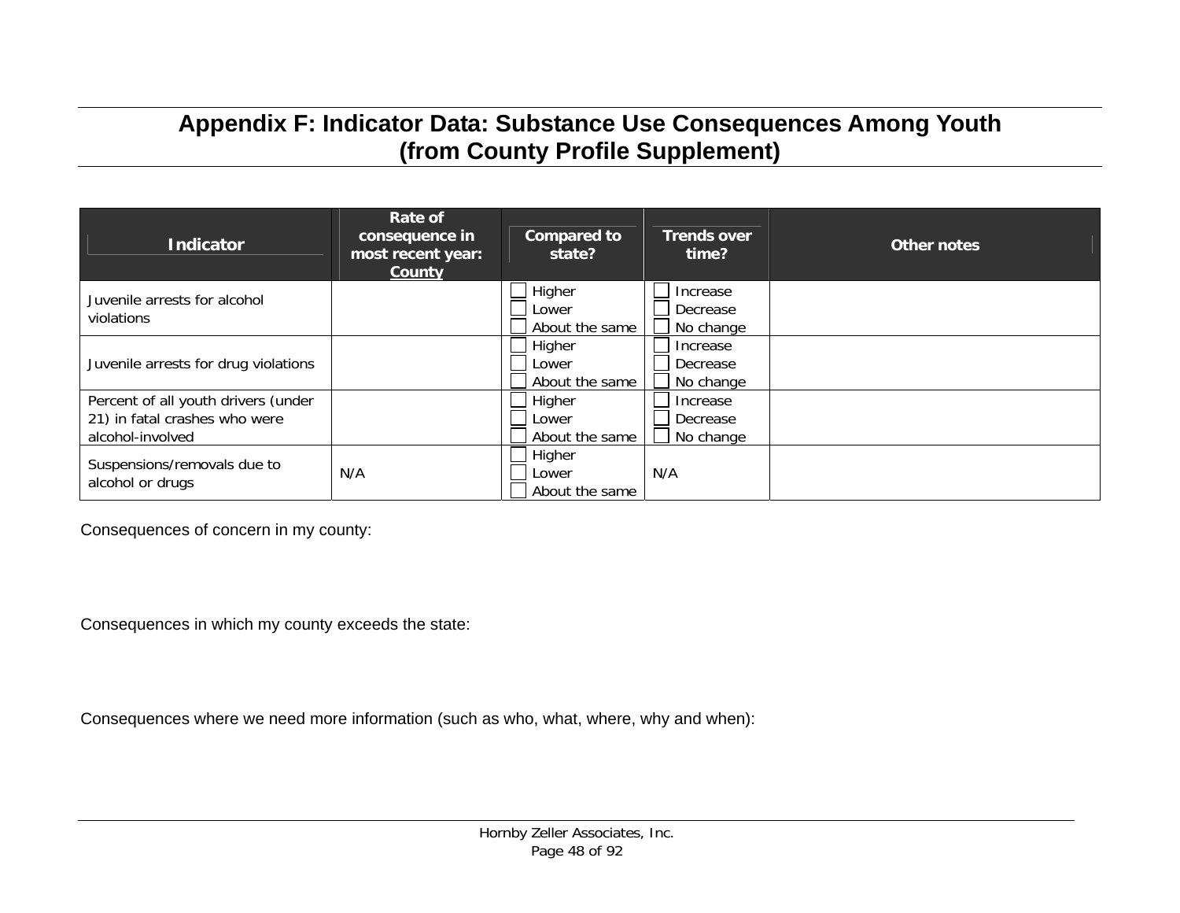# Appendix F: Indicator Data: Substance Use Consequences Among Youth (from County Profile Supplement)

| Indicator | Rate of consequence in most recent year: County | Compared to state? | Trends over time? | Other notes |
|---|---|---|---|---|
| Juvenile arrests for alcohol violations | | ☐ Higher ☐ Lower ☐ About the same | ☐ Increase ☐ Decrease ☐ No change | |
| Juvenile arrests for drug violations | | ☐ Higher ☐ Lower ☐ About the same | ☐ Increase ☐ Decrease ☐ No change | |
| Percent of all youth drivers (under 21) in fatal crashes who were alcohol-involved | | ☐ Higher ☐ Lower ☐ About the same | ☐ Increase ☐ Decrease ☐ No change | |
| Suspensions/removals due to alcohol or drugs | N/A | ☐ Higher ☐ Lower ☐ About the same | N/A | |

Consequences of concern in my county:

Consequences in which my county exceeds the state:

Consequences where we need more information (such as who, what, where, why and when):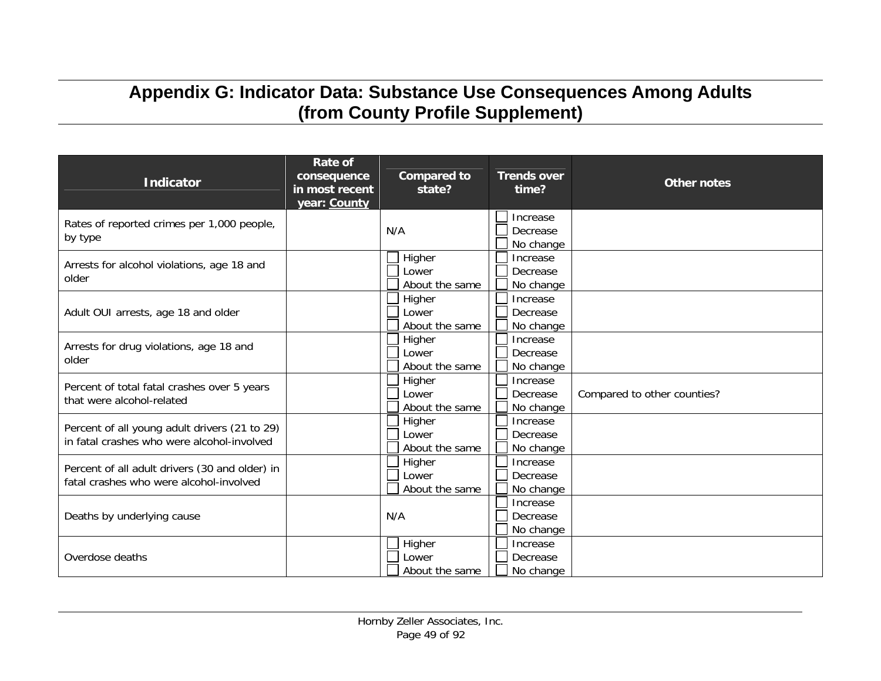# Appendix G: Indicator Data: Substance Use Consequences Among Adults (from County Profile Supplement)

| Indicator | Rate of consequence in most recent year: County | Compared to state? | Trends over time? | Other notes |
|---|---|---|---|---|
| Rates of reported crimes per 1,000 people, by type | | N/A | ☐ Increase ☐ Decrease ☐ No change | |
| Arrests for alcohol violations, age 18 and older | | ☐ Higher ☐ Lower ☐ About the same | ☐ Increase ☐ Decrease ☐ No change | |
| Adult OUI arrests, age 18 and older | | ☐ Higher ☐ Lower ☐ About the same | ☐ Increase ☐ Decrease ☐ No change | |
| Arrests for drug violations, age 18 and older | | ☐ Higher ☐ Lower ☐ About the same | ☐ Increase ☐ Decrease ☐ No change | |
| Percent of total fatal crashes over 5 years that were alcohol-related | | ☐ Higher ☐ Lower ☐ About the same | ☐ Increase ☐ Decrease ☐ No change | Compared to other counties? |
| Percent of all young adult drivers (21 to 29) in fatal crashes who were alcohol-involved | | ☐ Higher ☐ Lower ☐ About the same | ☐ Increase ☐ Decrease ☐ No change | |
| Percent of all adult drivers (30 and older) in fatal crashes who were alcohol-involved | | ☐ Higher ☐ Lower ☐ About the same | ☐ Increase ☐ Decrease ☐ No change | |
| Deaths by underlying cause | | N/A | ☐ Increase ☐ Decrease ☐ No change | |
| Overdose deaths | | ☐ Higher ☐ Lower ☐ About the same | ☐ Increase ☐ Decrease ☐ No change | |

Hornby Zeller Associates, Inc.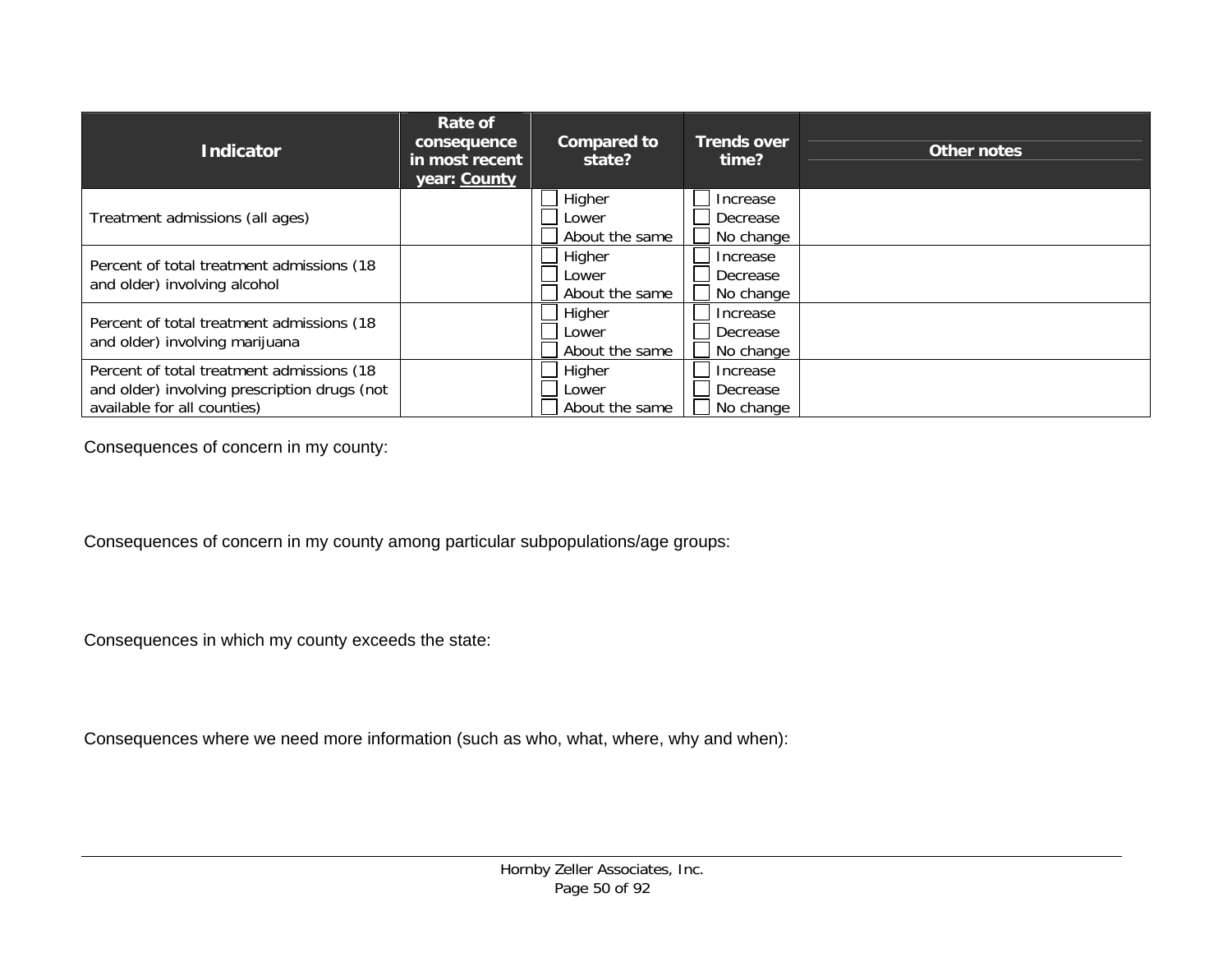| Indicator | Rate of consequence in most recent year: County | Compared to state? | Trends over time? | Other notes |
|---|---|---|---|---|
| Treatment admissions (all ages) | | ☐ Higher<br>☐ Lower<br>☐ About the same | ☐ Increase<br>☐ Decrease<br>☐ No change | |
| Percent of total treatment admissions (18 and older) involving alcohol | | ☐ Higher<br>☐ Lower<br>☐ About the same | ☐ Increase<br>☐ Decrease<br>☐ No change | |
| Percent of total treatment admissions (18 and older) involving marijuana | | ☐ Higher<br>☐ Lower<br>☐ About the same | ☐ Increase<br>☐ Decrease<br>☐ No change | |
| Percent of total treatment admissions (18 and older) involving prescription drugs (not available for all counties) | | ☐ Higher<br>☐ Lower<br>☐ About the same | ☐ Increase<br>☐ Decrease<br>☐ No change | |

Consequences of concern in my county:

Consequences of concern in my county among particular subpopulations/age groups:

Consequences in which my county exceeds the state:

Consequences where we need more information (such as who, what, where, why and when):

Hornby Zeller Associates, Inc.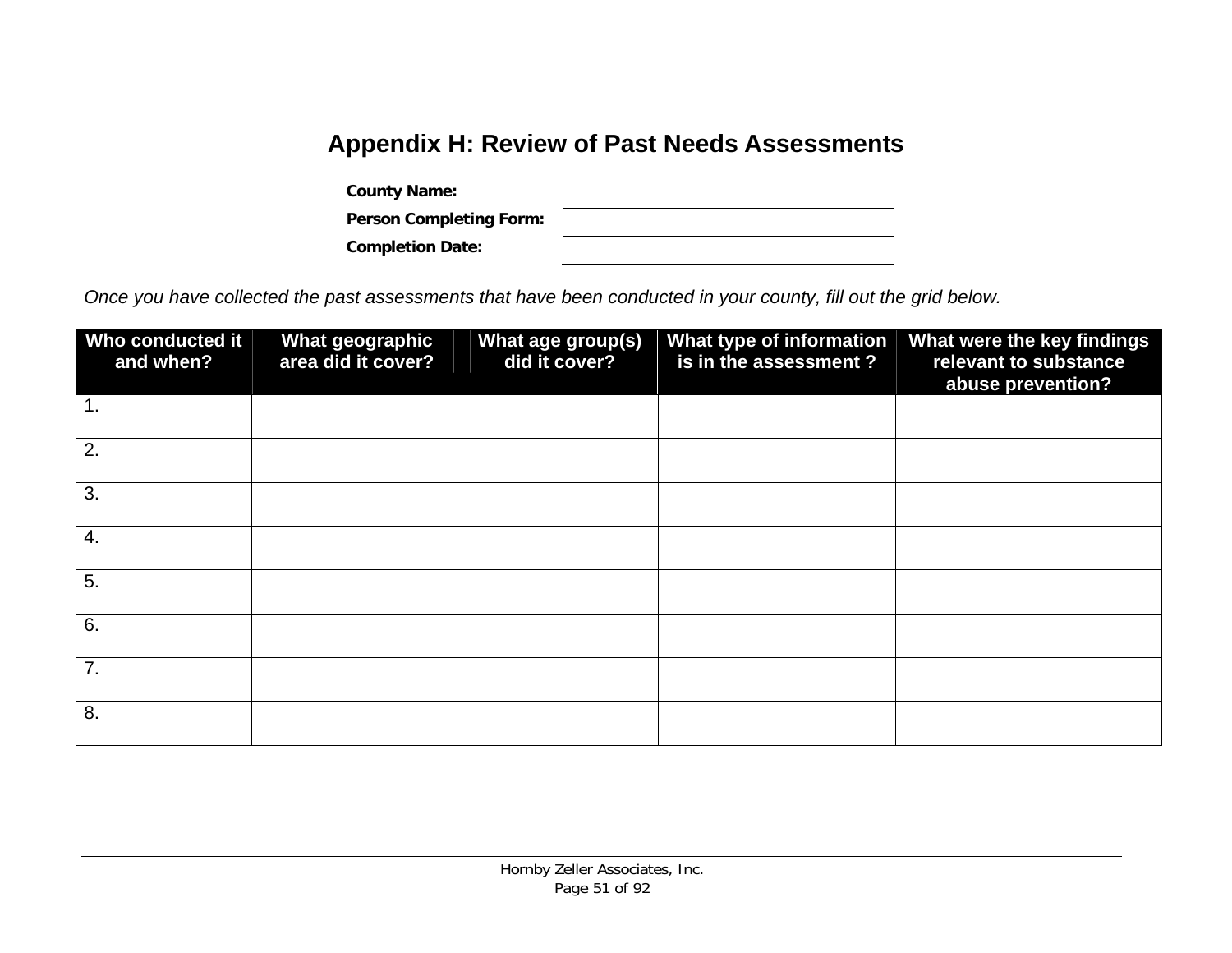# Appendix H: Review of Past Needs Assessments

**County Name:** ______________________

**Person Completing Form:** ______________________

**Completion Date:** ______________________

*Once you have collected the past assessments that have been conducted in your county, fill out the grid below.*

| Who conducted it and when? | What geographic area did it cover? | What age group(s) did it cover? | What type of information is in the assessment ? | What were the key findings relevant to substance abuse prevention? |
|---|---|---|---|---|
| 1. | | | | |
| 2. | | | | |
| 3. | | | | |
| 4. | | | | |
| 5. | | | | |
| 6. | | | | |
| 7. | | | | |
| 8. | | | | |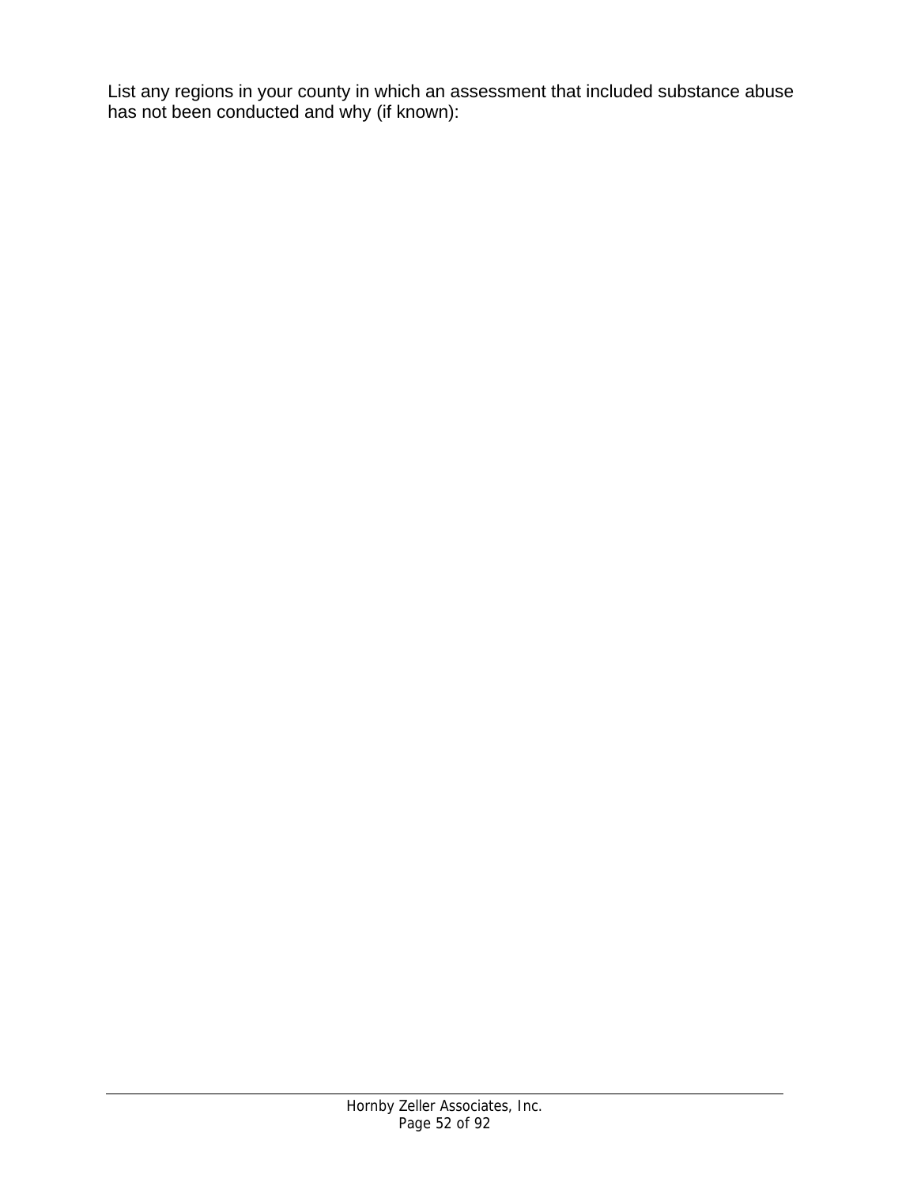List any regions in your county in which an assessment that included substance abuse has not been conducted and why (if known):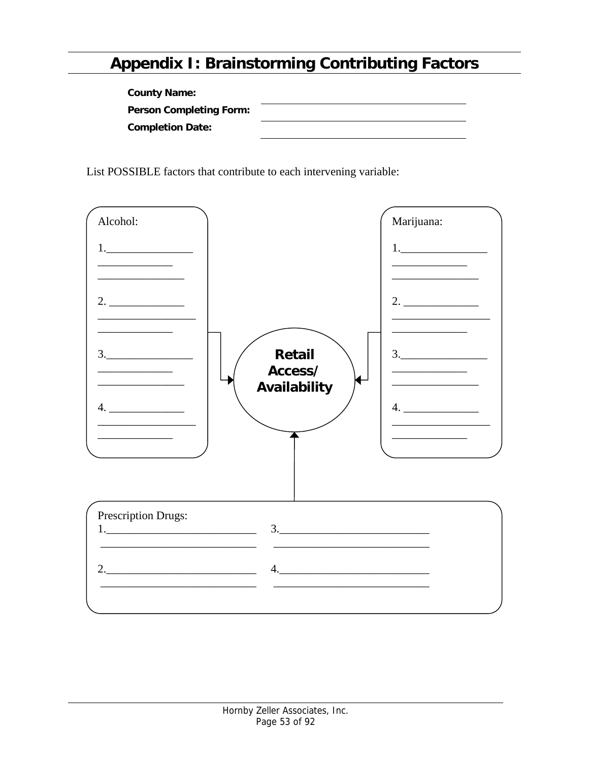# Appendix I: Brainstorming Contributing Factors

**County Name:** ______________________________

**Person Completing Form:** ______________________________

**Completion Date:** ______________________________

List POSSIBLE factors that contribute to each intervening variable:

Alcohol:

1. ________________________________________
2. ________________________________________
3. ________________________________________
4. ________________________________________

Marijuana:

1. ________________________________________
2. ________________________________________
3. ________________________________________
4. ________________________________________

**Retail Access/ Availability**

Prescription Drugs:

1. ________________________________________
2. ________________________________________
3. ________________________________________
4. ________________________________________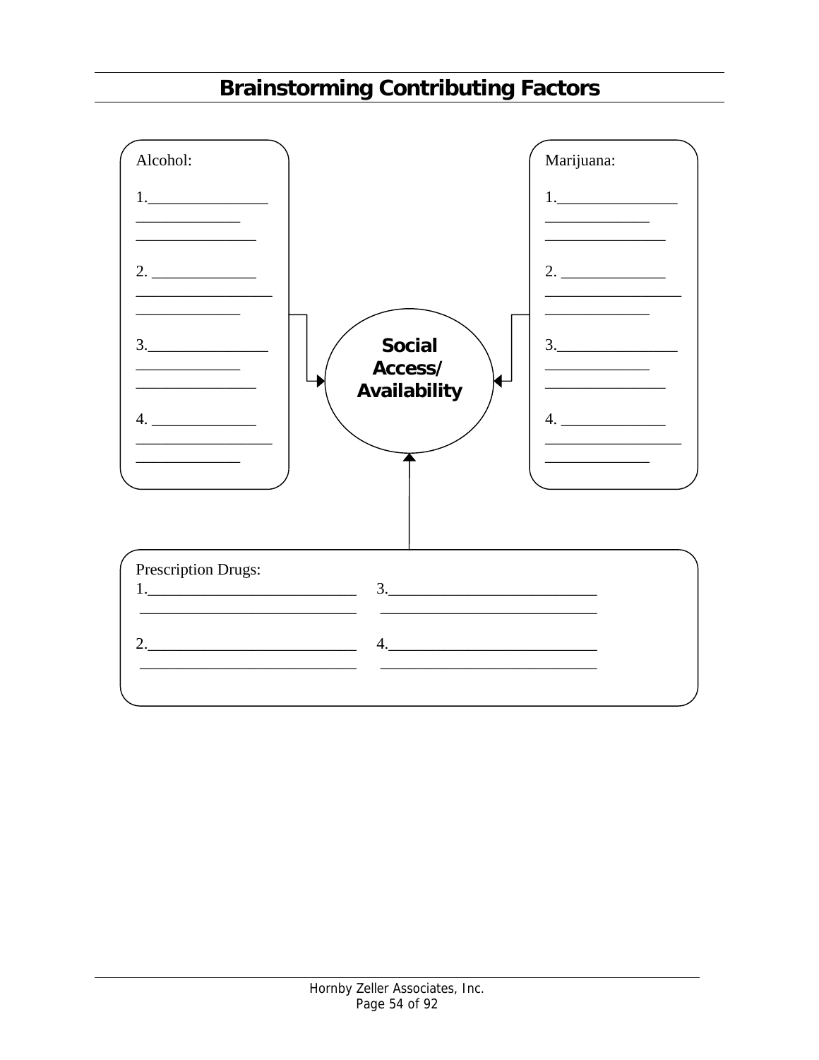# Brainstorming Contributing Factors

Alcohol:

1.________________
______________
________________

2. ______________
__________________
______________

3.________________
______________
________________

4. ______________
__________________
______________

Marijuana:

1.________________
______________
________________

2. ______________
__________________
______________

3.________________
______________
________________

4. ______________
__________________
______________

**Social Access/ Availability**

Prescription Drugs:

1.____________________________
____________________________

2.____________________________
____________________________

3.____________________________
____________________________

4.____________________________
____________________________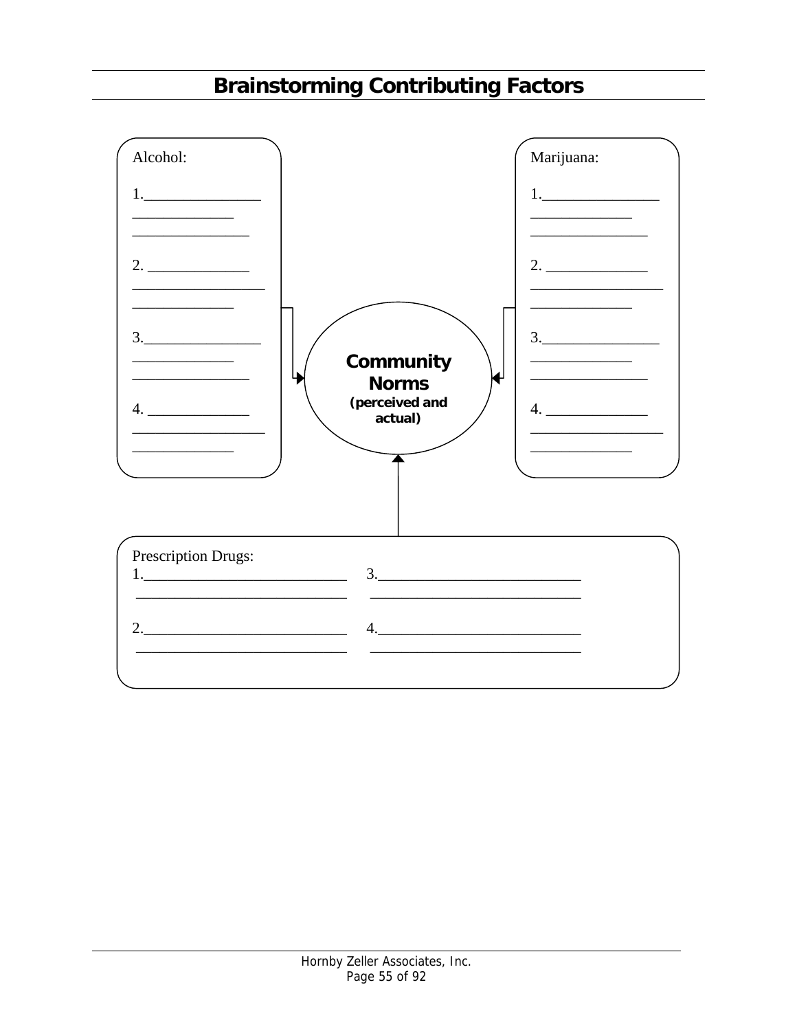# Brainstorming Contributing Factors

Alcohol:

1.________________
______________
________________

2. ______________
__________________
______________

3.________________
______________
________________

4. ______________
__________________
______________

**Community Norms**
**(perceived and actual)**

Marijuana:

1.________________
______________
________________

2. ______________
__________________
______________

3.________________
______________
________________

4. ______________
__________________
______________

Prescription Drugs:

1.____________________________
____________________________

2.____________________________
____________________________

3.____________________________
____________________________

4.____________________________
____________________________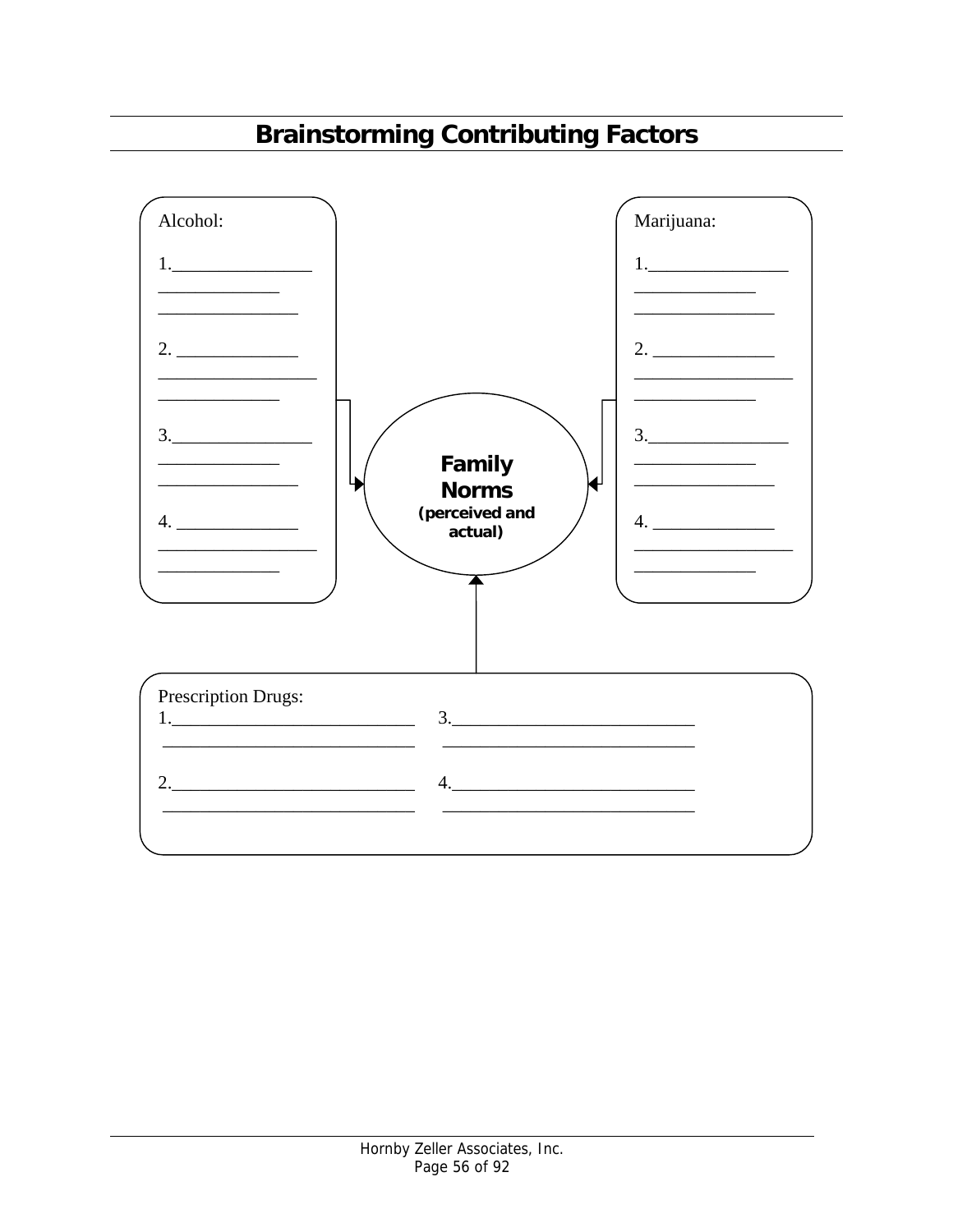## Brainstorming Contributing Factors

Alcohol:

1.________________
______________
________________

2. ______________
__________________
______________

3.________________
______________
________________

4. ______________
__________________
______________

Marijuana:

1.________________
______________
________________

2. ______________
__________________
______________

3.________________
______________
________________

4. ______________
__________________
______________

**Family Norms**
***(perceived and actual)***

Prescription Drugs:

1.____________________________
____________________________

2.____________________________
____________________________

3.____________________________
____________________________

4.____________________________
____________________________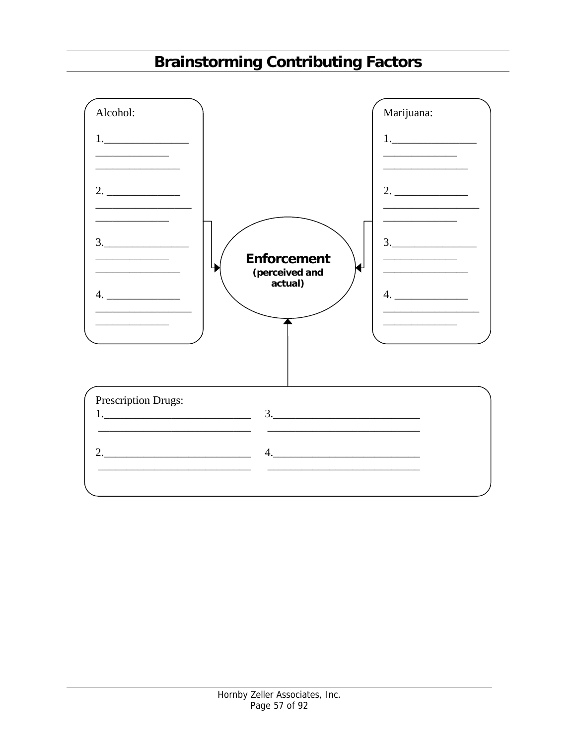# Brainstorming Contributing Factors

Alcohol:

1.________________
______________
________________

2. ______________
__________________
______________

3.________________
______________
________________

4. ______________
__________________
______________

Marijuana:

1.________________
______________
________________

2. ______________
__________________
______________

3.________________
______________
________________

4. ______________
__________________
______________

**Enforcement**
**(perceived and actual)**

Prescription Drugs:

1.____________________________
____________________________

2.____________________________
____________________________

3.____________________________
____________________________

4.____________________________
____________________________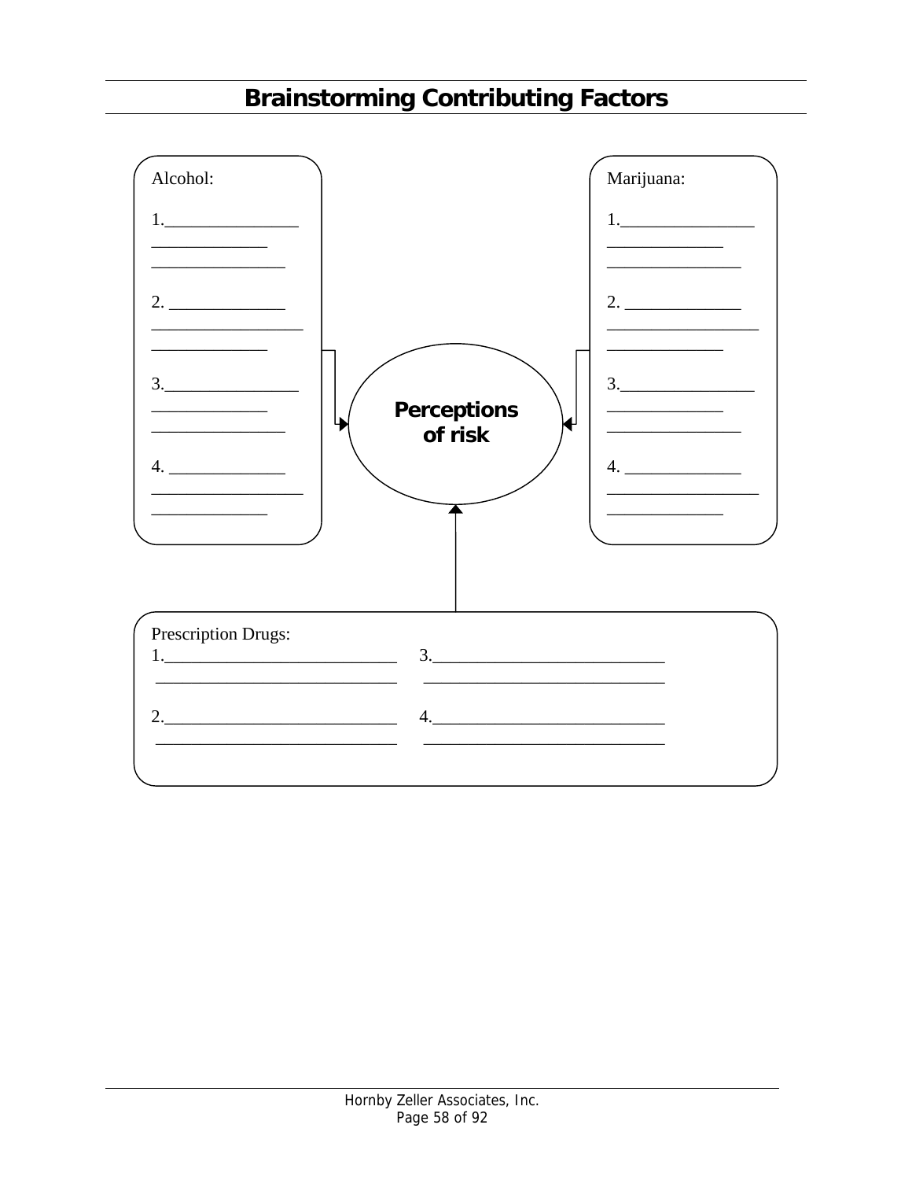# Brainstorming Contributing Factors

**Perceptions of risk**

Alcohol:

1. ________________
________________
________________

2. ________________
________________
________________

3. ________________
________________
________________

4. ________________
________________
________________

Marijuana:

1. ________________
________________
________________

2. ________________
________________
________________

3. ________________
________________
________________

4. ________________
________________
________________

Prescription Drugs:

1. ____________________________
____________________________

2. ____________________________
____________________________

3. ____________________________
____________________________

4. ____________________________
____________________________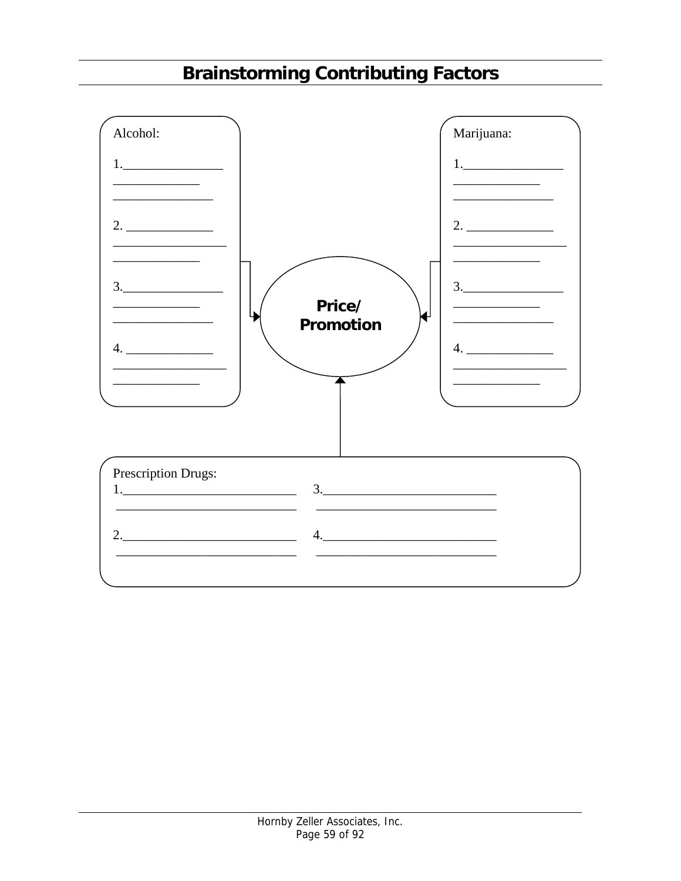# Brainstorming Contributing Factors

Alcohol:

1.________________
______________
________________

2. ______________
__________________
______________

3.________________
______________
________________

4. ______________
__________________
______________

**Price/ Promotion**

Marijuana:

1.________________
______________
________________

2. ______________
__________________
______________

3.________________
______________
________________

4. ______________
__________________
______________

Prescription Drugs:

1.____________________________
____________________________

2.____________________________
____________________________

3.____________________________
____________________________

4.____________________________
____________________________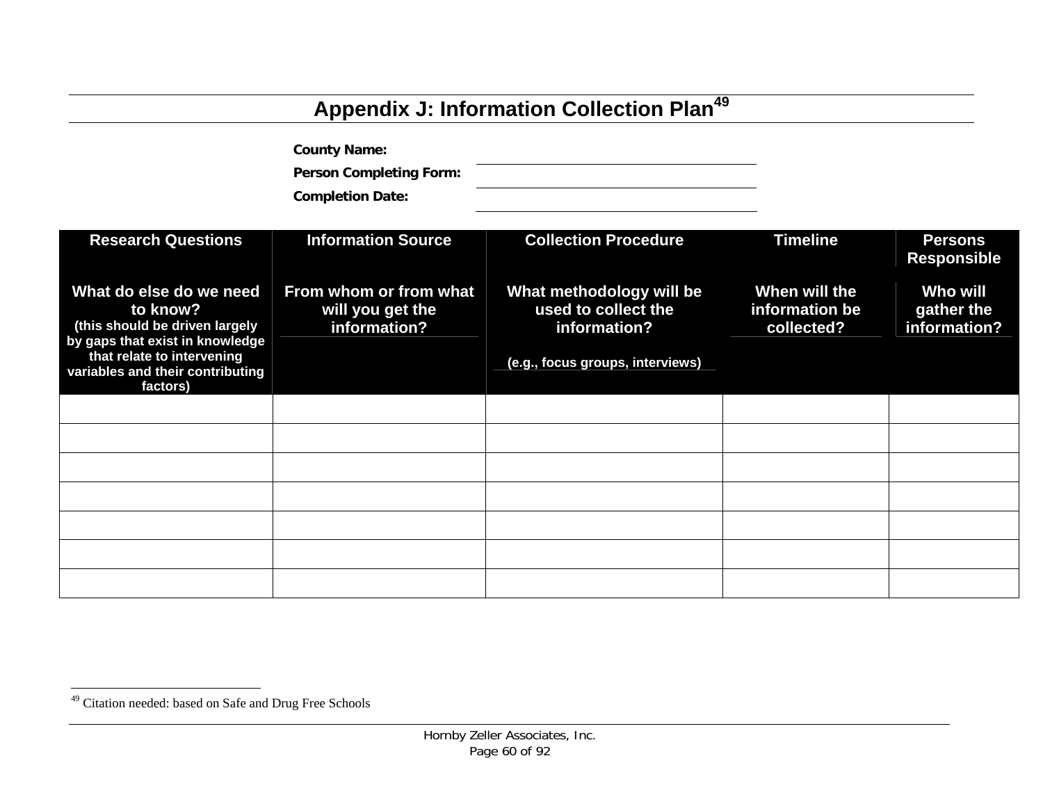# Appendix J: Information Collection Plan[49]

**County Name:** \_\_\_\_\_\_\_\_\_\_\_\_\_\_\_\_\_\_\_\_

**Person Completing Form:** \_\_\_\_\_\_\_\_\_\_\_\_\_\_\_\_\_\_\_\_

**Completion Date:** \_\_\_\_\_\_\_\_\_\_\_\_\_\_\_\_\_\_\_\_

| Research Questions | Information Source | Collection Procedure | Timeline | Persons Responsible |
|---|---|---|---|---|
| **What do else do we need to know?** (this should be driven largely by gaps that exist in knowledge that relate to intervening variables and their contributing factors) | **From whom or from what will you get the information?** | **What methodology will be used to collect the information?** (e.g., focus groups, interviews) | **When will the information be collected?** | **Who will gather the information?** |
| | | | | |
| | | | | |
| | | | | |
| | | | | |
| | | | | |
| | | | | |
| | | | | |

[49] Citation needed: based on Safe and Drug Free Schools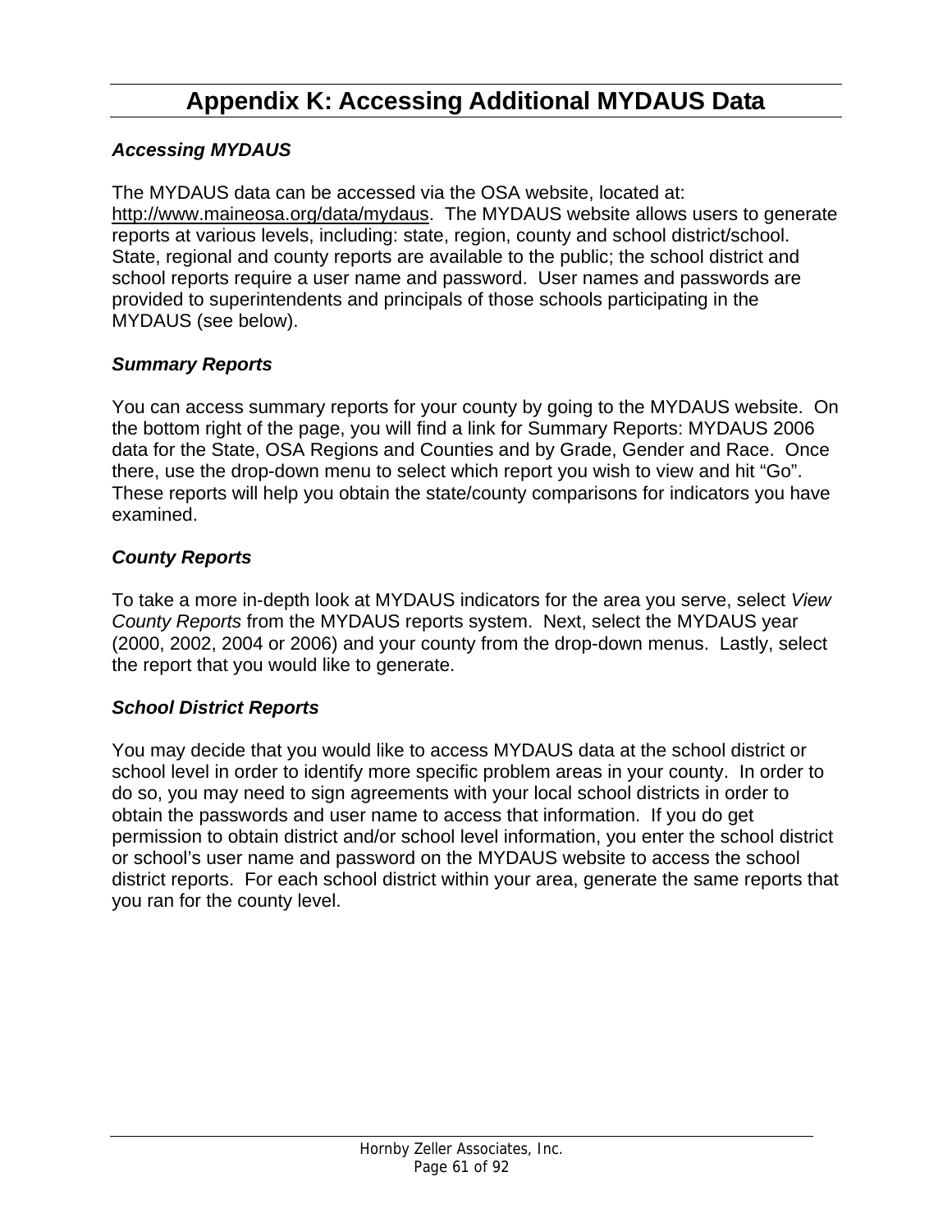# Appendix K: Accessing Additional MYDAUS Data

### *Accessing MYDAUS*

The MYDAUS data can be accessed via the OSA website, located at: http://www.maineosa.org/data/mydaus. The MYDAUS website allows users to generate reports at various levels, including: state, region, county and school district/school. State, regional and county reports are available to the public; the school district and school reports require a user name and password. User names and passwords are provided to superintendents and principals of those schools participating in the MYDAUS (see below).

### *Summary Reports*

You can access summary reports for your county by going to the MYDAUS website. On the bottom right of the page, you will find a link for Summary Reports: MYDAUS 2006 data for the State, OSA Regions and Counties and by Grade, Gender and Race. Once there, use the drop-down menu to select which report you wish to view and hit "Go". These reports will help you obtain the state/county comparisons for indicators you have examined.

### *County Reports*

To take a more in-depth look at MYDAUS indicators for the area you serve, select *View County Reports* from the MYDAUS reports system. Next, select the MYDAUS year (2000, 2002, 2004 or 2006) and your county from the drop-down menus. Lastly, select the report that you would like to generate.

### *School District Reports*

You may decide that you would like to access MYDAUS data at the school district or school level in order to identify more specific problem areas in your county. In order to do so, you may need to sign agreements with your local school districts in order to obtain the passwords and user name to access that information. If you do get permission to obtain district and/or school level information, you enter the school district or school's user name and password on the MYDAUS website to access the school district reports. For each school district within your area, generate the same reports that you ran for the county level.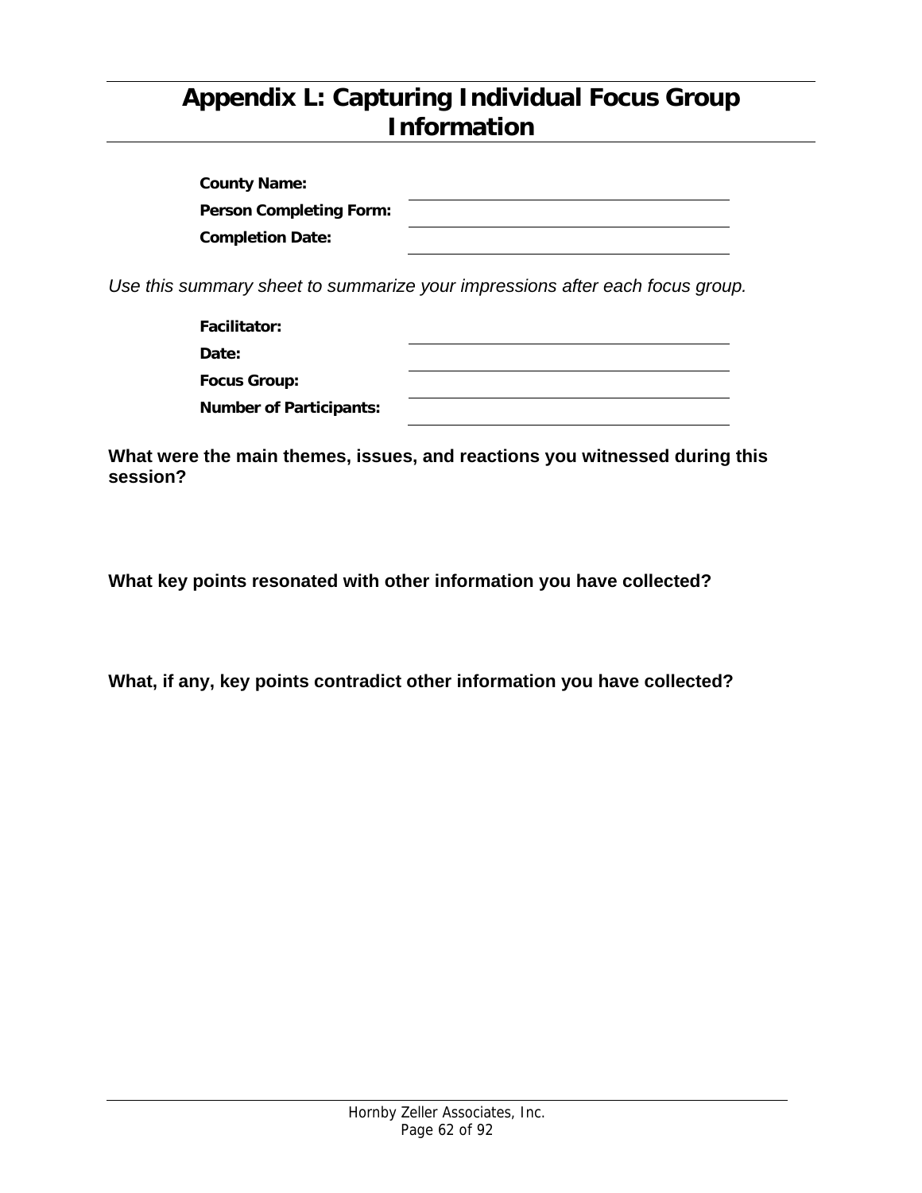# Appendix L: Capturing Individual Focus Group Information

**County Name:** \_\_\_\_\_\_\_\_\_\_\_\_\_\_\_\_\_\_\_\_\_\_\_\_\_\_\_\_\_\_

**Person Completing Form:** \_\_\_\_\_\_\_\_\_\_\_\_\_\_\_\_\_\_\_\_\_\_\_\_\_\_\_\_\_\_

**Completion Date:** \_\_\_\_\_\_\_\_\_\_\_\_\_\_\_\_\_\_\_\_\_\_\_\_\_\_\_\_\_\_

*Use this summary sheet to summarize your impressions after each focus group.*

**Facilitator:** \_\_\_\_\_\_\_\_\_\_\_\_\_\_\_\_\_\_\_\_\_\_\_\_\_\_\_\_\_\_

**Date:** \_\_\_\_\_\_\_\_\_\_\_\_\_\_\_\_\_\_\_\_\_\_\_\_\_\_\_\_\_\_

**Focus Group:** \_\_\_\_\_\_\_\_\_\_\_\_\_\_\_\_\_\_\_\_\_\_\_\_\_\_\_\_\_\_

**Number of Participants:** \_\_\_\_\_\_\_\_\_\_\_\_\_\_\_\_\_\_\_\_\_\_\_\_\_\_\_\_\_\_

**What were the main themes, issues, and reactions you witnessed during this session?**

**What key points resonated with other information you have collected?**

**What, if any, key points contradict other information you have collected?**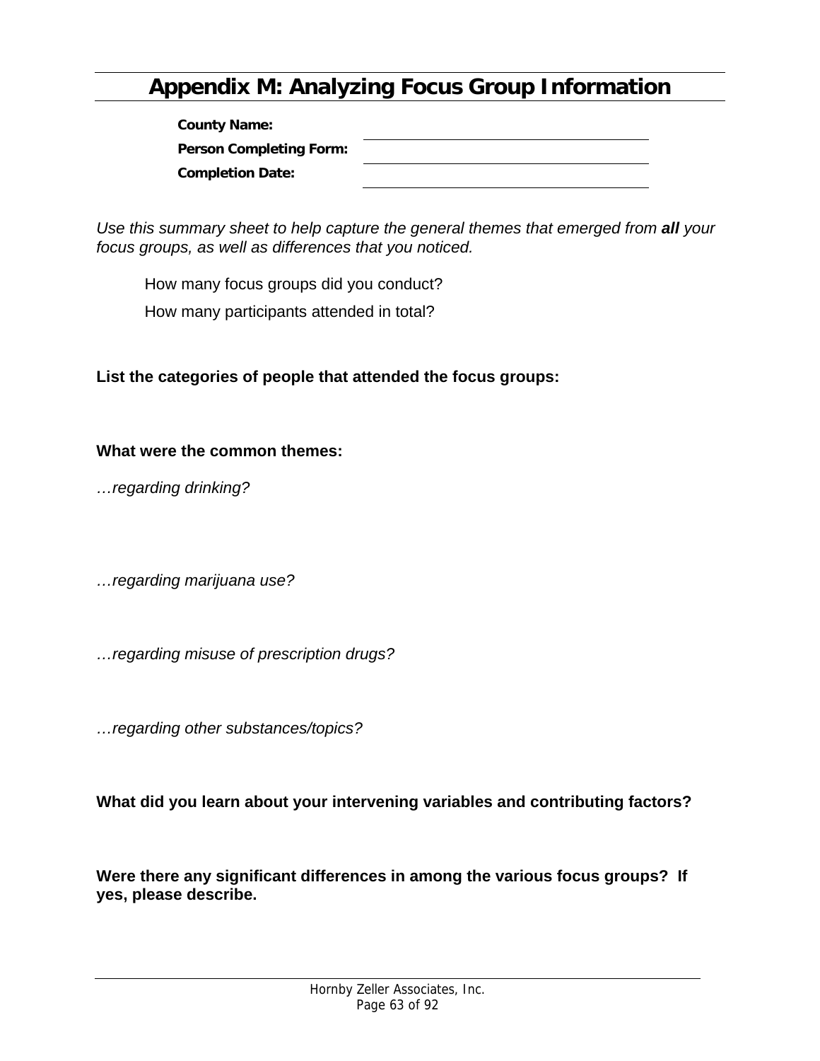# Appendix M: Analyzing Focus Group Information

**County Name:** \_\_\_\_\_\_\_\_\_\_\_\_\_\_\_\_\_\_\_\_\_\_\_\_\_\_\_\_\_\_\_\_

**Person Completing Form:** \_\_\_\_\_\_\_\_\_\_\_\_\_\_\_\_\_\_\_\_\_\_\_\_\_\_\_\_\_\_\_\_

**Completion Date:** \_\_\_\_\_\_\_\_\_\_\_\_\_\_\_\_\_\_\_\_\_\_\_\_\_\_\_\_\_\_\_\_

*Use this summary sheet to help capture the general themes that emerged from* ***all*** *your focus groups, as well as differences that you noticed.*

How many focus groups did you conduct?

How many participants attended in total?

**List the categories of people that attended the focus groups:**

**What were the common themes:**

*…regarding drinking?*

*…regarding marijuana use?*

*…regarding misuse of prescription drugs?*

*…regarding other substances/topics?*

**What did you learn about your intervening variables and contributing factors?**

**Were there any significant differences in among the various focus groups? If yes, please describe.**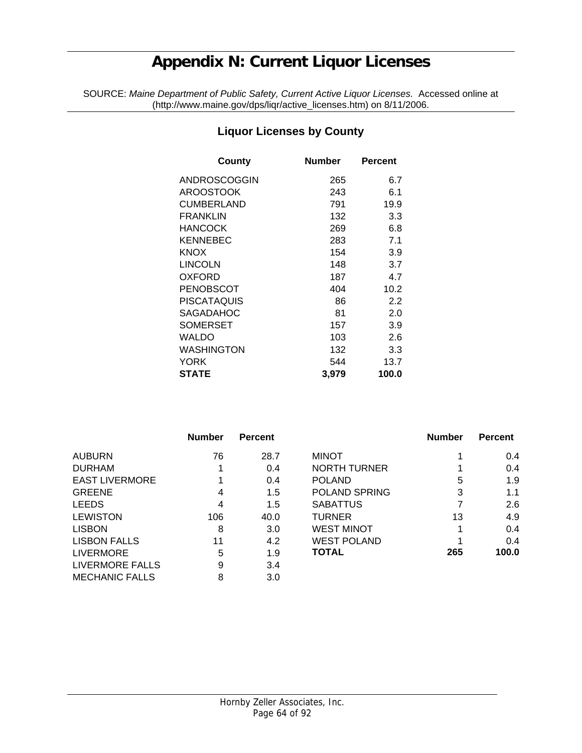# Appendix N: Current Liquor Licenses

SOURCE: *Maine Department of Public Safety, Current Active Liquor Licenses.* Accessed online at (http://www.maine.gov/dps/liqr/active_licenses.htm) on 8/11/2006.

## Liquor Licenses by County

| County | Number | Percent |
|---|---|---|
| ANDROSCOGGIN | 265 | 6.7 |
| AROOSTOOK | 243 | 6.1 |
| CUMBERLAND | 791 | 19.9 |
| FRANKLIN | 132 | 3.3 |
| HANCOCK | 269 | 6.8 |
| KENNEBEC | 283 | 7.1 |
| KNOX | 154 | 3.9 |
| LINCOLN | 148 | 3.7 |
| OXFORD | 187 | 4.7 |
| PENOBSCOT | 404 | 10.2 |
| PISCATAQUIS | 86 | 2.2 |
| SAGADAHOC | 81 | 2.0 |
| SOMERSET | 157 | 3.9 |
| WALDO | 103 | 2.6 |
| WASHINGTON | 132 | 3.3 |
| YORK | 544 | 13.7 |
| **STATE** | **3,979** | **100.0** |

| | Number | Percent |
|---|---|---|
| AUBURN | 76 | 28.7 |
| DURHAM | 1 | 0.4 |
| EAST LIVERMORE | 1 | 0.4 |
| GREENE | 4 | 1.5 |
| LEEDS | 4 | 1.5 |
| LEWISTON | 106 | 40.0 |
| LISBON | 8 | 3.0 |
| LISBON FALLS | 11 | 4.2 |
| LIVERMORE | 5 | 1.9 |
| LIVERMORE FALLS | 9 | 3.4 |
| MECHANIC FALLS | 8 | 3.0 |
| MINOT | 1 | 0.4 |
| NORTH TURNER | 1 | 0.4 |
| POLAND | 5 | 1.9 |
| POLAND SPRING | 3 | 1.1 |
| SABATTUS | 7 | 2.6 |
| TURNER | 13 | 4.9 |
| WEST MINOT | 1 | 0.4 |
| WEST POLAND | 1 | 0.4 |
| **TOTAL** | **265** | **100.0** |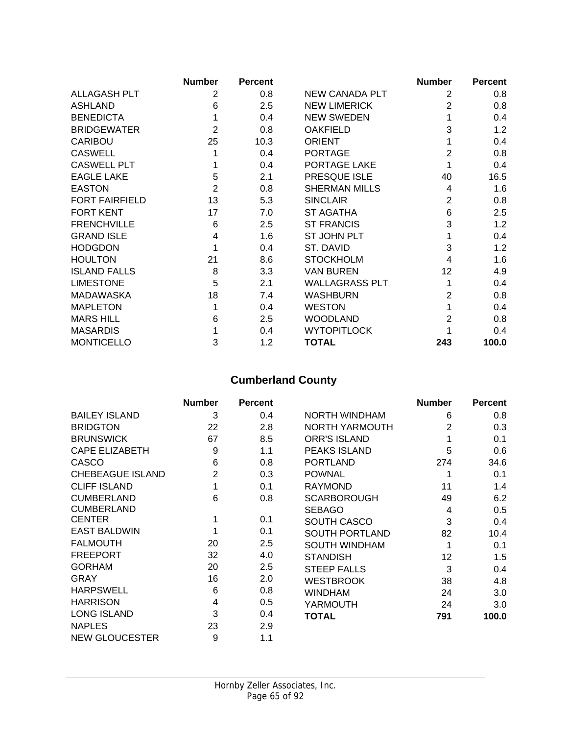| | Number | Percent | | Number | Percent |
|---|---|---|---|---|---|
| ALLAGASH PLT | 2 | 0.8 | NEW CANADA PLT | 2 | 0.8 |
| ASHLAND | 6 | 2.5 | NEW LIMERICK | 2 | 0.8 |
| BENEDICTA | 1 | 0.4 | NEW SWEDEN | 1 | 0.4 |
| BRIDGEWATER | 2 | 0.8 | OAKFIELD | 3 | 1.2 |
| CARIBOU | 25 | 10.3 | ORIENT | 1 | 0.4 |
| CASWELL | 1 | 0.4 | PORTAGE | 2 | 0.8 |
| CASWELL PLT | 1 | 0.4 | PORTAGE LAKE | 1 | 0.4 |
| EAGLE LAKE | 5 | 2.1 | PRESQUE ISLE | 40 | 16.5 |
| EASTON | 2 | 0.8 | SHERMAN MILLS | 4 | 1.6 |
| FORT FAIRFIELD | 13 | 5.3 | SINCLAIR | 2 | 0.8 |
| FORT KENT | 17 | 7.0 | ST AGATHA | 6 | 2.5 |
| FRENCHVILLE | 6 | 2.5 | ST FRANCIS | 3 | 1.2 |
| GRAND ISLE | 4 | 1.6 | ST JOHN PLT | 1 | 0.4 |
| HODGDON | 1 | 0.4 | ST. DAVID | 3 | 1.2 |
| HOULTON | 21 | 8.6 | STOCKHOLM | 4 | 1.6 |
| ISLAND FALLS | 8 | 3.3 | VAN BUREN | 12 | 4.9 |
| LIMESTONE | 5 | 2.1 | WALLAGRASS PLT | 1 | 0.4 |
| MADAWASKA | 18 | 7.4 | WASHBURN | 2 | 0.8 |
| MAPLETON | 1 | 0.4 | WESTON | 1 | 0.4 |
| MARS HILL | 6 | 2.5 | WOODLAND | 2 | 0.8 |
| MASARDIS | 1 | 0.4 | WYTOPITLOCK | 1 | 0.4 |
| MONTICELLO | 3 | 1.2 | **TOTAL** | **243** | **100.0** |

## Cumberland County

| | Number | Percent | | Number | Percent |
|---|---|---|---|---|---|
| BAILEY ISLAND | 3 | 0.4 | NORTH WINDHAM | 6 | 0.8 |
| BRIDGTON | 22 | 2.8 | NORTH YARMOUTH | 2 | 0.3 |
| BRUNSWICK | 67 | 8.5 | ORR'S ISLAND | 1 | 0.1 |
| CAPE ELIZABETH | 9 | 1.1 | PEAKS ISLAND | 5 | 0.6 |
| CASCO | 6 | 0.8 | PORTLAND | 274 | 34.6 |
| CHEBEAGUE ISLAND | 2 | 0.3 | POWNAL | 1 | 0.1 |
| CLIFF ISLAND | 1 | 0.1 | RAYMOND | 11 | 1.4 |
| CUMBERLAND | 6 | 0.8 | SCARBOROUGH | 49 | 6.2 |
| CUMBERLAND CENTER | 1 | 0.1 | SEBAGO | 4 | 0.5 |
| EAST BALDWIN | 1 | 0.1 | SOUTH CASCO | 3 | 0.4 |
| FALMOUTH | 20 | 2.5 | SOUTH PORTLAND | 82 | 10.4 |
| FREEPORT | 32 | 4.0 | SOUTH WINDHAM | 1 | 0.1 |
| GORHAM | 20 | 2.5 | STANDISH | 12 | 1.5 |
| GRAY | 16 | 2.0 | STEEP FALLS | 3 | 0.4 |
| HARPSWELL | 6 | 0.8 | WESTBROOK | 38 | 4.8 |
| HARRISON | 4 | 0.5 | WINDHAM | 24 | 3.0 |
| LONG ISLAND | 3 | 0.4 | YARMOUTH | 24 | 3.0 |
| NAPLES | 23 | 2.9 | **TOTAL** | **791** | **100.0** |
| NEW GLOUCESTER | 9 | 1.1 | | | |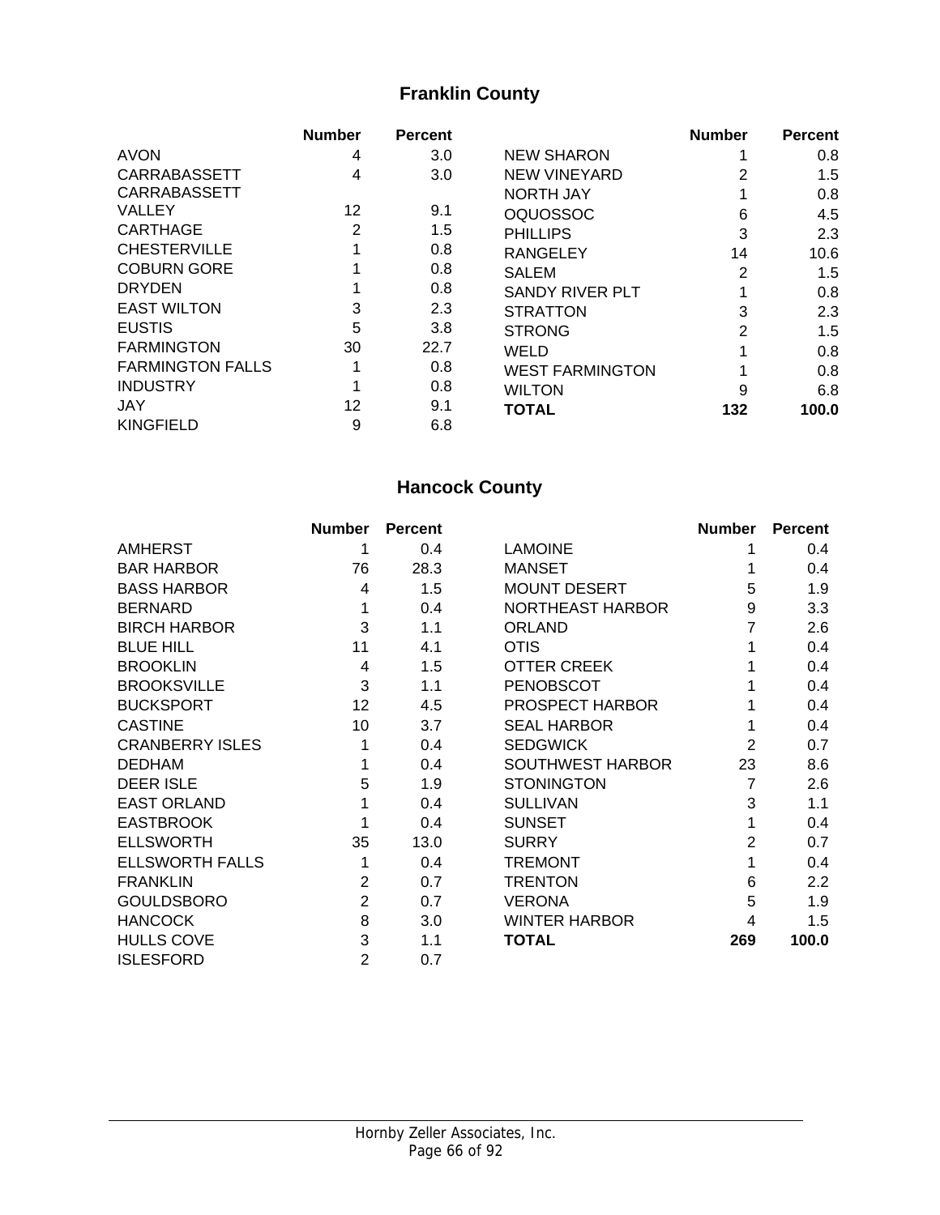## Franklin County

| | Number | Percent |
|---|---|---|
| AVON | 4 | 3.0 |
| CARRABASSETT | 4 | 3.0 |
| CARRABASSETT VALLEY | 12 | 9.1 |
| CARTHAGE | 2 | 1.5 |
| CHESTERVILLE | 1 | 0.8 |
| COBURN GORE | 1 | 0.8 |
| DRYDEN | 1 | 0.8 |
| EAST WILTON | 3 | 2.3 |
| EUSTIS | 5 | 3.8 |
| FARMINGTON | 30 | 22.7 |
| FARMINGTON FALLS | 1 | 0.8 |
| INDUSTRY | 1 | 0.8 |
| JAY | 12 | 9.1 |
| KINGFIELD | 9 | 6.8 |
| NEW SHARON | 1 | 0.8 |
| NEW VINEYARD | 2 | 1.5 |
| NORTH JAY | 1 | 0.8 |
| OQUOSSOC | 6 | 4.5 |
| PHILLIPS | 3 | 2.3 |
| RANGELEY | 14 | 10.6 |
| SALEM | 2 | 1.5 |
| SANDY RIVER PLT | 1 | 0.8 |
| STRATTON | 3 | 2.3 |
| STRONG | 2 | 1.5 |
| WELD | 1 | 0.8 |
| WEST FARMINGTON | 1 | 0.8 |
| WILTON | 9 | 6.8 |
| **TOTAL** | **132** | **100.0** |

## Hancock County

| | Number | Percent |
|---|---|---|
| AMHERST | 1 | 0.4 |
| BAR HARBOR | 76 | 28.3 |
| BASS HARBOR | 4 | 1.5 |
| BERNARD | 1 | 0.4 |
| BIRCH HARBOR | 3 | 1.1 |
| BLUE HILL | 11 | 4.1 |
| BROOKLIN | 4 | 1.5 |
| BROOKSVILLE | 3 | 1.1 |
| BUCKSPORT | 12 | 4.5 |
| CASTINE | 10 | 3.7 |
| CRANBERRY ISLES | 1 | 0.4 |
| DEDHAM | 1 | 0.4 |
| DEER ISLE | 5 | 1.9 |
| EAST ORLAND | 1 | 0.4 |
| EASTBROOK | 1 | 0.4 |
| ELLSWORTH | 35 | 13.0 |
| ELLSWORTH FALLS | 1 | 0.4 |
| FRANKLIN | 2 | 0.7 |
| GOULDSBORO | 2 | 0.7 |
| HANCOCK | 8 | 3.0 |
| HULLS COVE | 3 | 1.1 |
| ISLESFORD | 2 | 0.7 |
| LAMOINE | 1 | 0.4 |
| MANSET | 1 | 0.4 |
| MOUNT DESERT | 5 | 1.9 |
| NORTHEAST HARBOR | 9 | 3.3 |
| ORLAND | 7 | 2.6 |
| OTIS | 1 | 0.4 |
| OTTER CREEK | 1 | 0.4 |
| PENOBSCOT | 1 | 0.4 |
| PROSPECT HARBOR | 1 | 0.4 |
| SEAL HARBOR | 1 | 0.4 |
| SEDGWICK | 2 | 0.7 |
| SOUTHWEST HARBOR | 23 | 8.6 |
| STONINGTON | 7 | 2.6 |
| SULLIVAN | 3 | 1.1 |
| SUNSET | 1 | 0.4 |
| SURRY | 2 | 0.7 |
| TREMONT | 1 | 0.4 |
| TRENTON | 6 | 2.2 |
| VERONA | 5 | 1.9 |
| WINTER HARBOR | 4 | 1.5 |
| **TOTAL** | **269** | **100.0** |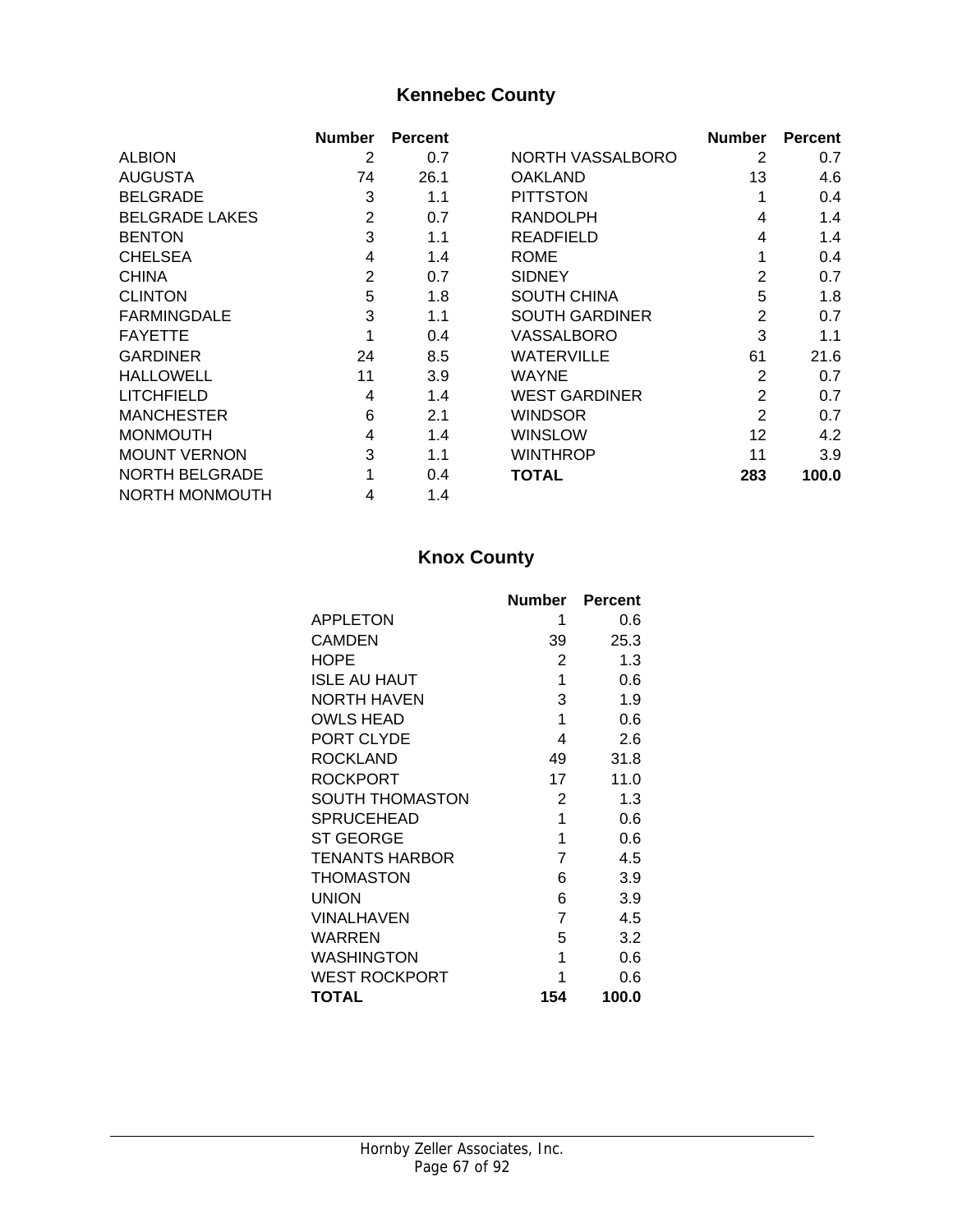## Kennebec County

| | Number | Percent | | Number | Percent |
|---|---|---|---|---|---|
| ALBION | 2 | 0.7 | NORTH VASSALBORO | 2 | 0.7 |
| AUGUSTA | 74 | 26.1 | OAKLAND | 13 | 4.6 |
| BELGRADE | 3 | 1.1 | PITTSTON | 1 | 0.4 |
| BELGRADE LAKES | 2 | 0.7 | RANDOLPH | 4 | 1.4 |
| BENTON | 3 | 1.1 | READFIELD | 4 | 1.4 |
| CHELSEA | 4 | 1.4 | ROME | 1 | 0.4 |
| CHINA | 2 | 0.7 | SIDNEY | 2 | 0.7 |
| CLINTON | 5 | 1.8 | SOUTH CHINA | 5 | 1.8 |
| FARMINGDALE | 3 | 1.1 | SOUTH GARDINER | 2 | 0.7 |
| FAYETTE | 1 | 0.4 | VASSALBORO | 3 | 1.1 |
| GARDINER | 24 | 8.5 | WATERVILLE | 61 | 21.6 |
| HALLOWELL | 11 | 3.9 | WAYNE | 2 | 0.7 |
| LITCHFIELD | 4 | 1.4 | WEST GARDINER | 2 | 0.7 |
| MANCHESTER | 6 | 2.1 | WINDSOR | 2 | 0.7 |
| MONMOUTH | 4 | 1.4 | WINSLOW | 12 | 4.2 |
| MOUNT VERNON | 3 | 1.1 | WINTHROP | 11 | 3.9 |
| NORTH BELGRADE | 1 | 0.4 | **TOTAL** | **283** | **100.0** |
| NORTH MONMOUTH | 4 | 1.4 | | | |

## Knox County

| | Number | Percent |
|---|---|---|
| APPLETON | 1 | 0.6 |
| CAMDEN | 39 | 25.3 |
| HOPE | 2 | 1.3 |
| ISLE AU HAUT | 1 | 0.6 |
| NORTH HAVEN | 3 | 1.9 |
| OWLS HEAD | 1 | 0.6 |
| PORT CLYDE | 4 | 2.6 |
| ROCKLAND | 49 | 31.8 |
| ROCKPORT | 17 | 11.0 |
| SOUTH THOMASTON | 2 | 1.3 |
| SPRUCEHEAD | 1 | 0.6 |
| ST GEORGE | 1 | 0.6 |
| TENANTS HARBOR | 7 | 4.5 |
| THOMASTON | 6 | 3.9 |
| UNION | 6 | 3.9 |
| VINALHAVEN | 7 | 4.5 |
| WARREN | 5 | 3.2 |
| WASHINGTON | 1 | 0.6 |
| WEST ROCKPORT | 1 | 0.6 |
| **TOTAL** | **154** | **100.0** |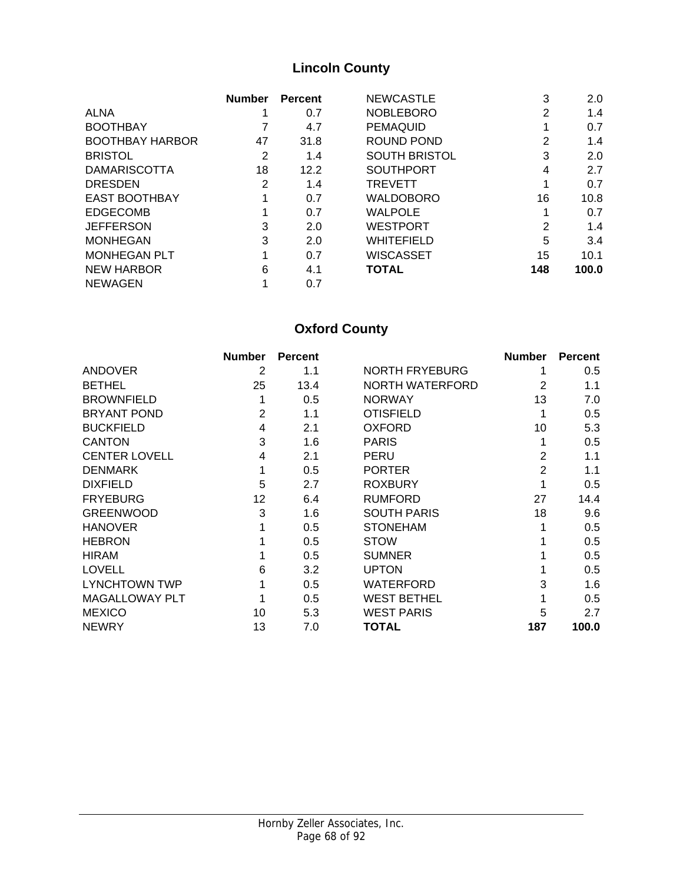## Lincoln County

| | Number | Percent | | Number | Percent |
|---|---|---|---|---|---|
| ALNA | 1 | 0.7 | NEWCASTLE | 3 | 2.0 |
| BOOTHBAY | 7 | 4.7 | NOBLEBORO | 2 | 1.4 |
| BOOTHBAY HARBOR | 47 | 31.8 | PEMAQUID | 1 | 0.7 |
| BRISTOL | 2 | 1.4 | ROUND POND | 2 | 1.4 |
| DAMARISCOTTA | 18 | 12.2 | SOUTH BRISTOL | 3 | 2.0 |
| DRESDEN | 2 | 1.4 | SOUTHPORT | 4 | 2.7 |
| EAST BOOTHBAY | 1 | 0.7 | TREVETT | 1 | 0.7 |
| EDGECOMB | 1 | 0.7 | WALDOBORO | 16 | 10.8 |
| JEFFERSON | 3 | 2.0 | WALPOLE | 1 | 0.7 |
| MONHEGAN | 3 | 2.0 | WESTPORT | 2 | 1.4 |
| MONHEGAN PLT | 1 | 0.7 | WHITEFIELD | 5 | 3.4 |
| NEW HARBOR | 6 | 4.1 | WISCASSET | 15 | 10.1 |
| NEWAGEN | 1 | 0.7 | **TOTAL** | **148** | **100.0** |

## Oxford County

| | Number | Percent | | Number | Percent |
|---|---|---|---|---|---|
| ANDOVER | 2 | 1.1 | NORTH FRYEBURG | 1 | 0.5 |
| BETHEL | 25 | 13.4 | NORTH WATERFORD | 2 | 1.1 |
| BROWNFIELD | 1 | 0.5 | NORWAY | 13 | 7.0 |
| BRYANT POND | 2 | 1.1 | OTISFIELD | 1 | 0.5 |
| BUCKFIELD | 4 | 2.1 | OXFORD | 10 | 5.3 |
| CANTON | 3 | 1.6 | PARIS | 1 | 0.5 |
| CENTER LOVELL | 4 | 2.1 | PERU | 2 | 1.1 |
| DENMARK | 1 | 0.5 | PORTER | 2 | 1.1 |
| DIXFIELD | 5 | 2.7 | ROXBURY | 1 | 0.5 |
| FRYEBURG | 12 | 6.4 | RUMFORD | 27 | 14.4 |
| GREENWOOD | 3 | 1.6 | SOUTH PARIS | 18 | 9.6 |
| HANOVER | 1 | 0.5 | STONEHAM | 1 | 0.5 |
| HEBRON | 1 | 0.5 | STOW | 1 | 0.5 |
| HIRAM | 1 | 0.5 | SUMNER | 1 | 0.5 |
| LOVELL | 6 | 3.2 | UPTON | 1 | 0.5 |
| LYNCHTOWN TWP | 1 | 0.5 | WATERFORD | 3 | 1.6 |
| MAGALLOWAY PLT | 1 | 0.5 | WEST BETHEL | 1 | 0.5 |
| MEXICO | 10 | 5.3 | WEST PARIS | 5 | 2.7 |
| NEWRY | 13 | 7.0 | **TOTAL** | **187** | **100.0** |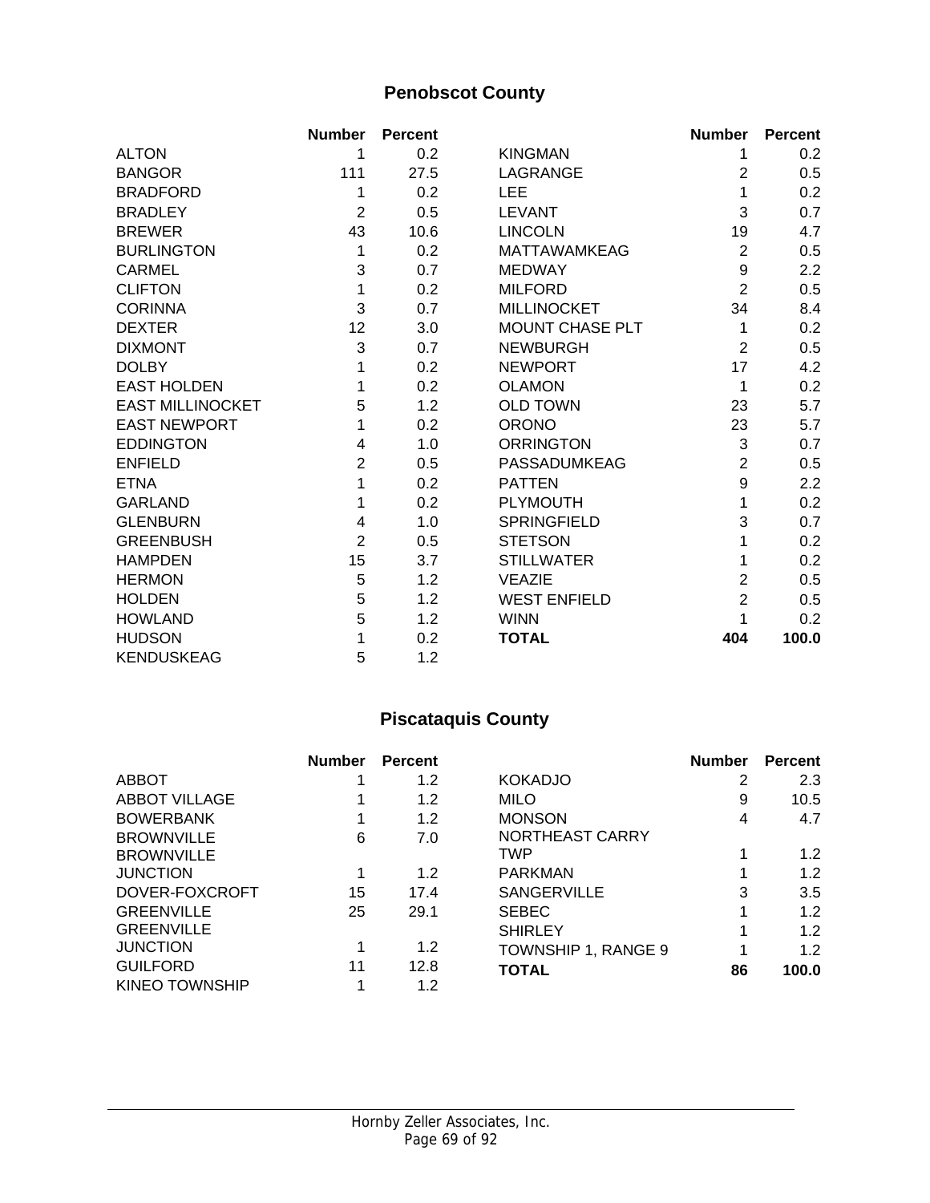## Penobscot County

| | Number | Percent | | Number | Percent |
|---|---|---|---|---|---|
| ALTON | 1 | 0.2 | KINGMAN | 1 | 0.2 |
| BANGOR | 111 | 27.5 | LAGRANGE | 2 | 0.5 |
| BRADFORD | 1 | 0.2 | LEE | 1 | 0.2 |
| BRADLEY | 2 | 0.5 | LEVANT | 3 | 0.7 |
| BREWER | 43 | 10.6 | LINCOLN | 19 | 4.7 |
| BURLINGTON | 1 | 0.2 | MATTAWAMKEAG | 2 | 0.5 |
| CARMEL | 3 | 0.7 | MEDWAY | 9 | 2.2 |
| CLIFTON | 1 | 0.2 | MILFORD | 2 | 0.5 |
| CORINNA | 3 | 0.7 | MILLINOCKET | 34 | 8.4 |
| DEXTER | 12 | 3.0 | MOUNT CHASE PLT | 1 | 0.2 |
| DIXMONT | 3 | 0.7 | NEWBURGH | 2 | 0.5 |
| DOLBY | 1 | 0.2 | NEWPORT | 17 | 4.2 |
| EAST HOLDEN | 1 | 0.2 | OLAMON | 1 | 0.2 |
| EAST MILLINOCKET | 5 | 1.2 | OLD TOWN | 23 | 5.7 |
| EAST NEWPORT | 1 | 0.2 | ORONO | 23 | 5.7 |
| EDDINGTON | 4 | 1.0 | ORRINGTON | 3 | 0.7 |
| ENFIELD | 2 | 0.5 | PASSADUMKEAG | 2 | 0.5 |
| ETNA | 1 | 0.2 | PATTEN | 9 | 2.2 |
| GARLAND | 1 | 0.2 | PLYMOUTH | 1 | 0.2 |
| GLENBURN | 4 | 1.0 | SPRINGFIELD | 3 | 0.7 |
| GREENBUSH | 2 | 0.5 | STETSON | 1 | 0.2 |
| HAMPDEN | 15 | 3.7 | STILLWATER | 1 | 0.2 |
| HERMON | 5 | 1.2 | VEAZIE | 2 | 0.5 |
| HOLDEN | 5 | 1.2 | WEST ENFIELD | 2 | 0.5 |
| HOWLAND | 5 | 1.2 | WINN | 1 | 0.2 |
| HUDSON | 1 | 0.2 | **TOTAL** | **404** | **100.0** |
| KENDUSKEAG | 5 | 1.2 | | | |

## Piscataquis County

| | Number | Percent | | Number | Percent |
|---|---|---|---|---|---|
| ABBOT | 1 | 1.2 | KOKADJO | 2 | 2.3 |
| ABBOT VILLAGE | 1 | 1.2 | MILO | 9 | 10.5 |
| BOWERBANK | 1 | 1.2 | MONSON | 4 | 4.7 |
| BROWNVILLE | 6 | 7.0 | NORTHEAST CARRY TWP | 1 | 1.2 |
| BROWNVILLE JUNCTION | 1 | 1.2 | PARKMAN | 1 | 1.2 |
| DOVER-FOXCROFT | 15 | 17.4 | SANGERVILLE | 3 | 3.5 |
| GREENVILLE | 25 | 29.1 | SEBEC | 1 | 1.2 |
| GREENVILLE JUNCTION | 1 | 1.2 | SHIRLEY | 1 | 1.2 |
| GUILFORD | 11 | 12.8 | TOWNSHIP 1, RANGE 9 | 1 | 1.2 |
| KINEO TOWNSHIP | 1 | 1.2 | **TOTAL** | **86** | **100.0** |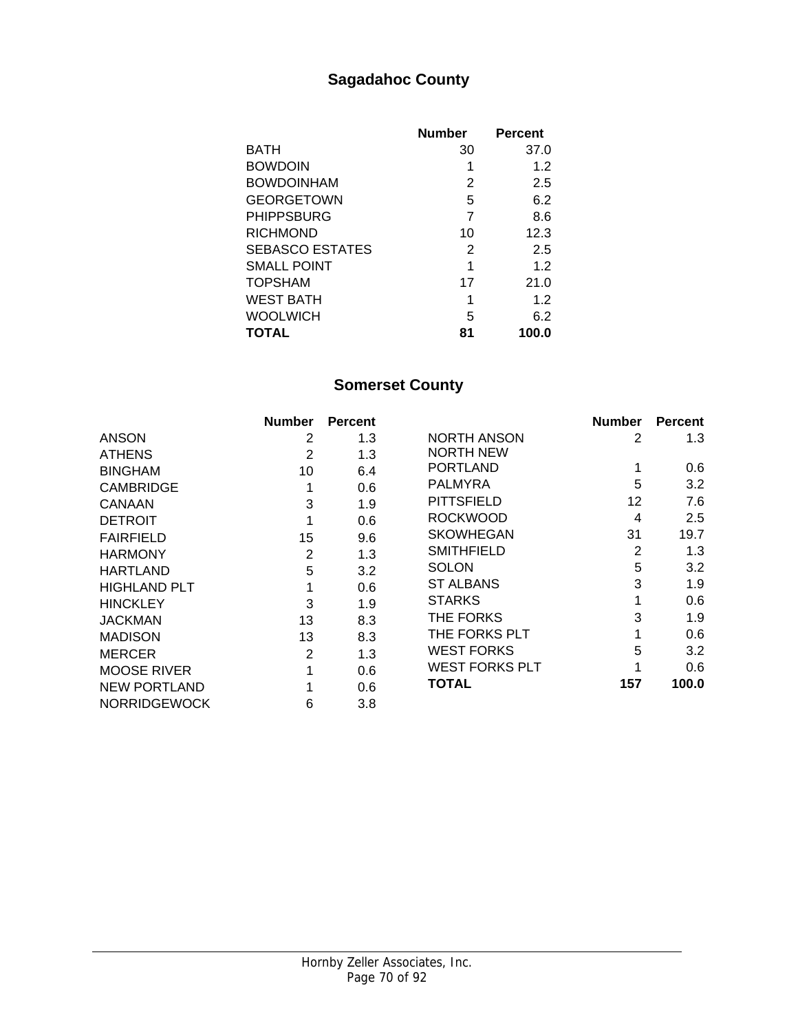## Sagadahoc County

| | Number | Percent |
|---|---|---|
| BATH | 30 | 37.0 |
| BOWDOIN | 1 | 1.2 |
| BOWDOINHAM | 2 | 2.5 |
| GEORGETOWN | 5 | 6.2 |
| PHIPPSBURG | 7 | 8.6 |
| RICHMOND | 10 | 12.3 |
| SEBASCO ESTATES | 2 | 2.5 |
| SMALL POINT | 1 | 1.2 |
| TOPSHAM | 17 | 21.0 |
| WEST BATH | 1 | 1.2 |
| WOOLWICH | 5 | 6.2 |
| **TOTAL** | **81** | **100.0** |

## Somerset County

| | Number | Percent |
|---|---|---|
| ANSON | 2 | 1.3 |
| ATHENS | 2 | 1.3 |
| BINGHAM | 10 | 6.4 |
| CAMBRIDGE | 1 | 0.6 |
| CANAAN | 3 | 1.9 |
| DETROIT | 1 | 0.6 |
| FAIRFIELD | 15 | 9.6 |
| HARMONY | 2 | 1.3 |
| HARTLAND | 5 | 3.2 |
| HIGHLAND PLT | 1 | 0.6 |
| HINCKLEY | 3 | 1.9 |
| JACKMAN | 13 | 8.3 |
| MADISON | 13 | 8.3 |
| MERCER | 2 | 1.3 |
| MOOSE RIVER | 1 | 0.6 |
| NEW PORTLAND | 1 | 0.6 |
| NORRIDGEWOCK | 6 | 3.8 |
| NORTH ANSON | 2 | 1.3 |
| NORTH NEW PORTLAND | 1 | 0.6 |
| PALMYRA | 5 | 3.2 |
| PITTSFIELD | 12 | 7.6 |
| ROCKWOOD | 4 | 2.5 |
| SKOWHEGAN | 31 | 19.7 |
| SMITHFIELD | 2 | 1.3 |
| SOLON | 5 | 3.2 |
| ST ALBANS | 3 | 1.9 |
| STARKS | 1 | 0.6 |
| THE FORKS | 3 | 1.9 |
| THE FORKS PLT | 1 | 0.6 |
| WEST FORKS | 5 | 3.2 |
| WEST FORKS PLT | 1 | 0.6 |
| **TOTAL** | **157** | **100.0** |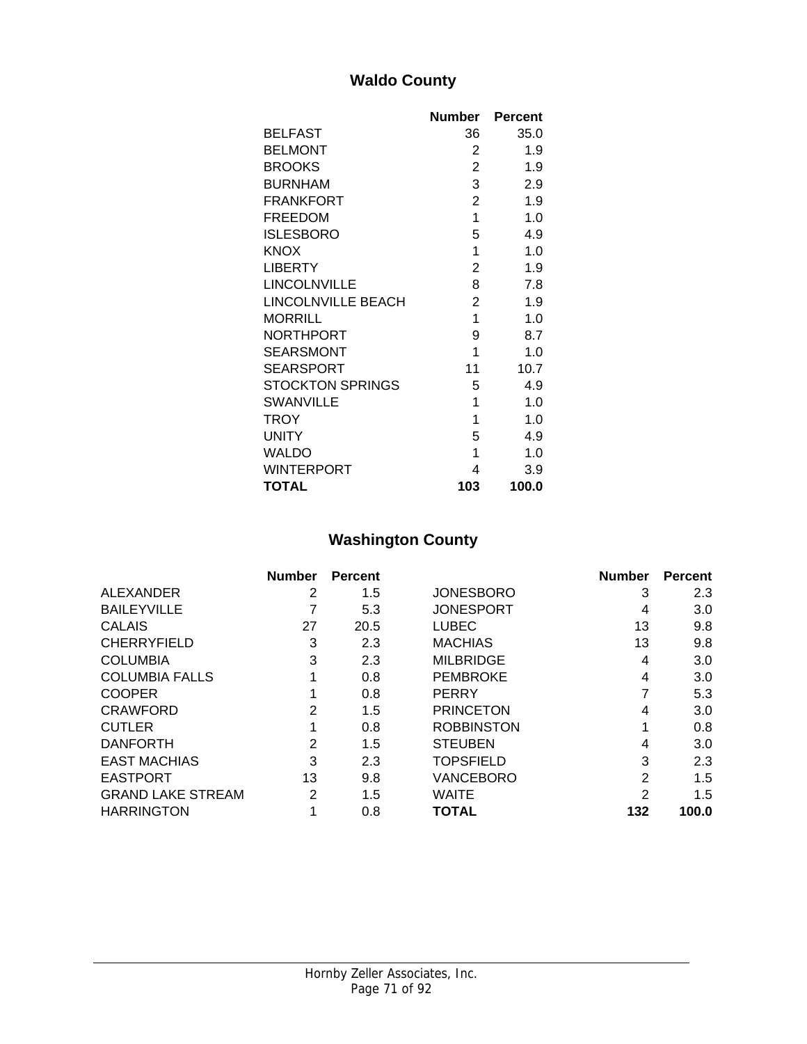## Waldo County

| | Number | Percent |
|---|---|---|
| BELFAST | 36 | 35.0 |
| BELMONT | 2 | 1.9 |
| BROOKS | 2 | 1.9 |
| BURNHAM | 3 | 2.9 |
| FRANKFORT | 2 | 1.9 |
| FREEDOM | 1 | 1.0 |
| ISLESBORO | 5 | 4.9 |
| KNOX | 1 | 1.0 |
| LIBERTY | 2 | 1.9 |
| LINCOLNVILLE | 8 | 7.8 |
| LINCOLNVILLE BEACH | 2 | 1.9 |
| MORRILL | 1 | 1.0 |
| NORTHPORT | 9 | 8.7 |
| SEARSMONT | 1 | 1.0 |
| SEARSPORT | 11 | 10.7 |
| STOCKTON SPRINGS | 5 | 4.9 |
| SWANVILLE | 1 | 1.0 |
| TROY | 1 | 1.0 |
| UNITY | 5 | 4.9 |
| WALDO | 1 | 1.0 |
| WINTERPORT | 4 | 3.9 |
| **TOTAL** | **103** | **100.0** |

## Washington County

| | Number | Percent | | Number | Percent |
|---|---|---|---|---|---|
| ALEXANDER | 2 | 1.5 | JONESBORO | 3 | 2.3 |
| BAILEYVILLE | 7 | 5.3 | JONESPORT | 4 | 3.0 |
| CALAIS | 27 | 20.5 | LUBEC | 13 | 9.8 |
| CHERRYFIELD | 3 | 2.3 | MACHIAS | 13 | 9.8 |
| COLUMBIA | 3 | 2.3 | MILBRIDGE | 4 | 3.0 |
| COLUMBIA FALLS | 1 | 0.8 | PEMBROKE | 4 | 3.0 |
| COOPER | 1 | 0.8 | PERRY | 7 | 5.3 |
| CRAWFORD | 2 | 1.5 | PRINCETON | 4 | 3.0 |
| CUTLER | 1 | 0.8 | ROBBINSTON | 1 | 0.8 |
| DANFORTH | 2 | 1.5 | STEUBEN | 4 | 3.0 |
| EAST MACHIAS | 3 | 2.3 | TOPSFIELD | 3 | 2.3 |
| EASTPORT | 13 | 9.8 | VANCEBORO | 2 | 1.5 |
| GRAND LAKE STREAM | 2 | 1.5 | WAITE | 2 | 1.5 |
| HARRINGTON | 1 | 0.8 | **TOTAL** | **132** | **100.0** |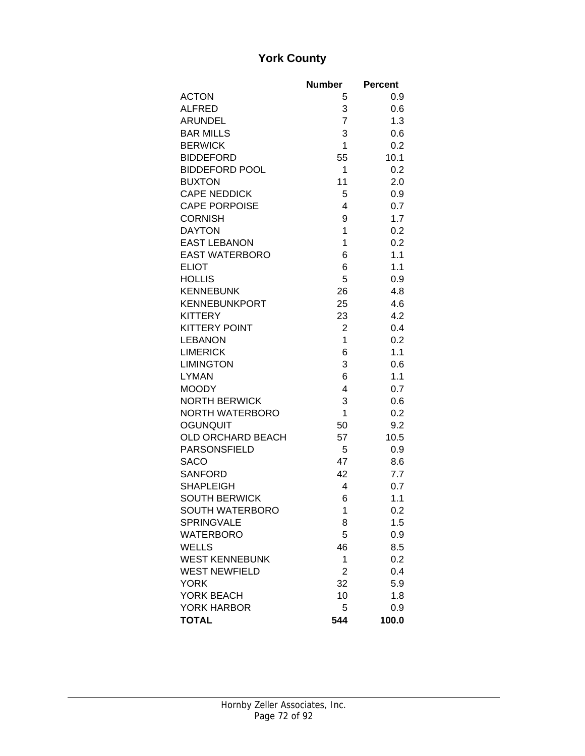## York County

| | Number | Percent |
|---|---|---|
| ACTON | 5 | 0.9 |
| ALFRED | 3 | 0.6 |
| ARUNDEL | 7 | 1.3 |
| BAR MILLS | 3 | 0.6 |
| BERWICK | 1 | 0.2 |
| BIDDEFORD | 55 | 10.1 |
| BIDDEFORD POOL | 1 | 0.2 |
| BUXTON | 11 | 2.0 |
| CAPE NEDDICK | 5 | 0.9 |
| CAPE PORPOISE | 4 | 0.7 |
| CORNISH | 9 | 1.7 |
| DAYTON | 1 | 0.2 |
| EAST LEBANON | 1 | 0.2 |
| EAST WATERBORO | 6 | 1.1 |
| ELIOT | 6 | 1.1 |
| HOLLIS | 5 | 0.9 |
| KENNEBUNK | 26 | 4.8 |
| KENNEBUNKPORT | 25 | 4.6 |
| KITTERY | 23 | 4.2 |
| KITTERY POINT | 2 | 0.4 |
| LEBANON | 1 | 0.2 |
| LIMERICK | 6 | 1.1 |
| LIMINGTON | 3 | 0.6 |
| LYMAN | 6 | 1.1 |
| MOODY | 4 | 0.7 |
| NORTH BERWICK | 3 | 0.6 |
| NORTH WATERBORO | 1 | 0.2 |
| OGUNQUIT | 50 | 9.2 |
| OLD ORCHARD BEACH | 57 | 10.5 |
| PARSONSFIELD | 5 | 0.9 |
| SACO | 47 | 8.6 |
| SANFORD | 42 | 7.7 |
| SHAPLEIGH | 4 | 0.7 |
| SOUTH BERWICK | 6 | 1.1 |
| SOUTH WATERBORO | 1 | 0.2 |
| SPRINGVALE | 8 | 1.5 |
| WATERBORO | 5 | 0.9 |
| WELLS | 46 | 8.5 |
| WEST KENNEBUNK | 1 | 0.2 |
| WEST NEWFIELD | 2 | 0.4 |
| YORK | 32 | 5.9 |
| YORK BEACH | 10 | 1.8 |
| YORK HARBOR | 5 | 0.9 |
| **TOTAL** | **544** | **100.0** |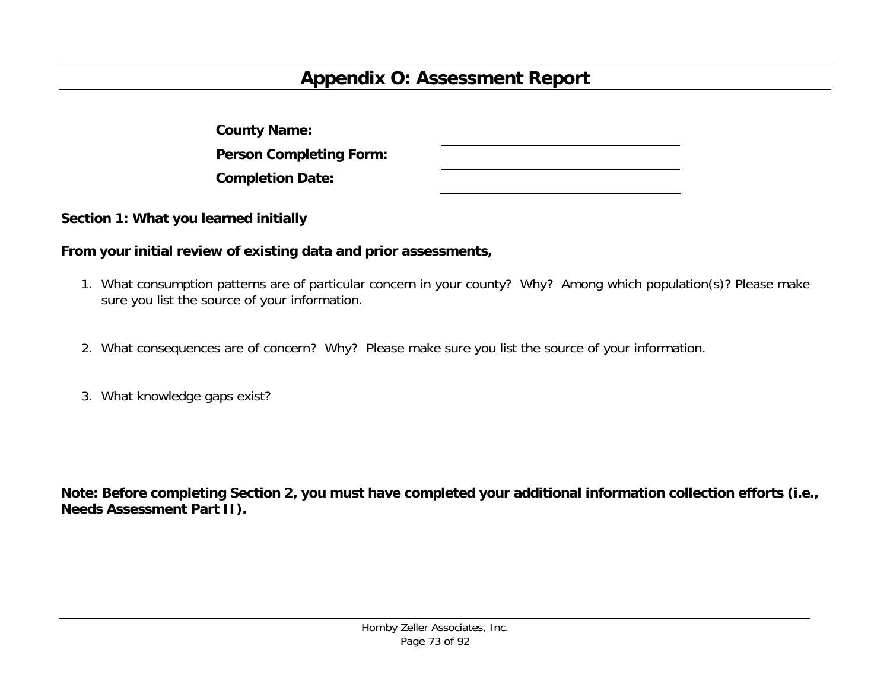# Appendix O: Assessment Report

**County Name:** \_\_\_\_\_\_\_\_\_\_\_\_\_\_\_\_\_\_\_\_

**Person Completing Form:** \_\_\_\_\_\_\_\_\_\_\_\_\_\_\_\_\_\_\_\_

**Completion Date:** \_\_\_\_\_\_\_\_\_\_\_\_\_\_\_\_\_\_\_\_

**Section 1: What you learned initially**

**From your initial review of existing data and prior assessments,**

1. What consumption patterns are of particular concern in your county? Why? Among which population(s)? Please make sure you list the source of your information.

2. What consequences are of concern? Why? Please make sure you list the source of your information.

3. What knowledge gaps exist?

**Note: Before completing Section 2, you must have completed your additional information collection efforts (i.e., Needs Assessment Part II).**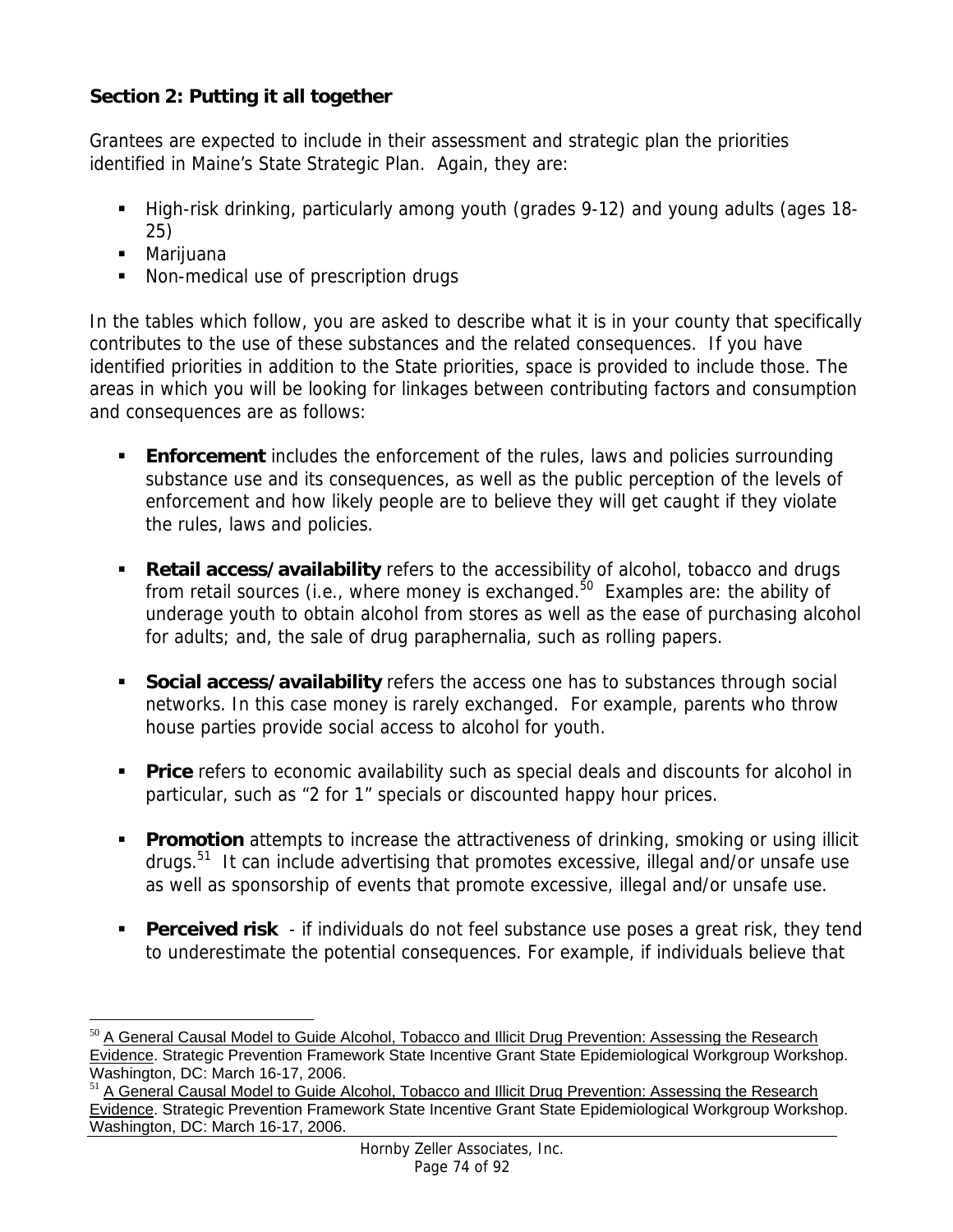**Section 2: Putting it all together**

Grantees are expected to include in their assessment and strategic plan the priorities identified in Maine's State Strategic Plan. Again, they are:

- High-risk drinking, particularly among youth (grades 9-12) and young adults (ages 18-25)
- Marijuana
- Non-medical use of prescription drugs

In the tables which follow, you are asked to describe what it is in your county that specifically contributes to the use of these substances and the related consequences. If you have identified priorities in addition to the State priorities, space is provided to include those. The areas in which you will be looking for linkages between contributing factors and consumption and consequences are as follows:

- **Enforcement** includes the enforcement of the rules, laws and policies surrounding substance use and its consequences, as well as the public perception of the levels of enforcement and how likely people are to believe they will get caught if they violate the rules, laws and policies.

- **Retail access/availability** refers to the accessibility of alcohol, tobacco and drugs from retail sources (i.e., where money is exchanged.[50] Examples are: the ability of underage youth to obtain alcohol from stores as well as the ease of purchasing alcohol for adults; and, the sale of drug paraphernalia, such as rolling papers.

- **Social access/availability** refers the access one has to substances through social networks. In this case money is rarely exchanged. For example, parents who throw house parties provide social access to alcohol for youth.

- **Price** refers to economic availability such as special deals and discounts for alcohol in particular, such as "2 for 1" specials or discounted happy hour prices.

- **Promotion** attempts to increase the attractiveness of drinking, smoking or using illicit drugs.[51] It can include advertising that promotes excessive, illegal and/or unsafe use as well as sponsorship of events that promote excessive, illegal and/or unsafe use.

- **Perceived risk** - if individuals do not feel substance use poses a great risk, they tend to underestimate the potential consequences. For example, if individuals believe that

---

[50] A General Causal Model to Guide Alcohol, Tobacco and Illicit Drug Prevention: Assessing the Research Evidence. Strategic Prevention Framework State Incentive Grant State Epidemiological Workgroup Workshop. Washington, DC: March 16-17, 2006.

[51] A General Causal Model to Guide Alcohol, Tobacco and Illicit Drug Prevention: Assessing the Research Evidence. Strategic Prevention Framework State Incentive Grant State Epidemiological Workgroup Workshop. Washington, DC: March 16-17, 2006.

Hornby Zeller Associates, Inc.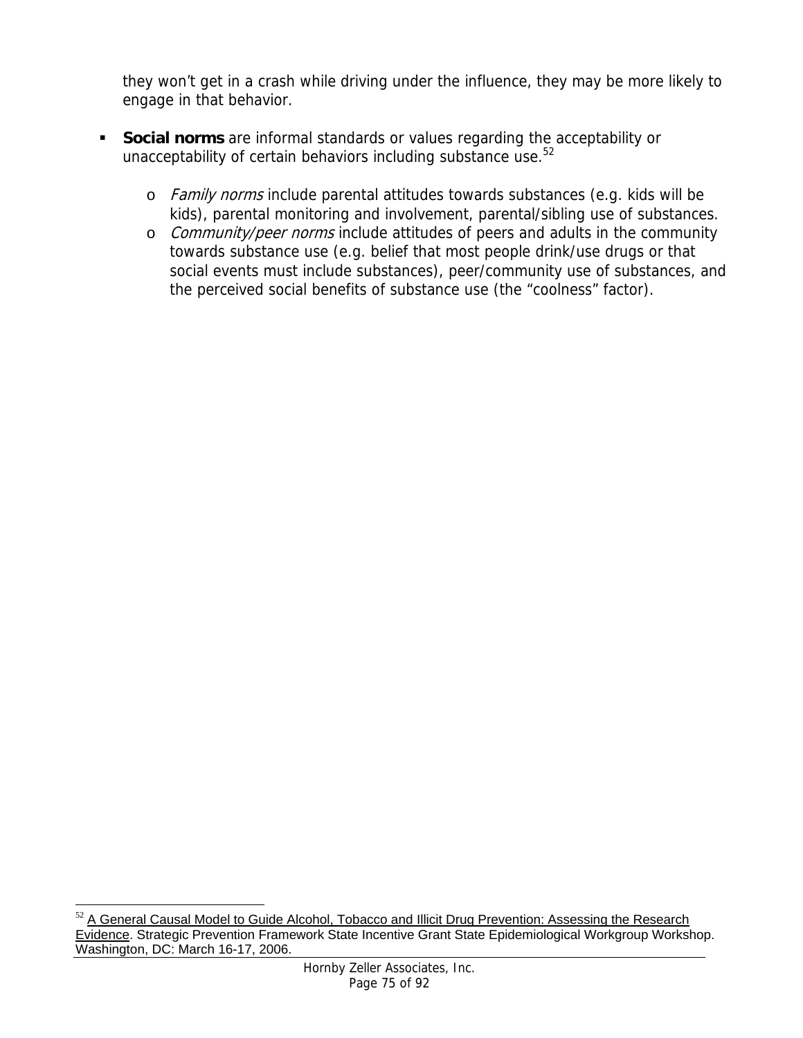they won't get in a crash while driving under the influence, they may be more likely to engage in that behavior.

- **Social norms** are informal standards or values regarding the acceptability or unacceptability of certain behaviors including substance use.[52]
  - *Family norms* include parental attitudes towards substances (e.g. kids will be kids), parental monitoring and involvement, parental/sibling use of substances.
  - *Community/peer norms* include attitudes of peers and adults in the community towards substance use (e.g. belief that most people drink/use drugs or that social events must include substances), peer/community use of substances, and the perceived social benefits of substance use (the "coolness" factor).

---

[52] A General Causal Model to Guide Alcohol, Tobacco and Illicit Drug Prevention: Assessing the Research Evidence. Strategic Prevention Framework State Incentive Grant State Epidemiological Workgroup Workshop. Washington, DC: March 16-17, 2006.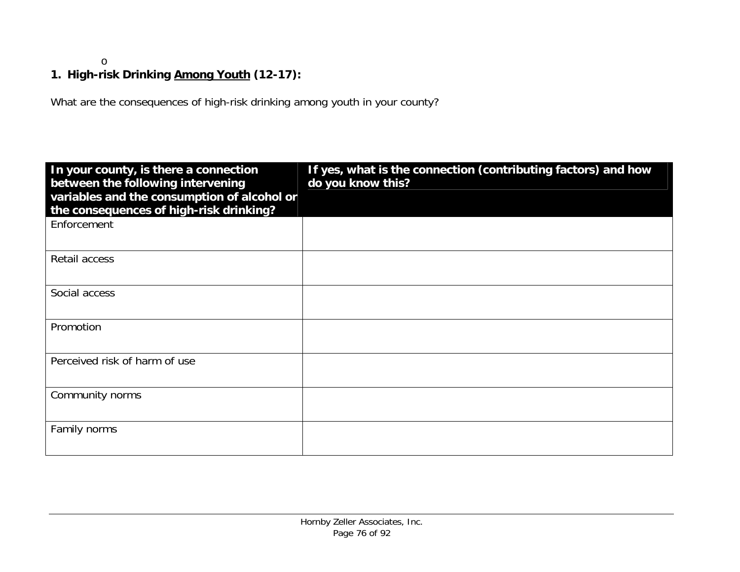o

### 1. High-risk Drinking <u>Among Youth</u> (12-17):

What are the consequences of high-risk drinking among youth in your county?

| In your county, is there a connection between the following intervening variables and the consumption of alcohol or the consequences of high-risk drinking? | If yes, what is the connection (contributing factors) and how do you know this? |
|---|---|
| Enforcement | |
| Retail access | |
| Social access | |
| Promotion | |
| Perceived risk of harm of use | |
| Community norms | |
| Family norms | |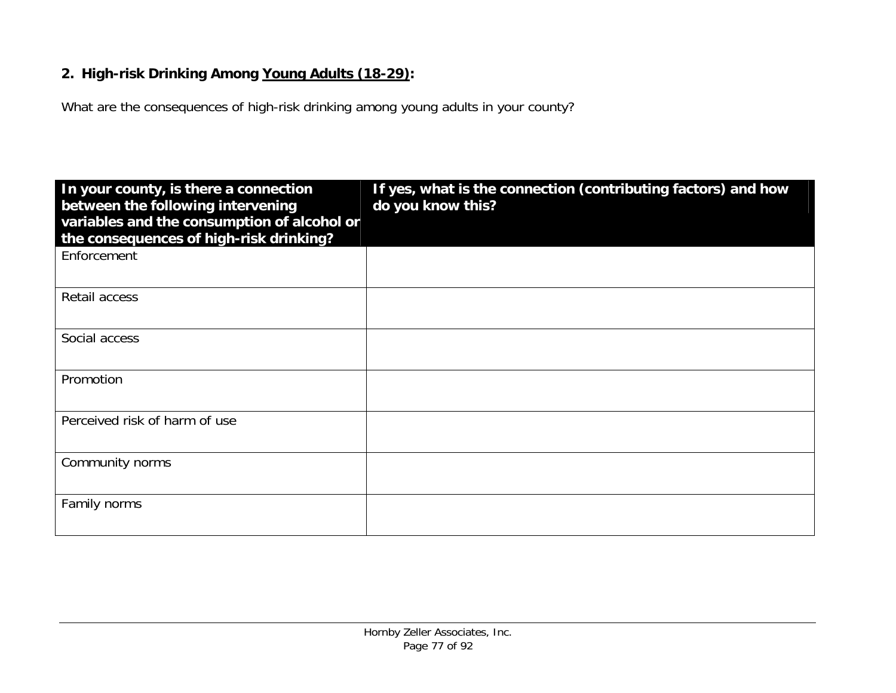## 2. High-risk Drinking Among Young Adults (18-29):

What are the consequences of high-risk drinking among young adults in your county?

| In your county, is there a connection between the following intervening variables and the consumption of alcohol or the consequences of high-risk drinking? | If yes, what is the connection (contributing factors) and how do you know this? |
|---|---|
| Enforcement | |
| Retail access | |
| Social access | |
| Promotion | |
| Perceived risk of harm of use | |
| Community norms | |
| Family norms | |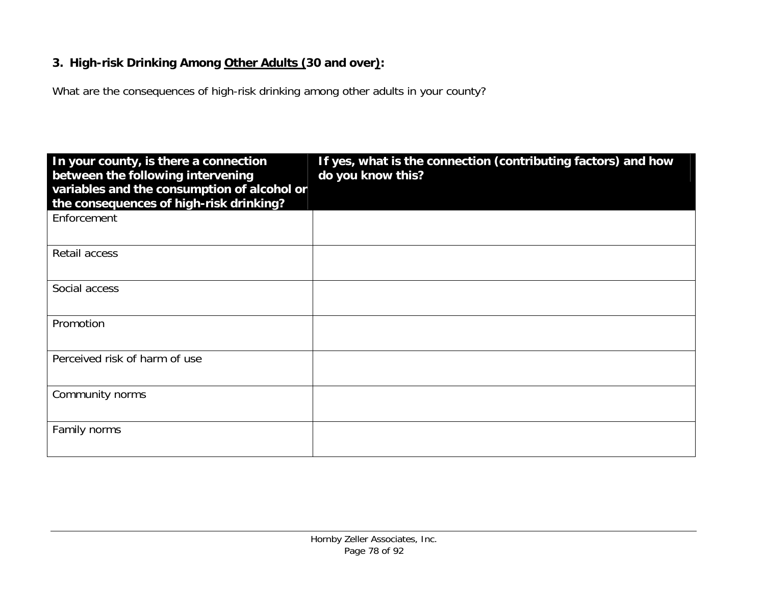### 3. High-risk Drinking Among <u>Other Adults (</u>30 and over<u>)</u>:

What are the consequences of high-risk drinking among other adults in your county?

| In your county, is there a connection between the following intervening variables and the consumption of alcohol or the consequences of high-risk drinking? | If yes, what is the connection (contributing factors) and how do you know this? |
|---|---|
| Enforcement | |
| Retail access | |
| Social access | |
| Promotion | |
| Perceived risk of harm of use | |
| Community norms | |
| Family norms | |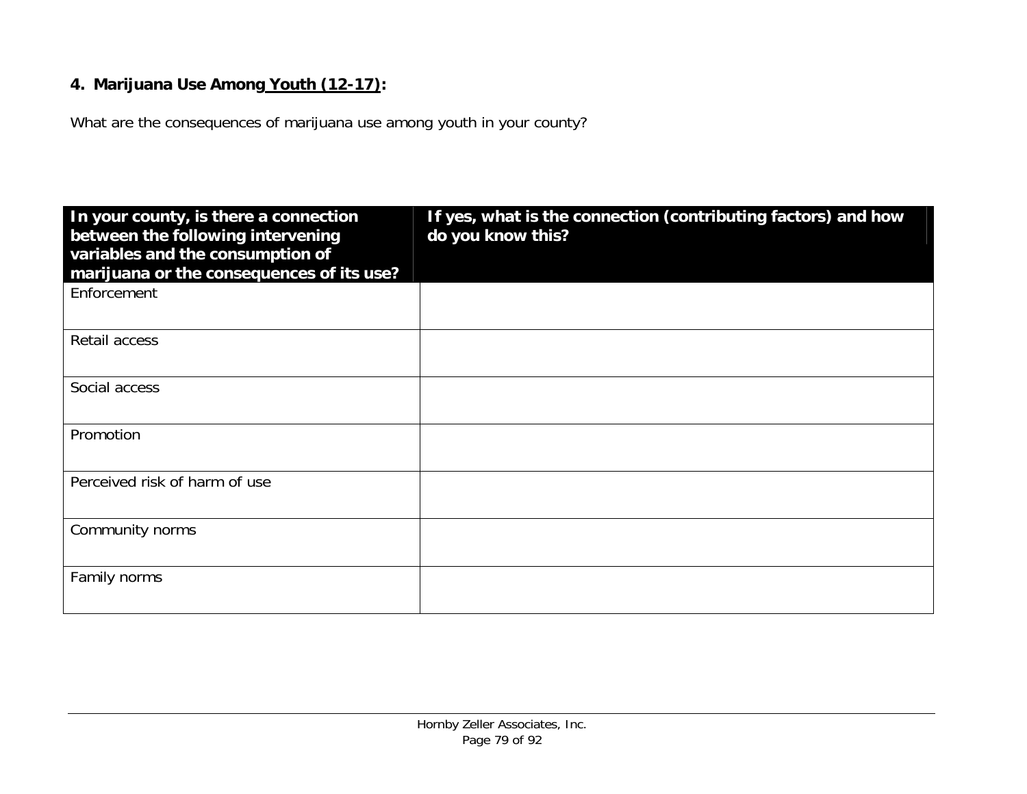### 4. Marijuana Use Among <u>Youth (12-17)</u>:

What are the consequences of marijuana use among youth in your county?

| In your county, is there a connection between the following intervening variables and the consumption of marijuana or the consequences of its use? | If yes, what is the connection (contributing factors) and how do you know this? |
|---|---|
| Enforcement | |
| Retail access | |
| Social access | |
| Promotion | |
| Perceived risk of harm of use | |
| Community norms | |
| Family norms | |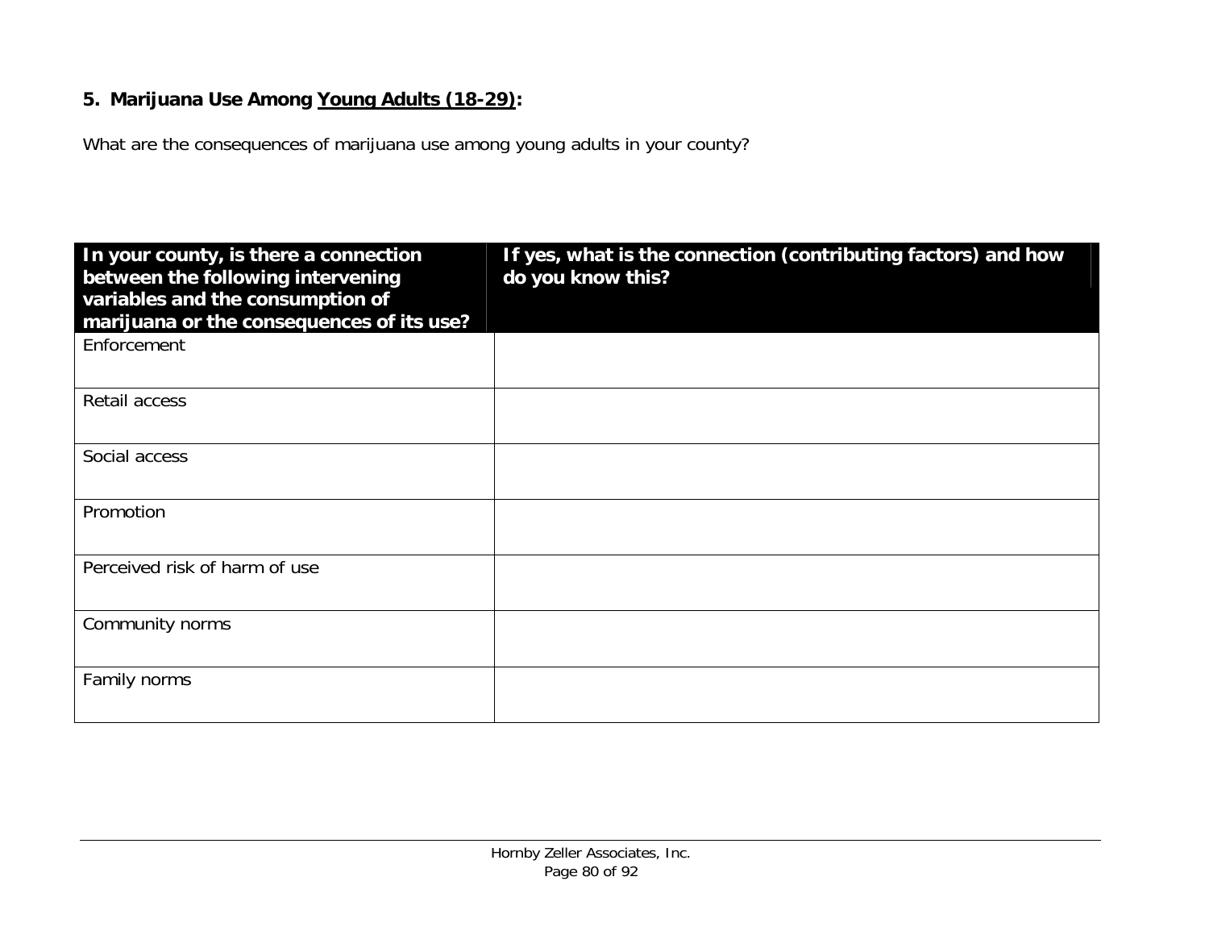## 5. Marijuana Use Among <u>Young Adults (18-29)</u>:

What are the consequences of marijuana use among young adults in your county?

| In your county, is there a connection between the following intervening variables and the consumption of marijuana or the consequences of its use? | If yes, what is the connection (contributing factors) and how do you know this? |
|---|---|
| Enforcement | |
| Retail access | |
| Social access | |
| Promotion | |
| Perceived risk of harm of use | |
| Community norms | |
| Family norms | |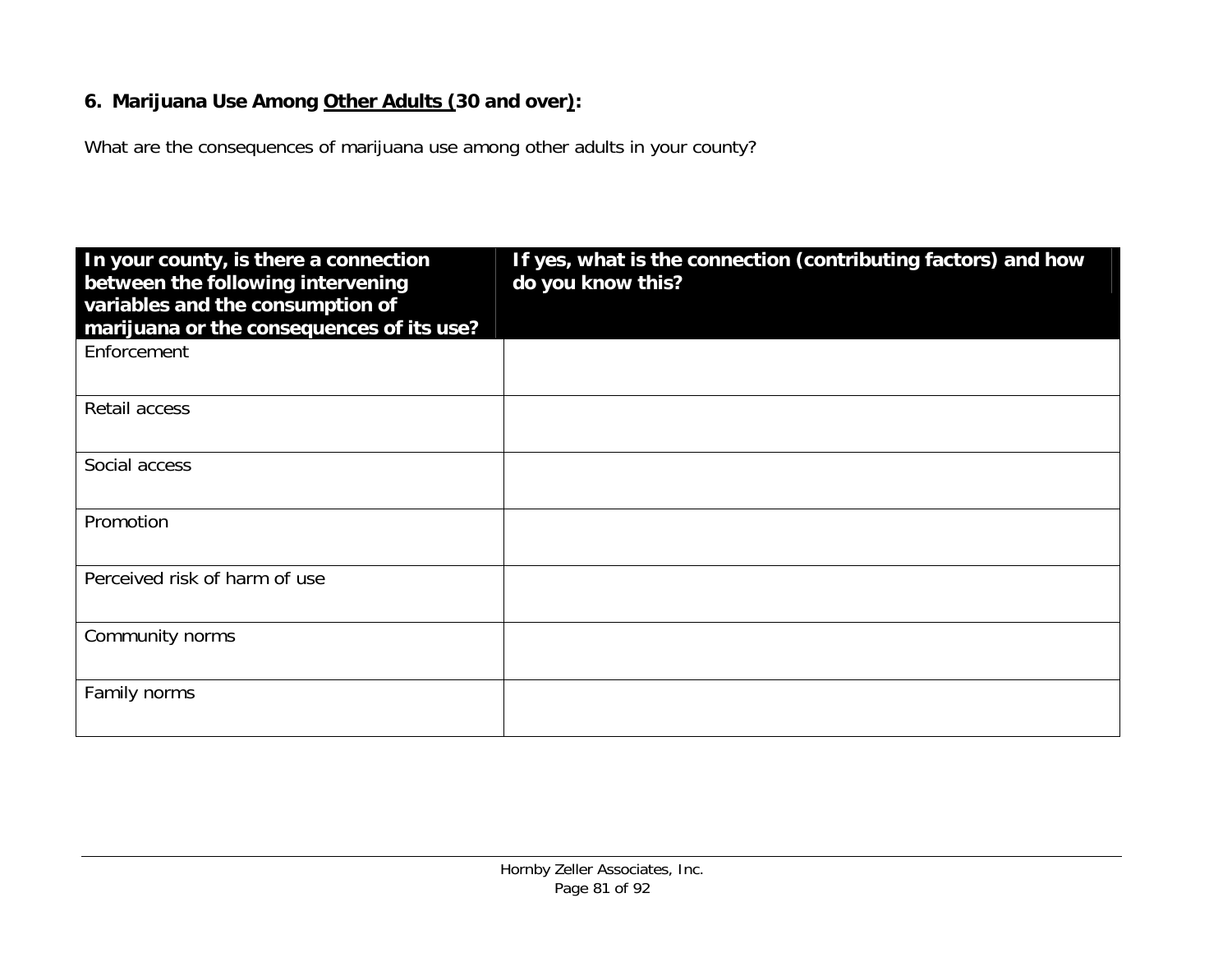### 6. Marijuana Use Among <u>Other Adults (</u>30 and over<u>)</u>:

What are the consequences of marijuana use among other adults in your county?

| In your county, is there a connection between the following intervening variables and the consumption of marijuana or the consequences of its use? | If yes, what is the connection (contributing factors) and how do you know this? |
|---|---|
| Enforcement | |
| Retail access | |
| Social access | |
| Promotion | |
| Perceived risk of harm of use | |
| Community norms | |
| Family norms | |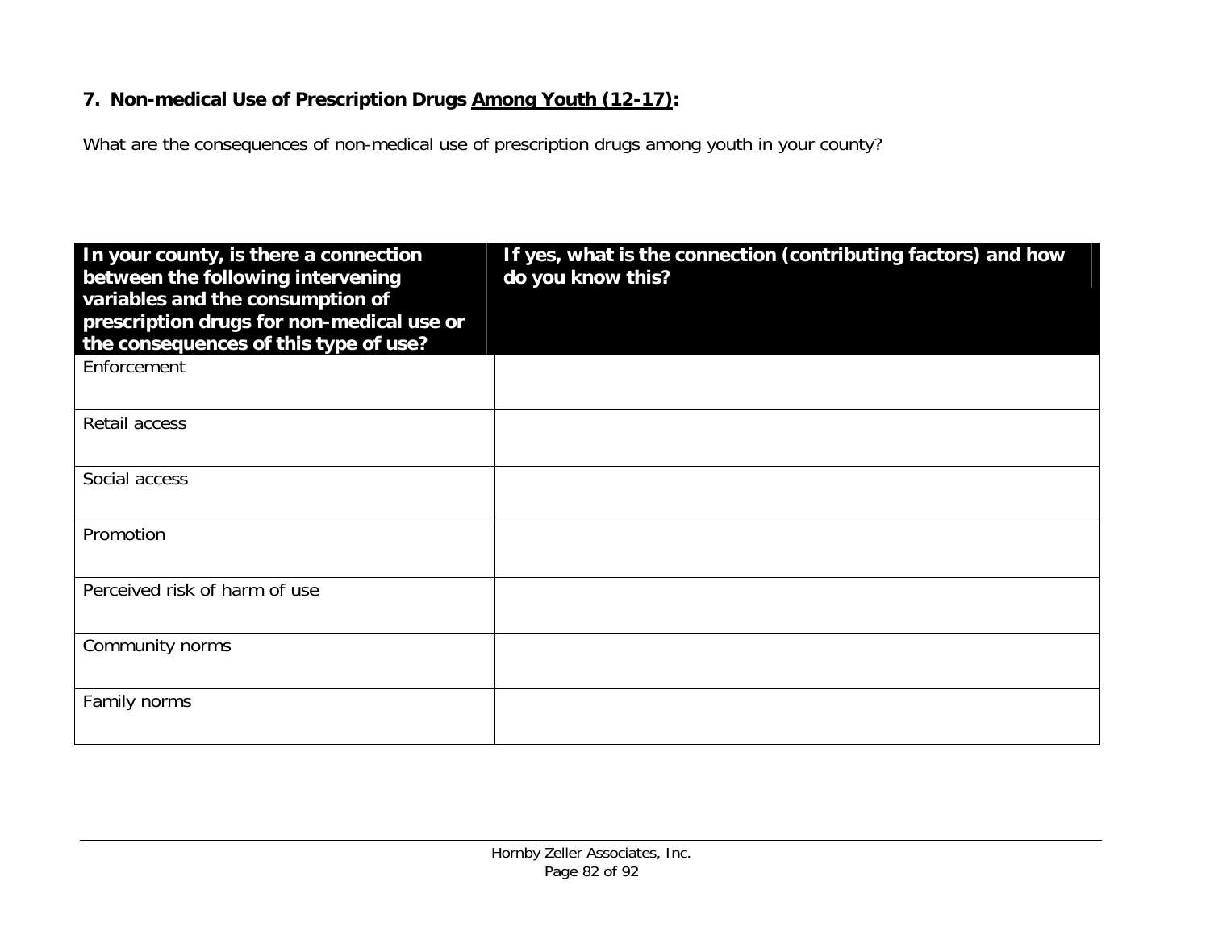### 7. **Non-medical Use of Prescription Drugs <u>Among Youth (12-17)</u>:**

What are the consequences of non-medical use of prescription drugs among youth in your county?

| **In your county, is there a connection between the following intervening variables and the consumption of prescription drugs for non-medical use or the consequences of this type of use?** | **If yes, what is the connection (contributing factors) and how do you know this?** |
|---|---|
| Enforcement | |
| Retail access | |
| Social access | |
| Promotion | |
| Perceived risk of harm of use | |
| Community norms | |
| Family norms | |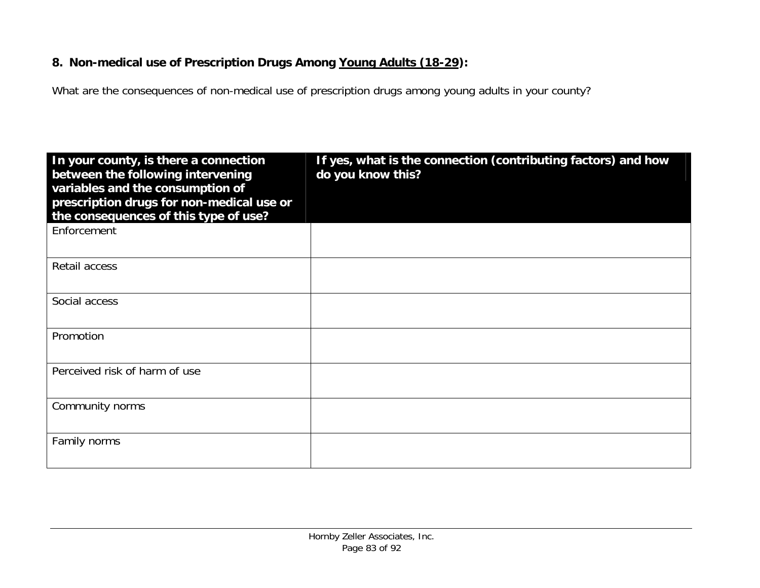### 8. Non-medical use of Prescription Drugs Among <u>Young Adults (18-29)</u>:

What are the consequences of non-medical use of prescription drugs among young adults in your county?

| In your county, is there a connection between the following intervening variables and the consumption of prescription drugs for non-medical use or the consequences of this type of use? | If yes, what is the connection (contributing factors) and how do you know this? |
| --- | --- |
| Enforcement | |
| Retail access | |
| Social access | |
| Promotion | |
| Perceived risk of harm of use | |
| Community norms | |
| Family norms | |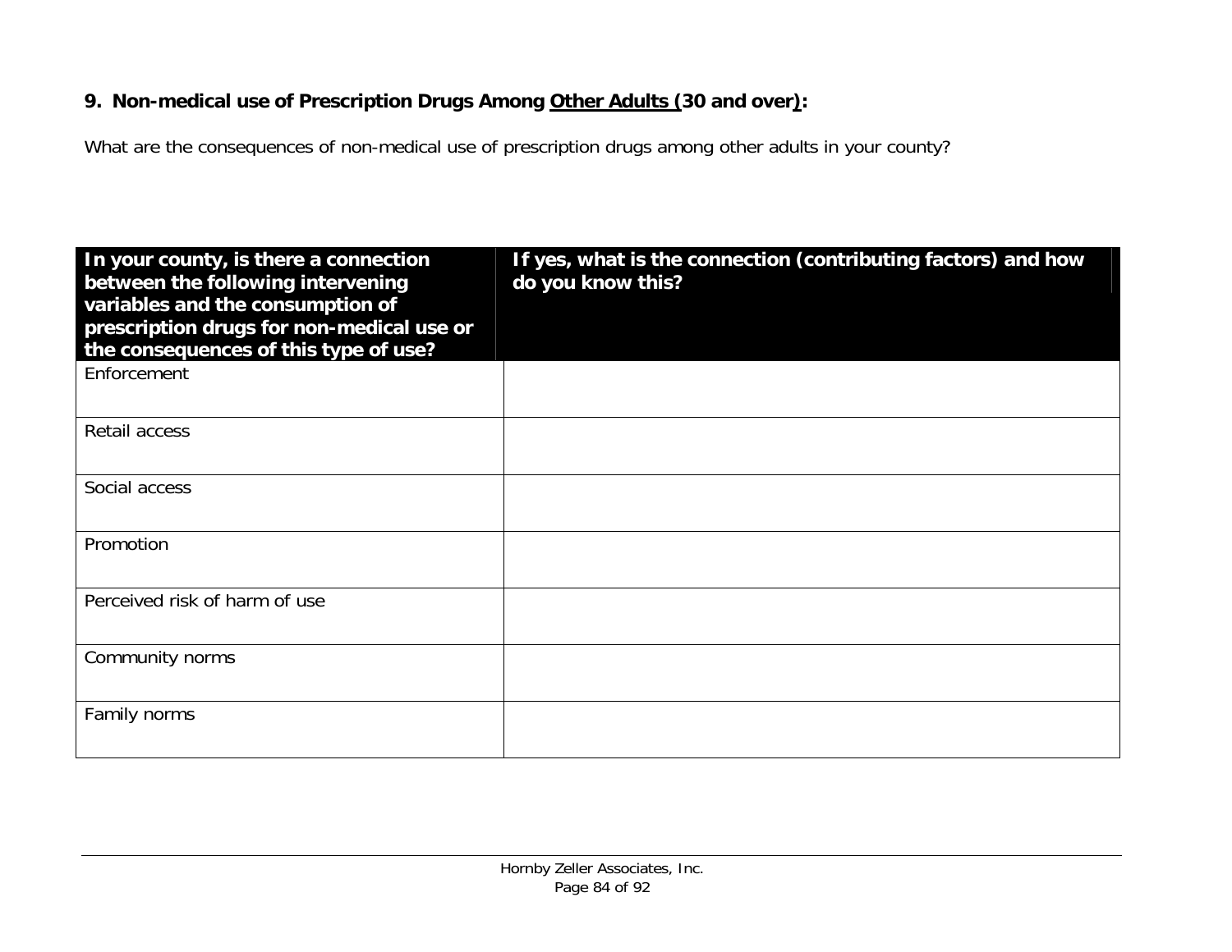**9. Non-medical use of Prescription Drugs Among Other Adults (30 and over):**

What are the consequences of non-medical use of prescription drugs among other adults in your county?

| In your county, is there a connection between the following intervening variables and the consumption of prescription drugs for non-medical use or the consequences of this type of use? | If yes, what is the connection (contributing factors) and how do you know this? |
|---|---|
| Enforcement | |
| Retail access | |
| Social access | |
| Promotion | |
| Perceived risk of harm of use | |
| Community norms | |
| Family norms | |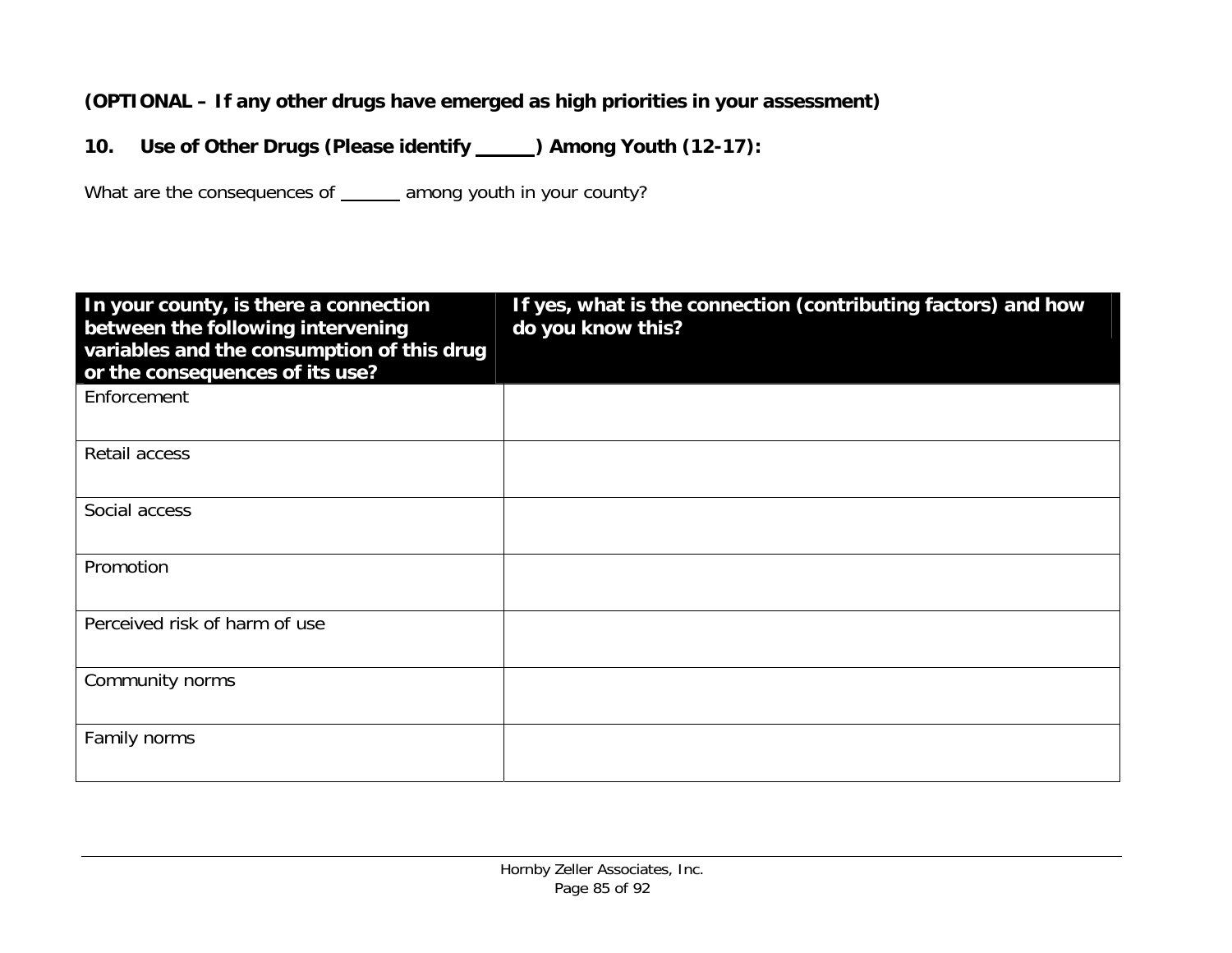**(OPTIONAL – If any other drugs have emerged as high priorities in your assessment)**

**10. Use of Other Drugs (Please identify _____) Among Youth (12-17):**

What are the consequences of ______ among youth in your county?

| In your county, is there a connection between the following intervening variables and the consumption of this drug or the consequences of its use? | If yes, what is the connection (contributing factors) and how do you know this? |
|---|---|
| Enforcement | |
| Retail access | |
| Social access | |
| Promotion | |
| Perceived risk of harm of use | |
| Community norms | |
| Family norms | |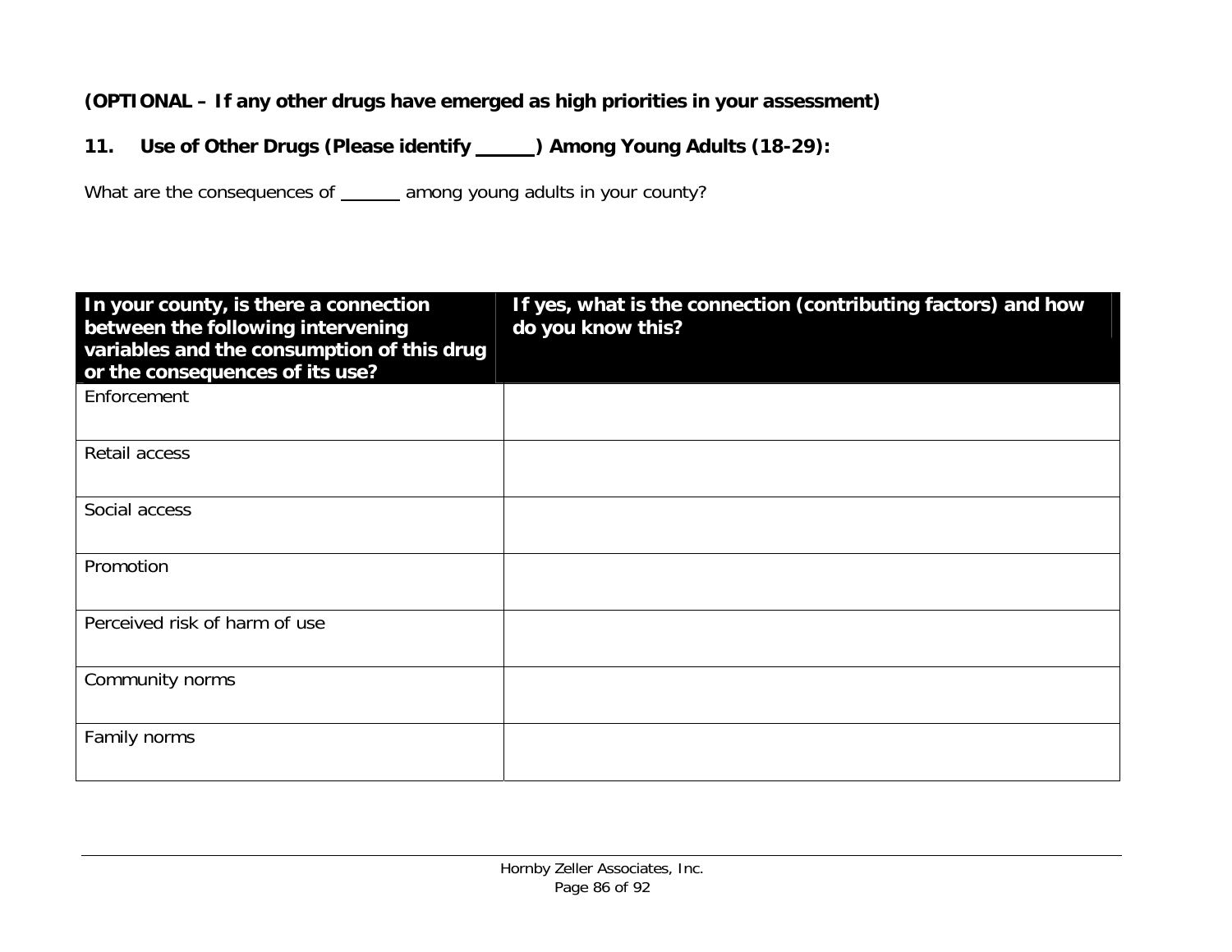**(OPTIONAL – If any other drugs have emerged as high priorities in your assessment)**

## 11. Use of Other Drugs (Please identify _____) Among Young Adults (18-29):

What are the consequences of ______ among young adults in your county?

| In your county, is there a connection between the following intervening variables and the consumption of this drug or the consequences of its use? | If yes, what is the connection (contributing factors) and how do you know this? |
|---|---|
| Enforcement | |
| Retail access | |
| Social access | |
| Promotion | |
| Perceived risk of harm of use | |
| Community norms | |
| Family norms | |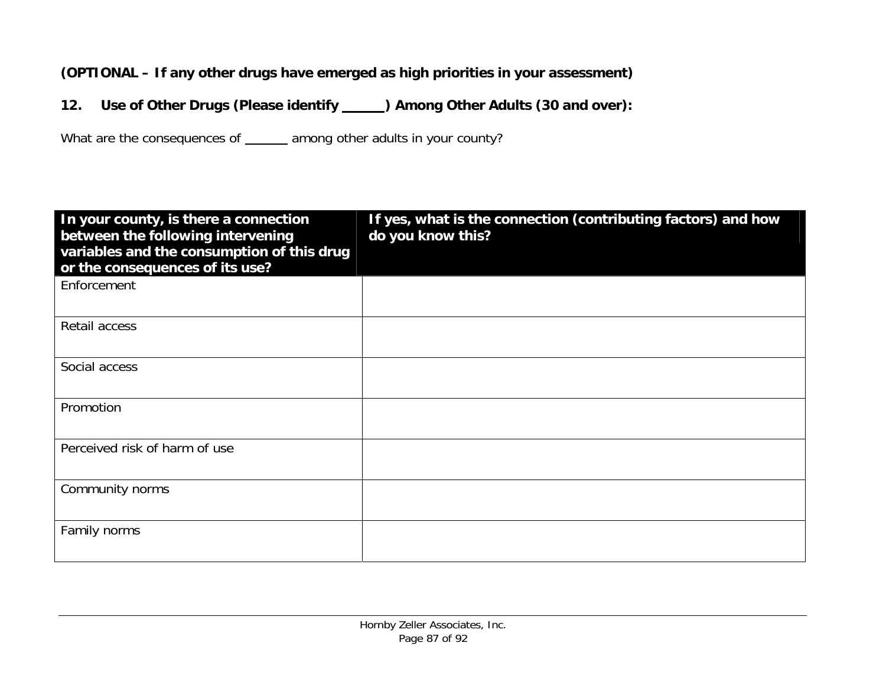**(OPTIONAL – If any other drugs have emerged as high priorities in your assessment)**

**12. Use of Other Drugs (Please identify _____) Among Other Adults (30 and over):**

What are the consequences of ______ among other adults in your county?

| In your county, is there a connection between the following intervening variables and the consumption of this drug or the consequences of its use? | If yes, what is the connection (contributing factors) and how do you know this? |
|---|---|
| Enforcement | |
| Retail access | |
| Social access | |
| Promotion | |
| Perceived risk of harm of use | |
| Community norms | |
| Family norms | |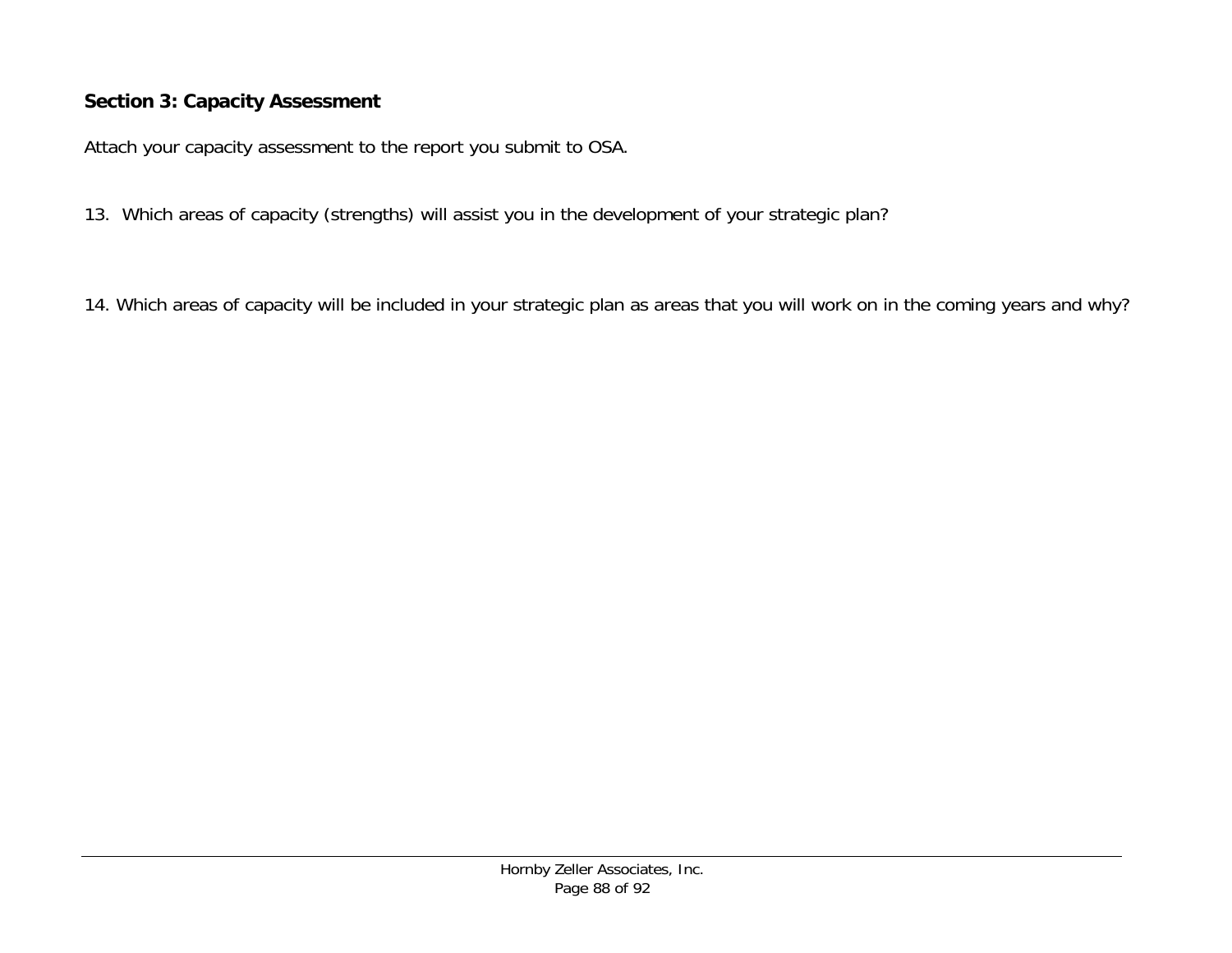## Section 3: Capacity Assessment

Attach your capacity assessment to the report you submit to OSA.

13. Which areas of capacity (strengths) will assist you in the development of your strategic plan?

14. Which areas of capacity will be included in your strategic plan as areas that you will work on in the coming years and why?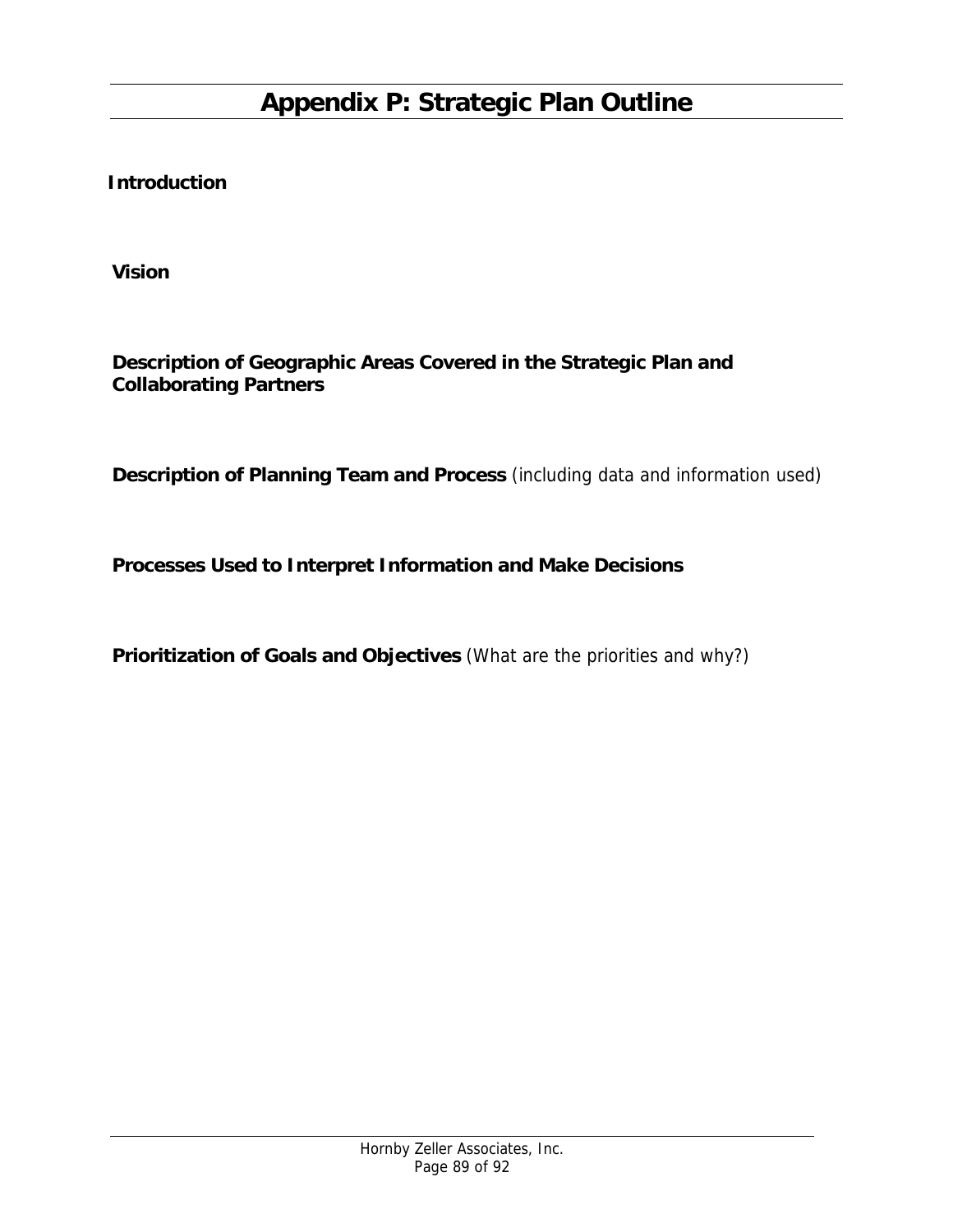# Appendix P: Strategic Plan Outline

**Introduction**

**Vision**

**Description of Geographic Areas Covered in the Strategic Plan and Collaborating Partners**

**Description of Planning Team and Process** (including data and information used)

**Processes Used to Interpret Information and Make Decisions**

**Prioritization of Goals and Objectives** *(What are the priorities and why?)*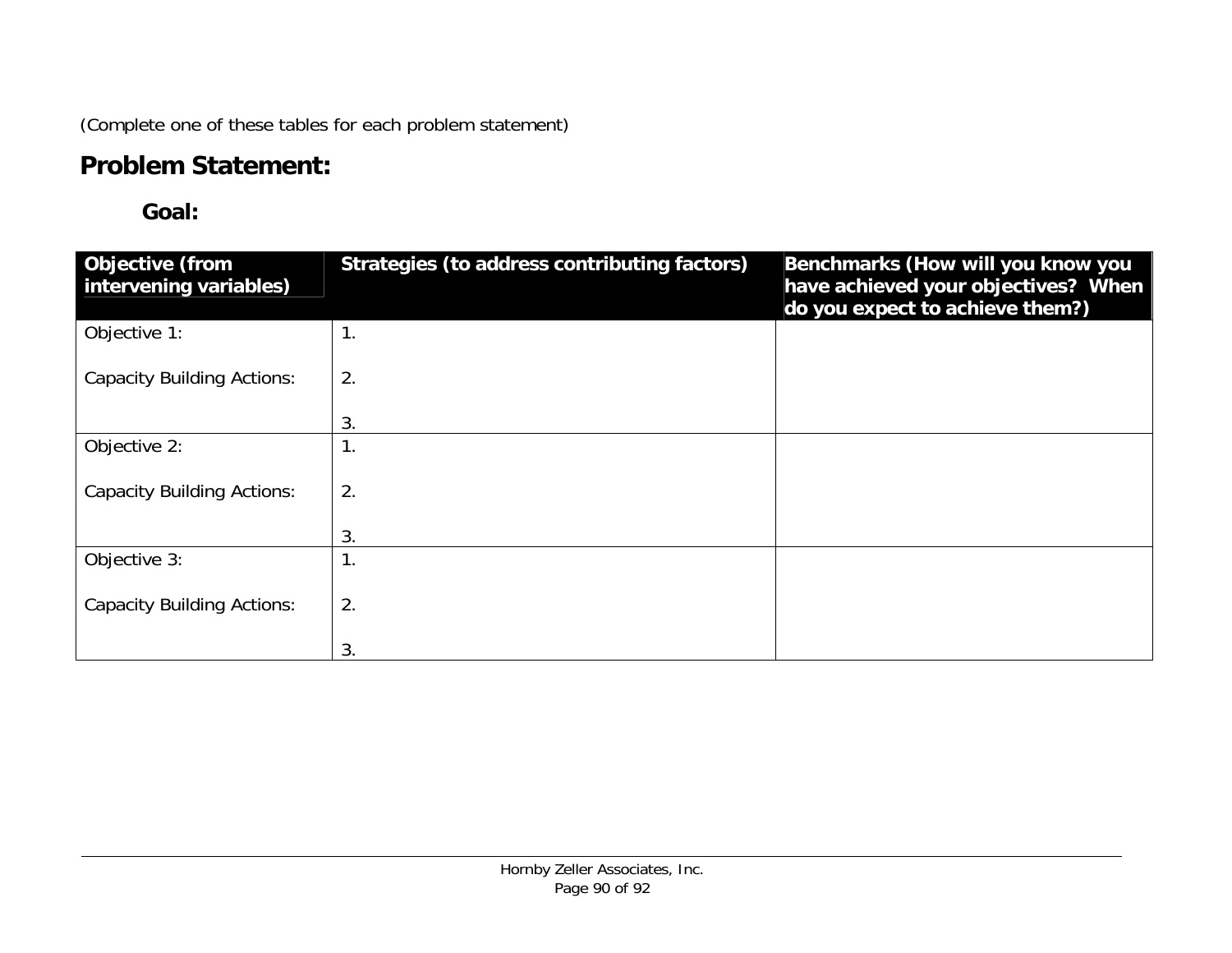(Complete one of these tables for each problem statement)

## Problem Statement:

### Goal:

| Objective (from intervening variables) | Strategies (to address contributing factors) | Benchmarks (How will you know you have achieved your objectives? When do you expect to achieve them?) |
|---|---|---|
| Objective 1:<br><br>Capacity Building Actions: | 1.<br><br>2.<br><br>3. | |
| Objective 2:<br><br>Capacity Building Actions: | 1.<br><br>2.<br><br>3. | |
| Objective 3:<br><br>Capacity Building Actions: | 1.<br><br>2.<br><br>3. | |

Hornby Zeller Associates, Inc.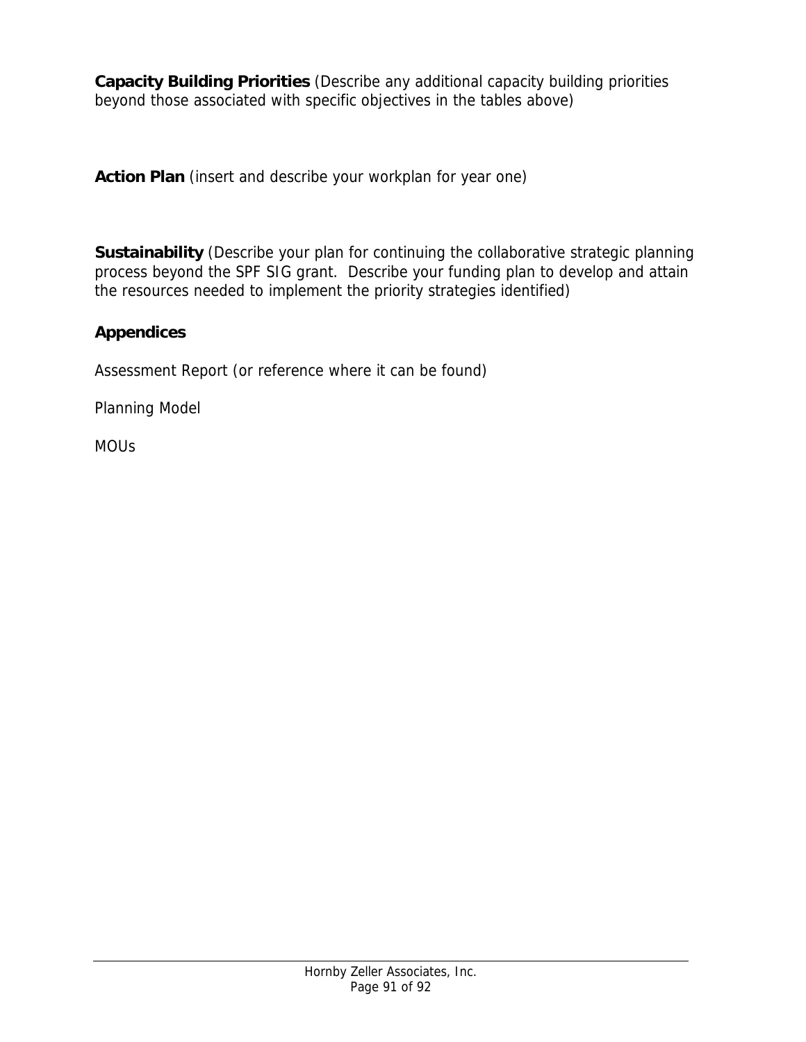**Capacity Building Priorities** (Describe any additional capacity building priorities beyond those associated with specific objectives in the tables above)

**Action Plan** (insert and describe your workplan for year one)

**Sustainability** (Describe your plan for continuing the collaborative strategic planning process beyond the SPF SIG grant. Describe your funding plan to develop and attain the resources needed to implement the priority strategies identified)

**Appendices**

Assessment Report (or reference where it can be found)

Planning Model

MOUs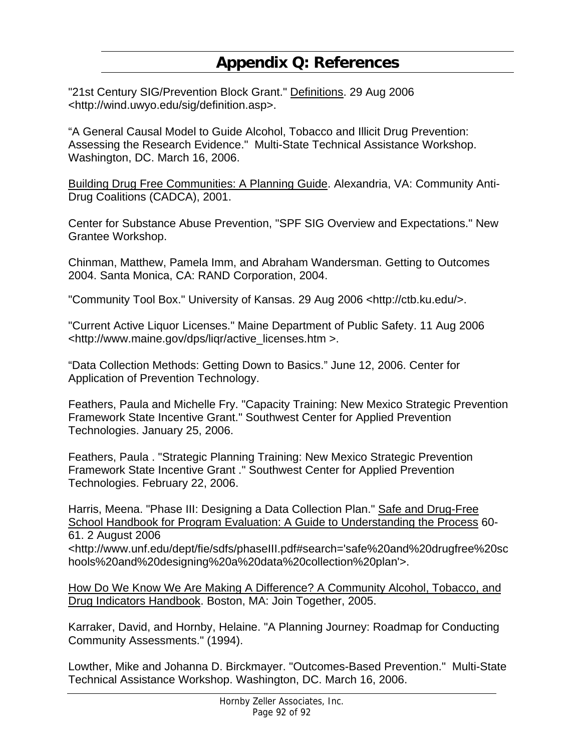# Appendix Q: References

"21st Century SIG/Prevention Block Grant." Definitions. 29 Aug 2006 <http://wind.uwyo.edu/sig/definition.asp>.

"A General Causal Model to Guide Alcohol, Tobacco and Illicit Drug Prevention: Assessing the Research Evidence." Multi-State Technical Assistance Workshop. Washington, DC. March 16, 2006.

Building Drug Free Communities: A Planning Guide. Alexandria, VA: Community Anti-Drug Coalitions (CADCA), 2001.

Center for Substance Abuse Prevention, "SPF SIG Overview and Expectations." New Grantee Workshop.

Chinman, Matthew, Pamela Imm, and Abraham Wandersman. Getting to Outcomes 2004. Santa Monica, CA: RAND Corporation, 2004.

"Community Tool Box." University of Kansas. 29 Aug 2006 <http://ctb.ku.edu/>.

"Current Active Liquor Licenses." Maine Department of Public Safety. 11 Aug 2006 <http://www.maine.gov/dps/liqr/active_licenses.htm >.

"Data Collection Methods: Getting Down to Basics." June 12, 2006. Center for Application of Prevention Technology.

Feathers, Paula and Michelle Fry. "Capacity Training: New Mexico Strategic Prevention Framework State Incentive Grant." Southwest Center for Applied Prevention Technologies. January 25, 2006.

Feathers, Paula . "Strategic Planning Training: New Mexico Strategic Prevention Framework State Incentive Grant ." Southwest Center for Applied Prevention Technologies. February 22, 2006.

Harris, Meena. "Phase III: Designing a Data Collection Plan." Safe and Drug-Free School Handbook for Program Evaluation: A Guide to Understanding the Process 60-61. 2 August 2006 <http://www.unf.edu/dept/fie/sdfs/phaseIII.pdf#search='safe%20and%20drugfree%20schools%20and%20designing%20a%20data%20collection%20plan'>.

How Do We Know We Are Making A Difference? A Community Alcohol, Tobacco, and Drug Indicators Handbook. Boston, MA: Join Together, 2005.

Karraker, David, and Hornby, Helaine. "A Planning Journey: Roadmap for Conducting Community Assessments." (1994).

Lowther, Mike and Johanna D. Birckmayer. "Outcomes-Based Prevention." Multi-State Technical Assistance Workshop. Washington, DC. March 16, 2006.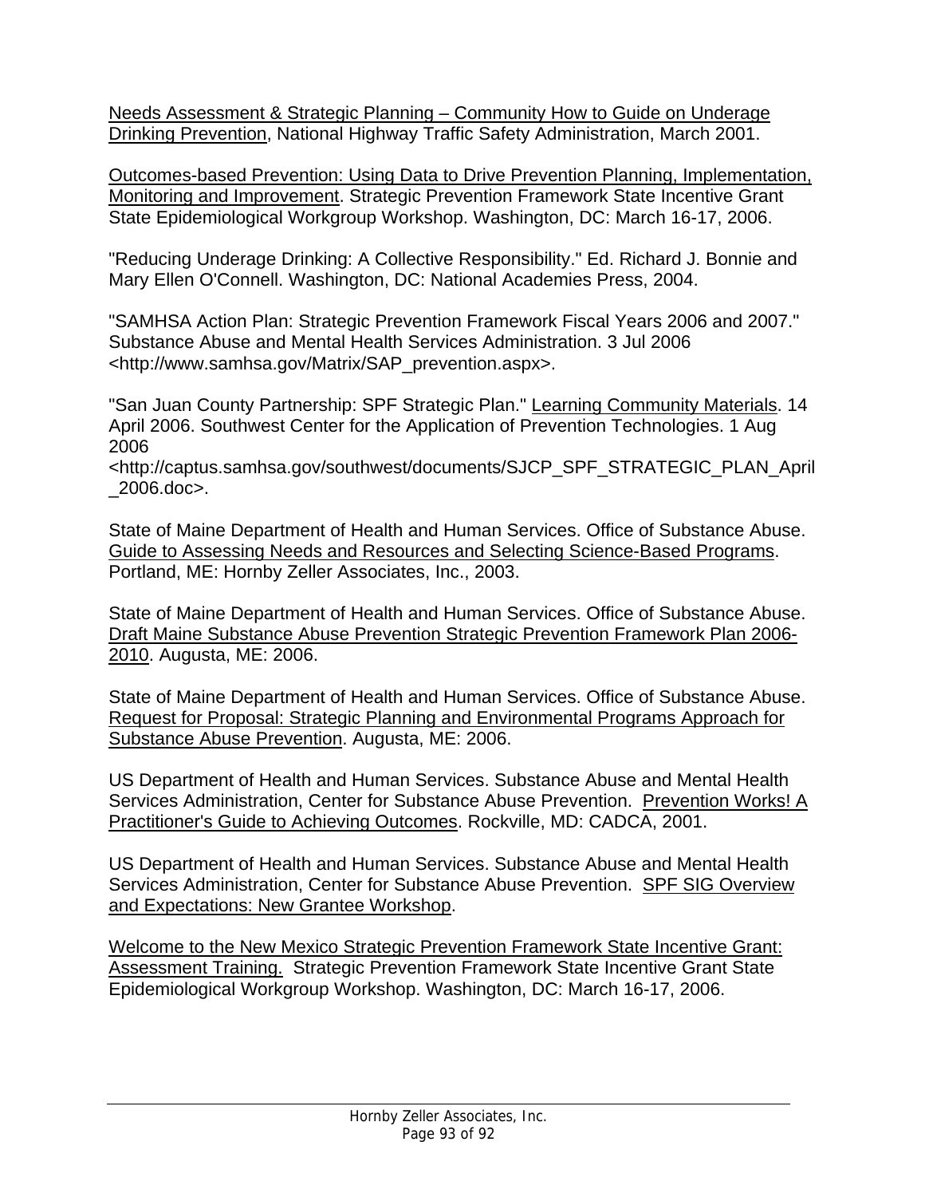Needs Assessment & Strategic Planning – Community How to Guide on Underage Drinking Prevention, National Highway Traffic Safety Administration, March 2001.

Outcomes-based Prevention: Using Data to Drive Prevention Planning, Implementation, Monitoring and Improvement. Strategic Prevention Framework State Incentive Grant State Epidemiological Workgroup Workshop. Washington, DC: March 16-17, 2006.

"Reducing Underage Drinking: A Collective Responsibility." Ed. Richard J. Bonnie and Mary Ellen O'Connell. Washington, DC: National Academies Press, 2004.

"SAMHSA Action Plan: Strategic Prevention Framework Fiscal Years 2006 and 2007." Substance Abuse and Mental Health Services Administration. 3 Jul 2006 <http://www.samhsa.gov/Matrix/SAP_prevention.aspx>.

"San Juan County Partnership: SPF Strategic Plan." Learning Community Materials. 14 April 2006. Southwest Center for the Application of Prevention Technologies. 1 Aug 2006 <http://captus.samhsa.gov/southwest/documents/SJCP_SPF_STRATEGIC_PLAN_April_2006.doc>.

State of Maine Department of Health and Human Services. Office of Substance Abuse. Guide to Assessing Needs and Resources and Selecting Science-Based Programs. Portland, ME: Hornby Zeller Associates, Inc., 2003.

State of Maine Department of Health and Human Services. Office of Substance Abuse. Draft Maine Substance Abuse Prevention Strategic Prevention Framework Plan 2006-2010. Augusta, ME: 2006.

State of Maine Department of Health and Human Services. Office of Substance Abuse. Request for Proposal: Strategic Planning and Environmental Programs Approach for Substance Abuse Prevention. Augusta, ME: 2006.

US Department of Health and Human Services. Substance Abuse and Mental Health Services Administration, Center for Substance Abuse Prevention. Prevention Works! A Practitioner's Guide to Achieving Outcomes. Rockville, MD: CADCA, 2001.

US Department of Health and Human Services. Substance Abuse and Mental Health Services Administration, Center for Substance Abuse Prevention. SPF SIG Overview and Expectations: New Grantee Workshop.

Welcome to the New Mexico Strategic Prevention Framework State Incentive Grant: Assessment Training. Strategic Prevention Framework State Incentive Grant State Epidemiological Workgroup Workshop. Washington, DC: March 16-17, 2006.